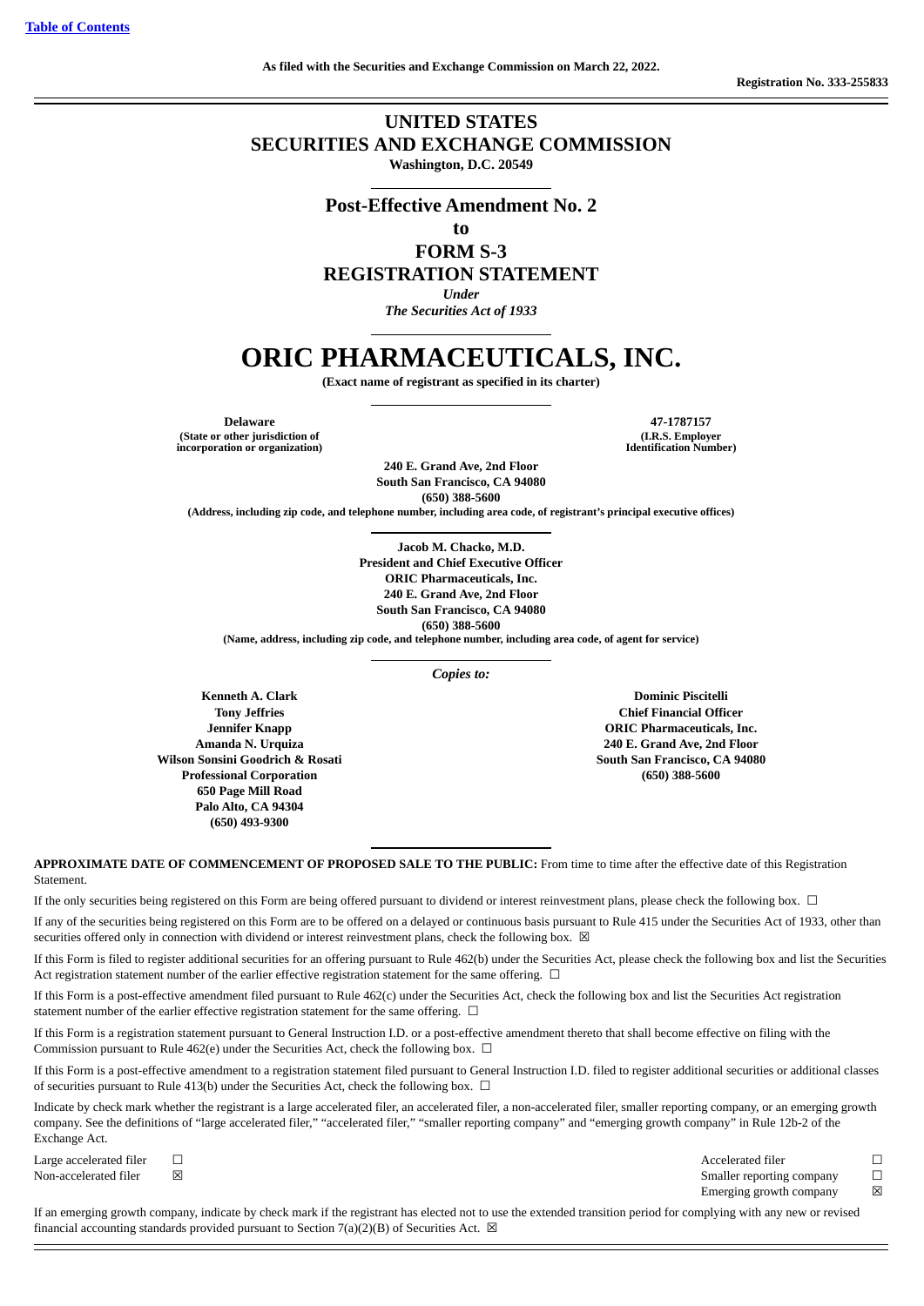Table of Contents

As filed with the Securities and Exchange Commission on March 22, 2022.

Registration No. 333-255833

# UNITED STATES
# SECURITIES AND EXCHANGE COMMISSION

**Washington, D.C. 20549**

## Post-Effective Amendment No. 2
## to
## FORM S-3
## REGISTRATION STATEMENT

*Under*
*The Securities Act of 1933*

# ORIC PHARMACEUTICALS, INC.

**(Exact name of registrant as specified in its charter)**

| **Delaware** | **47-1787157** |
|---|---|
| **(State or other jurisdiction of incorporation or organization)** | **(I.R.S. Employer Identification Number)** |

**240 E. Grand Ave, 2nd Floor**
**South San Francisco, CA 94080**
**(650) 388-5600**
**(Address, including zip code, and telephone number, including area code, of registrant's principal executive offices)**

**Jacob M. Chacko, M.D.**
**President and Chief Executive Officer**
**ORIC Pharmaceuticals, Inc.**
**240 E. Grand Ave, 2nd Floor**
**South San Francisco, CA 94080**
**(650) 388-5600**
**(Name, address, including zip code, and telephone number, including area code, of agent for service)**

*Copies to:*

**Kenneth A. Clark**
**Tony Jeffries**
**Jennifer Knapp**
**Amanda N. Urquiza**
**Wilson Sonsini Goodrich & Rosati**
**Professional Corporation**
**650 Page Mill Road**
**Palo Alto, CA 94304**
**(650) 493-9300**

**Dominic Piscitelli**
**Chief Financial Officer**
**ORIC Pharmaceuticals, Inc.**
**240 E. Grand Ave, 2nd Floor**
**South San Francisco, CA 94080**
**(650) 388-5600**

**APPROXIMATE DATE OF COMMENCEMENT OF PROPOSED SALE TO THE PUBLIC:** From time to time after the effective date of this Registration Statement.

If the only securities being registered on this Form are being offered pursuant to dividend or interest reinvestment plans, please check the following box. ☐

If any of the securities being registered on this Form are to be offered on a delayed or continuous basis pursuant to Rule 415 under the Securities Act of 1933, other than securities offered only in connection with dividend or interest reinvestment plans, check the following box. ☒

If this Form is filed to register additional securities for an offering pursuant to Rule 462(b) under the Securities Act, please check the following box and list the Securities Act registration statement number of the earlier effective registration statement for the same offering. ☐

If this Form is a post-effective amendment filed pursuant to Rule 462(c) under the Securities Act, check the following box and list the Securities Act registration statement number of the earlier effective registration statement for the same offering. ☐

If this Form is a registration statement pursuant to General Instruction I.D. or a post-effective amendment thereto that shall become effective on filing with the Commission pursuant to Rule 462(e) under the Securities Act, check the following box. ☐

If this Form is a post-effective amendment to a registration statement filed pursuant to General Instruction I.D. filed to register additional securities or additional classes of securities pursuant to Rule 413(b) under the Securities Act, check the following box. ☐

Indicate by check mark whether the registrant is a large accelerated filer, an accelerated filer, a non-accelerated filer, smaller reporting company, or an emerging growth company. See the definitions of "large accelerated filer," "accelerated filer," "smaller reporting company" and "emerging growth company" in Rule 12b-2 of the Exchange Act.

| | | | |
|---|---|---|---|
| Large accelerated filer | ☐ | Accelerated filer | ☐ |
| Non-accelerated filer | ☒ | Smaller reporting company | ☐ |
| | | Emerging growth company | ☒ |

If an emerging growth company, indicate by check mark if the registrant has elected not to use the extended transition period for complying with any new or revised financial accounting standards provided pursuant to Section 7(a)(2)(B) of Securities Act. ☒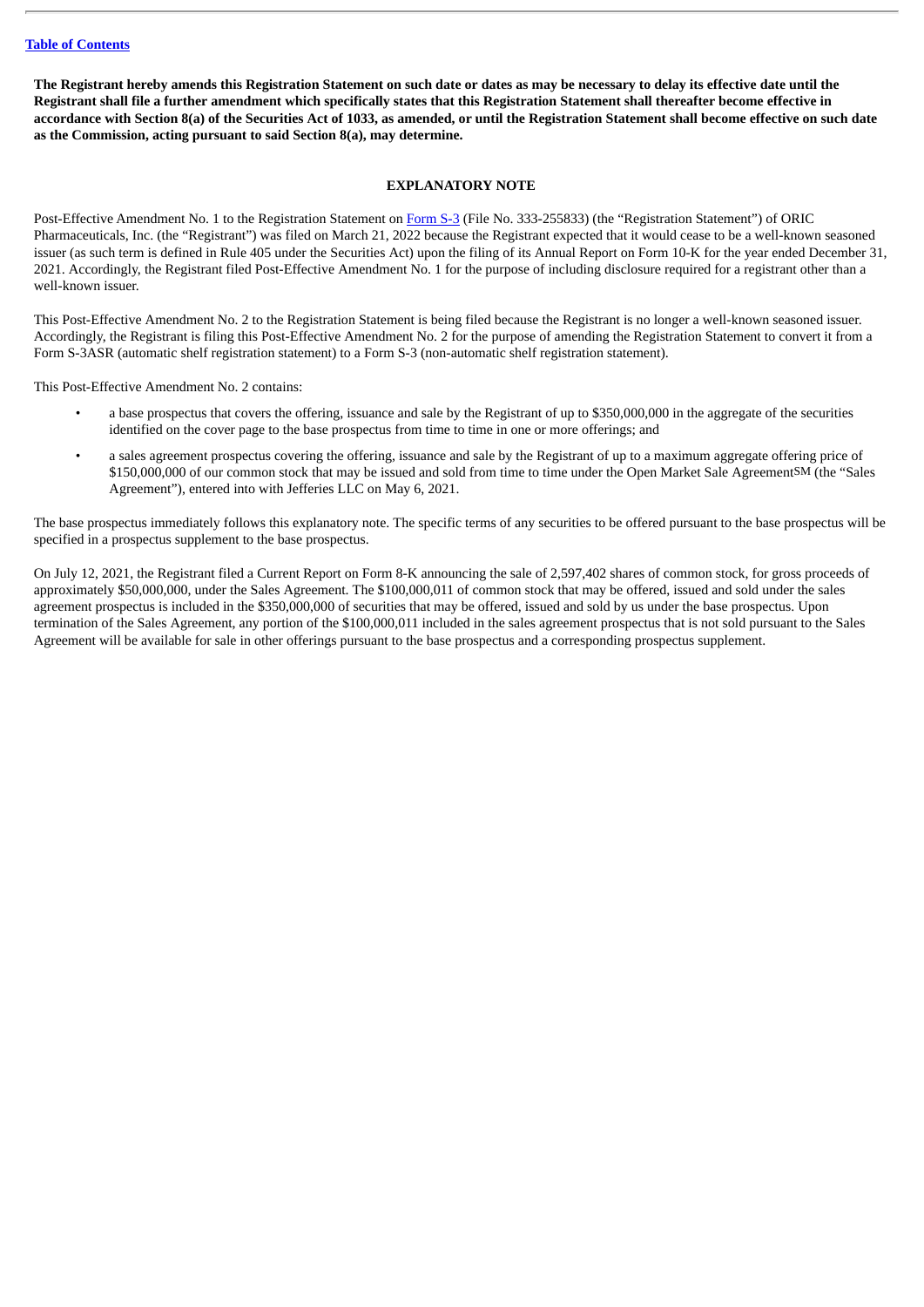[Table of Contents](#)

**The Registrant hereby amends this Registration Statement on such date or dates as may be necessary to delay its effective date until the Registrant shall file a further amendment which specifically states that this Registration Statement shall thereafter become effective in accordance with Section 8(a) of the Securities Act of 1033, as amended, or until the Registration Statement shall become effective on such date as the Commission, acting pursuant to said Section 8(a), may determine.**

**EXPLANATORY NOTE**

Post-Effective Amendment No. 1 to the Registration Statement on Form S-3 (File No. 333-255833) (the "Registration Statement") of ORIC Pharmaceuticals, Inc. (the "Registrant") was filed on March 21, 2022 because the Registrant expected that it would cease to be a well-known seasoned issuer (as such term is defined in Rule 405 under the Securities Act) upon the filing of its Annual Report on Form 10-K for the year ended December 31, 2021. Accordingly, the Registrant filed Post-Effective Amendment No. 1 for the purpose of including disclosure required for a registrant other than a well-known issuer.

This Post-Effective Amendment No. 2 to the Registration Statement is being filed because the Registrant is no longer a well-known seasoned issuer. Accordingly, the Registrant is filing this Post-Effective Amendment No. 2 for the purpose of amending the Registration Statement to convert it from a Form S-3ASR (automatic shelf registration statement) to a Form S-3 (non-automatic shelf registration statement).

This Post-Effective Amendment No. 2 contains:

- a base prospectus that covers the offering, issuance and sale by the Registrant of up to $350,000,000 in the aggregate of the securities identified on the cover page to the base prospectus from time to time in one or more offerings; and
- a sales agreement prospectus covering the offering, issuance and sale by the Registrant of up to a maximum aggregate offering price of $150,000,000 of our common stock that may be issued and sold from time to time under the Open Market Sale Agreement℠ (the "Sales Agreement"), entered into with Jefferies LLC on May 6, 2021.

The base prospectus immediately follows this explanatory note. The specific terms of any securities to be offered pursuant to the base prospectus will be specified in a prospectus supplement to the base prospectus.

On July 12, 2021, the Registrant filed a Current Report on Form 8-K announcing the sale of 2,597,402 shares of common stock, for gross proceeds of approximately $50,000,000, under the Sales Agreement. The $100,000,011 of common stock that may be offered, issued and sold under the sales agreement prospectus is included in the $350,000,000 of securities that may be offered, issued and sold by us under the base prospectus. Upon termination of the Sales Agreement, any portion of the $100,000,011 included in the sales agreement prospectus that is not sold pursuant to the Sales Agreement will be available for sale in other offerings pursuant to the base prospectus and a corresponding prospectus supplement.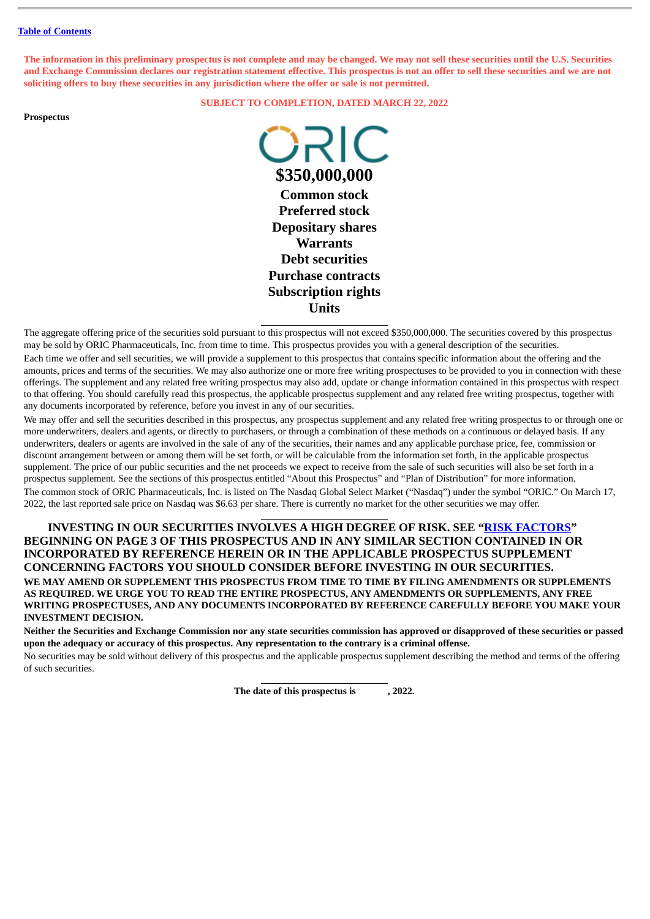[Table of Contents](#)

**The information in this preliminary prospectus is not complete and may be changed. We may not sell these securities until the U.S. Securities and Exchange Commission declares our registration statement effective. This prospectus is not an offer to sell these securities and we are not soliciting offers to buy these securities in any jurisdiction where the offer or sale is not permitted.**

**SUBJECT TO COMPLETION, DATED MARCH 22, 2022**

**Prospectus**

ORIC

# $350,000,000

**Common stock**
**Preferred stock**
**Depositary shares**
**Warrants**
**Debt securities**
**Purchase contracts**
**Subscription rights**
**Units**

---

The aggregate offering price of the securities sold pursuant to this prospectus will not exceed $350,000,000. The securities covered by this prospectus may be sold by ORIC Pharmaceuticals, Inc. from time to time. This prospectus provides you with a general description of the securities.

Each time we offer and sell securities, we will provide a supplement to this prospectus that contains specific information about the offering and the amounts, prices and terms of the securities. We may also authorize one or more free writing prospectuses to be provided to you in connection with these offerings. The supplement and any related free writing prospectus may also add, update or change information contained in this prospectus with respect to that offering. You should carefully read this prospectus, the applicable prospectus supplement and any related free writing prospectus, together with any documents incorporated by reference, before you invest in any of our securities.

We may offer and sell the securities described in this prospectus, any prospectus supplement and any related free writing prospectus to or through one or more underwriters, dealers and agents, or directly to purchasers, or through a combination of these methods on a continuous or delayed basis. If any underwriters, dealers or agents are involved in the sale of any of the securities, their names and any applicable purchase price, fee, commission or discount arrangement between or among them will be set forth, or will be calculable from the information set forth, in the applicable prospectus supplement. The price of our public securities and the net proceeds we expect to receive from the sale of such securities will also be set forth in a prospectus supplement. See the sections of this prospectus entitled "About this Prospectus" and "Plan of Distribution" for more information.

The common stock of ORIC Pharmaceuticals, Inc. is listed on The Nasdaq Global Select Market ("Nasdaq") under the symbol "ORIC." On March 17, 2022, the last reported sale price on Nasdaq was $6.63 per share. There is currently no market for the other securities we may offer.

---

**INVESTING IN OUR SECURITIES INVOLVES A HIGH DEGREE OF RISK. SEE "[RISK FACTORS](#)" BEGINNING ON PAGE 3 OF THIS PROSPECTUS AND IN ANY SIMILAR SECTION CONTAINED IN OR INCORPORATED BY REFERENCE HEREIN OR IN THE APPLICABLE PROSPECTUS SUPPLEMENT CONCERNING FACTORS YOU SHOULD CONSIDER BEFORE INVESTING IN OUR SECURITIES.**

**WE MAY AMEND OR SUPPLEMENT THIS PROSPECTUS FROM TIME TO TIME BY FILING AMENDMENTS OR SUPPLEMENTS AS REQUIRED. WE URGE YOU TO READ THE ENTIRE PROSPECTUS, ANY AMENDMENTS OR SUPPLEMENTS, ANY FREE WRITING PROSPECTUSES, AND ANY DOCUMENTS INCORPORATED BY REFERENCE CAREFULLY BEFORE YOU MAKE YOUR INVESTMENT DECISION.**

**Neither the Securities and Exchange Commission nor any state securities commission has approved or disapproved of these securities or passed upon the adequacy or accuracy of this prospectus. Any representation to the contrary is a criminal offense.**

No securities may be sold without delivery of this prospectus and the applicable prospectus supplement describing the method and terms of the offering of such securities.

---

**The date of this prospectus is , 2022.**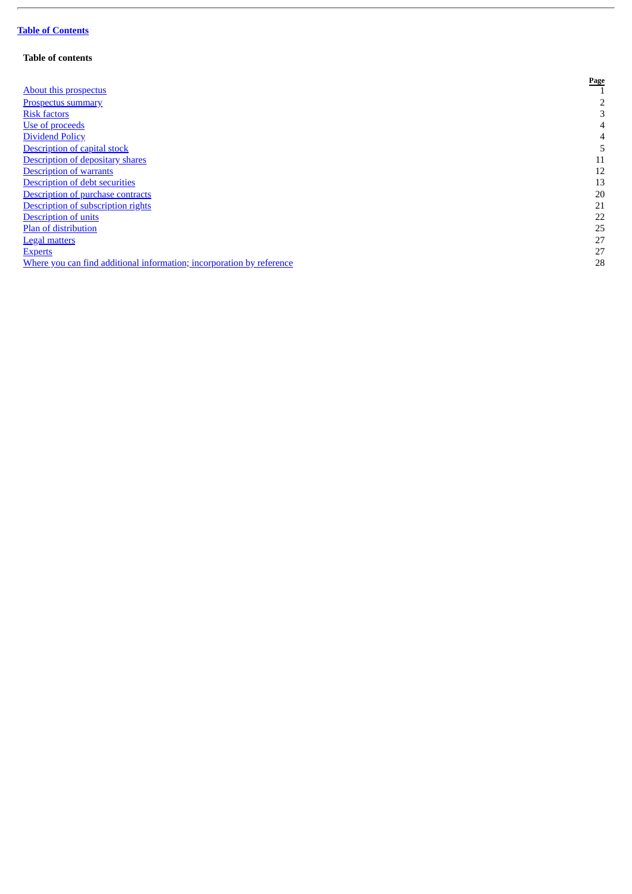**Table of Contents**

### Table of contents

| | Page |
|---|---|
| About this prospectus | 1 |
| Prospectus summary | 2 |
| Risk factors | 3 |
| Use of proceeds | 4 |
| Dividend Policy | 4 |
| Description of capital stock | 5 |
| Description of depositary shares | 11 |
| Description of warrants | 12 |
| Description of debt securities | 13 |
| Description of purchase contracts | 20 |
| Description of subscription rights | 21 |
| Description of units | 22 |
| Plan of distribution | 25 |
| Legal matters | 27 |
| Experts | 27 |
| Where you can find additional information; incorporation by reference | 28 |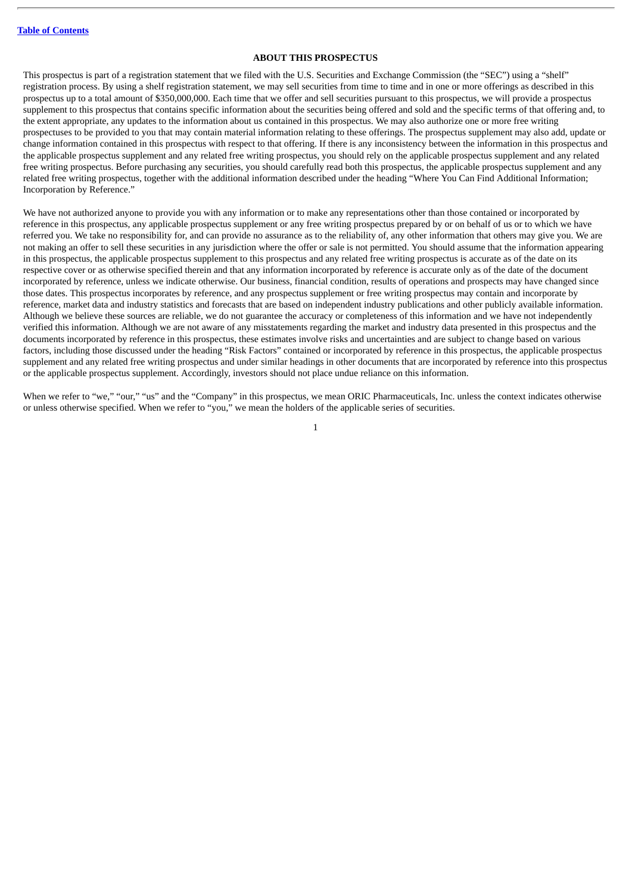## ABOUT THIS PROSPECTUS

This prospectus is part of a registration statement that we filed with the U.S. Securities and Exchange Commission (the "SEC") using a "shelf" registration process. By using a shelf registration statement, we may sell securities from time to time and in one or more offerings as described in this prospectus up to a total amount of $350,000,000. Each time that we offer and sell securities pursuant to this prospectus, we will provide a prospectus supplement to this prospectus that contains specific information about the securities being offered and sold and the specific terms of that offering and, to the extent appropriate, any updates to the information about us contained in this prospectus. We may also authorize one or more free writing prospectuses to be provided to you that may contain material information relating to these offerings. The prospectus supplement may also add, update or change information contained in this prospectus with respect to that offering. If there is any inconsistency between the information in this prospectus and the applicable prospectus supplement and any related free writing prospectus, you should rely on the applicable prospectus supplement and any related free writing prospectus. Before purchasing any securities, you should carefully read both this prospectus, the applicable prospectus supplement and any related free writing prospectus, together with the additional information described under the heading "Where You Can Find Additional Information; Incorporation by Reference."

We have not authorized anyone to provide you with any information or to make any representations other than those contained or incorporated by reference in this prospectus, any applicable prospectus supplement or any free writing prospectus prepared by or on behalf of us or to which we have referred you. We take no responsibility for, and can provide no assurance as to the reliability of, any other information that others may give you. We are not making an offer to sell these securities in any jurisdiction where the offer or sale is not permitted. You should assume that the information appearing in this prospectus, the applicable prospectus supplement to this prospectus and any related free writing prospectus is accurate as of the date on its respective cover or as otherwise specified therein and that any information incorporated by reference is accurate only as of the date of the document incorporated by reference, unless we indicate otherwise. Our business, financial condition, results of operations and prospects may have changed since those dates. This prospectus incorporates by reference, and any prospectus supplement or free writing prospectus may contain and incorporate by reference, market data and industry statistics and forecasts that are based on independent industry publications and other publicly available information. Although we believe these sources are reliable, we do not guarantee the accuracy or completeness of this information and we have not independently verified this information. Although we are not aware of any misstatements regarding the market and industry data presented in this prospectus and the documents incorporated by reference in this prospectus, these estimates involve risks and uncertainties and are subject to change based on various factors, including those discussed under the heading "Risk Factors" contained or incorporated by reference in this prospectus, the applicable prospectus supplement and any related free writing prospectus and under similar headings in other documents that are incorporated by reference into this prospectus or the applicable prospectus supplement. Accordingly, investors should not place undue reliance on this information.

When we refer to "we," "our," "us" and the "Company" in this prospectus, we mean ORIC Pharmaceuticals, Inc. unless the context indicates otherwise or unless otherwise specified. When we refer to "you," we mean the holders of the applicable series of securities.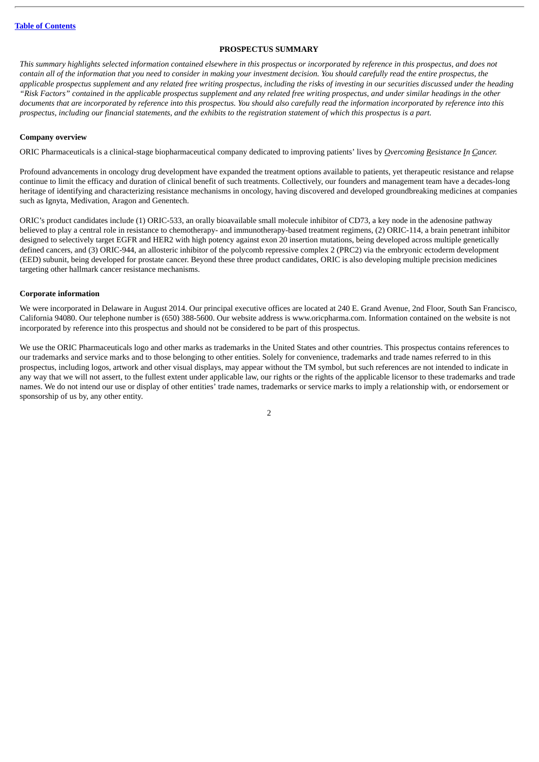## PROSPECTUS SUMMARY

*This summary highlights selected information contained elsewhere in this prospectus or incorporated by reference in this prospectus, and does not contain all of the information that you need to consider in making your investment decision. You should carefully read the entire prospectus, the applicable prospectus supplement and any related free writing prospectus, including the risks of investing in our securities discussed under the heading "Risk Factors" contained in the applicable prospectus supplement and any related free writing prospectus, and under similar headings in the other documents that are incorporated by reference into this prospectus. You should also carefully read the information incorporated by reference into this prospectus, including our financial statements, and the exhibits to the registration statement of which this prospectus is a part.*

**Company overview**

ORIC Pharmaceuticals is a clinical-stage biopharmaceutical company dedicated to improving patients' lives by *Overcoming Resistance In Cancer.*

Profound advancements in oncology drug development have expanded the treatment options available to patients, yet therapeutic resistance and relapse continue to limit the efficacy and duration of clinical benefit of such treatments. Collectively, our founders and management team have a decades-long heritage of identifying and characterizing resistance mechanisms in oncology, having discovered and developed groundbreaking medicines at companies such as Ignyta, Medivation, Aragon and Genentech.

ORIC's product candidates include (1) ORIC-533, an orally bioavailable small molecule inhibitor of CD73, a key node in the adenosine pathway believed to play a central role in resistance to chemotherapy- and immunotherapy-based treatment regimens, (2) ORIC-114, a brain penetrant inhibitor designed to selectively target EGFR and HER2 with high potency against exon 20 insertion mutations, being developed across multiple genetically defined cancers, and (3) ORIC-944, an allosteric inhibitor of the polycomb repressive complex 2 (PRC2) via the embryonic ectoderm development (EED) subunit, being developed for prostate cancer. Beyond these three product candidates, ORIC is also developing multiple precision medicines targeting other hallmark cancer resistance mechanisms.

**Corporate information**

We were incorporated in Delaware in August 2014. Our principal executive offices are located at 240 E. Grand Avenue, 2nd Floor, South San Francisco, California 94080. Our telephone number is (650) 388-5600. Our website address is www.oricpharma.com. Information contained on the website is not incorporated by reference into this prospectus and should not be considered to be part of this prospectus.

We use the ORIC Pharmaceuticals logo and other marks as trademarks in the United States and other countries. This prospectus contains references to our trademarks and service marks and to those belonging to other entities. Solely for convenience, trademarks and trade names referred to in this prospectus, including logos, artwork and other visual displays, may appear without the TM symbol, but such references are not intended to indicate in any way that we will not assert, to the fullest extent under applicable law, our rights or the rights of the applicable licensor to these trademarks and trade names. We do not intend our use or display of other entities' trade names, trademarks or service marks to imply a relationship with, or endorsement or sponsorship of us by, any other entity.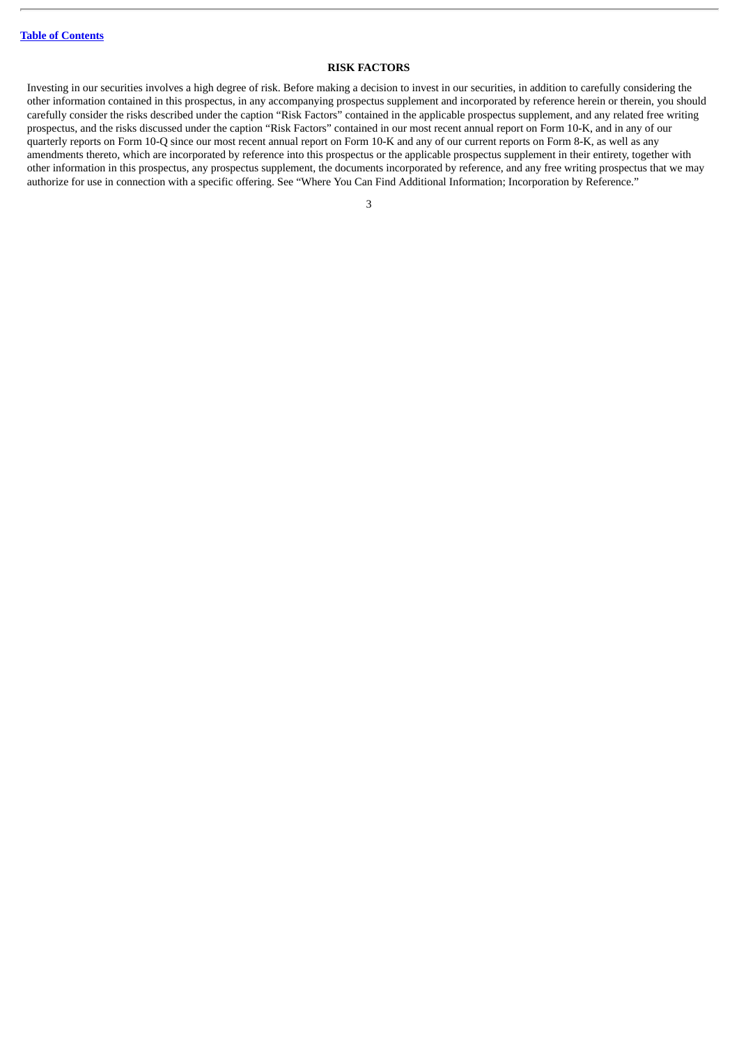## RISK FACTORS

Investing in our securities involves a high degree of risk. Before making a decision to invest in our securities, in addition to carefully considering the other information contained in this prospectus, in any accompanying prospectus supplement and incorporated by reference herein or therein, you should carefully consider the risks described under the caption "Risk Factors" contained in the applicable prospectus supplement, and any related free writing prospectus, and the risks discussed under the caption "Risk Factors" contained in our most recent annual report on Form 10-K, and in any of our quarterly reports on Form 10-Q since our most recent annual report on Form 10-K and any of our current reports on Form 8-K, as well as any amendments thereto, which are incorporated by reference into this prospectus or the applicable prospectus supplement in their entirety, together with other information in this prospectus, any prospectus supplement, the documents incorporated by reference, and any free writing prospectus that we may authorize for use in connection with a specific offering. See "Where You Can Find Additional Information; Incorporation by Reference."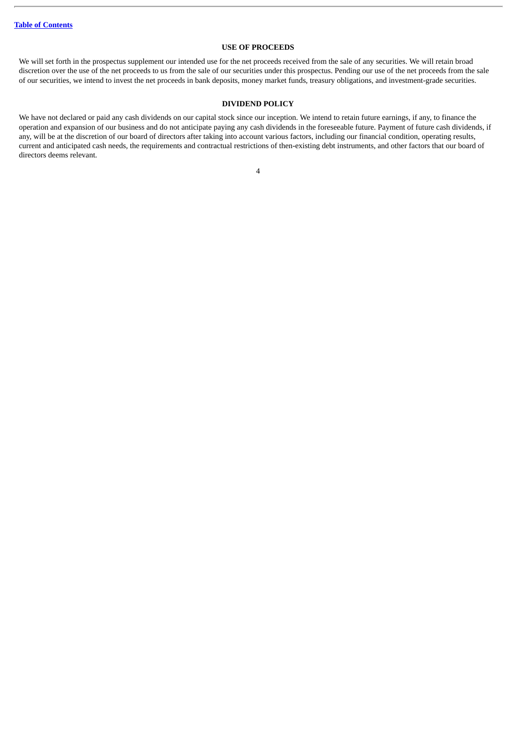## USE OF PROCEEDS

We will set forth in the prospectus supplement our intended use for the net proceeds received from the sale of any securities. We will retain broad discretion over the use of the net proceeds to us from the sale of our securities under this prospectus. Pending our use of the net proceeds from the sale of our securities, we intend to invest the net proceeds in bank deposits, money market funds, treasury obligations, and investment-grade securities.

## DIVIDEND POLICY

We have not declared or paid any cash dividends on our capital stock since our inception. We intend to retain future earnings, if any, to finance the operation and expansion of our business and do not anticipate paying any cash dividends in the foreseeable future. Payment of future cash dividends, if any, will be at the discretion of our board of directors after taking into account various factors, including our financial condition, operating results, current and anticipated cash needs, the requirements and contractual restrictions of then-existing debt instruments, and other factors that our board of directors deems relevant.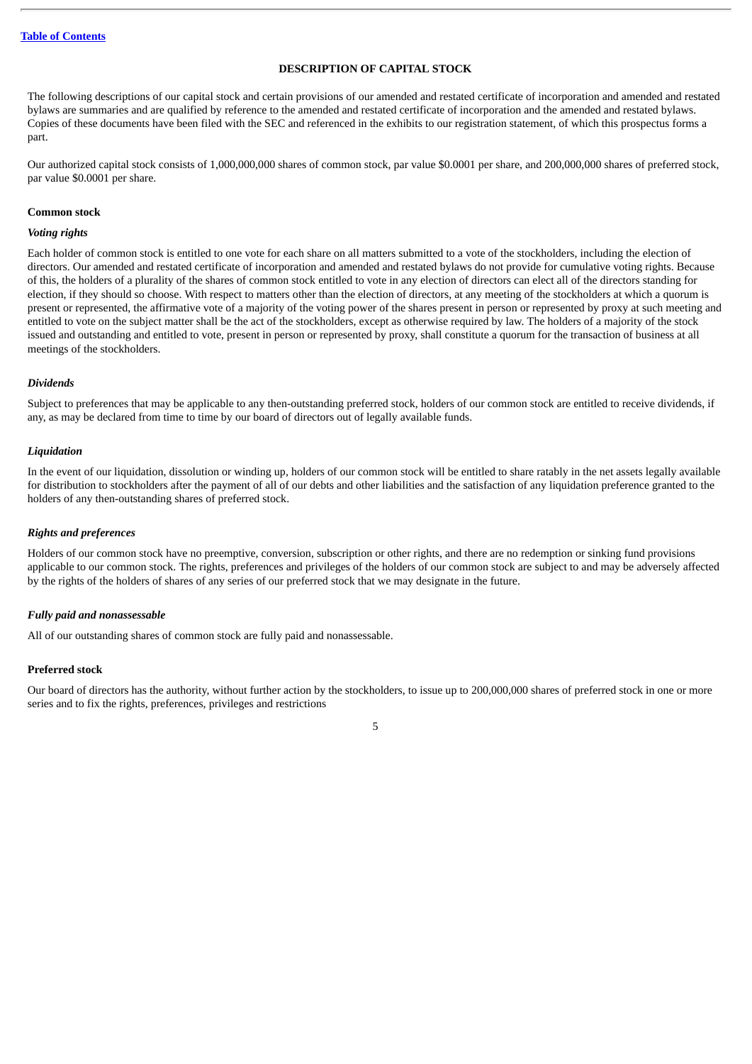## DESCRIPTION OF CAPITAL STOCK

The following descriptions of our capital stock and certain provisions of our amended and restated certificate of incorporation and amended and restated bylaws are summaries and are qualified by reference to the amended and restated certificate of incorporation and the amended and restated bylaws. Copies of these documents have been filed with the SEC and referenced in the exhibits to our registration statement, of which this prospectus forms a part.

Our authorized capital stock consists of 1,000,000,000 shares of common stock, par value $0.0001 per share, and 200,000,000 shares of preferred stock, par value $0.0001 per share.

### Common stock

#### *Voting rights*

Each holder of common stock is entitled to one vote for each share on all matters submitted to a vote of the stockholders, including the election of directors. Our amended and restated certificate of incorporation and amended and restated bylaws do not provide for cumulative voting rights. Because of this, the holders of a plurality of the shares of common stock entitled to vote in any election of directors can elect all of the directors standing for election, if they should so choose. With respect to matters other than the election of directors, at any meeting of the stockholders at which a quorum is present or represented, the affirmative vote of a majority of the voting power of the shares present in person or represented by proxy at such meeting and entitled to vote on the subject matter shall be the act of the stockholders, except as otherwise required by law. The holders of a majority of the stock issued and outstanding and entitled to vote, present in person or represented by proxy, shall constitute a quorum for the transaction of business at all meetings of the stockholders.

#### *Dividends*

Subject to preferences that may be applicable to any then-outstanding preferred stock, holders of our common stock are entitled to receive dividends, if any, as may be declared from time to time by our board of directors out of legally available funds.

#### *Liquidation*

In the event of our liquidation, dissolution or winding up, holders of our common stock will be entitled to share ratably in the net assets legally available for distribution to stockholders after the payment of all of our debts and other liabilities and the satisfaction of any liquidation preference granted to the holders of any then-outstanding shares of preferred stock.

#### *Rights and preferences*

Holders of our common stock have no preemptive, conversion, subscription or other rights, and there are no redemption or sinking fund provisions applicable to our common stock. The rights, preferences and privileges of the holders of our common stock are subject to and may be adversely affected by the rights of the holders of shares of any series of our preferred stock that we may designate in the future.

#### *Fully paid and nonassessable*

All of our outstanding shares of common stock are fully paid and nonassessable.

### Preferred stock

Our board of directors has the authority, without further action by the stockholders, to issue up to 200,000,000 shares of preferred stock in one or more series and to fix the rights, preferences, privileges and restrictions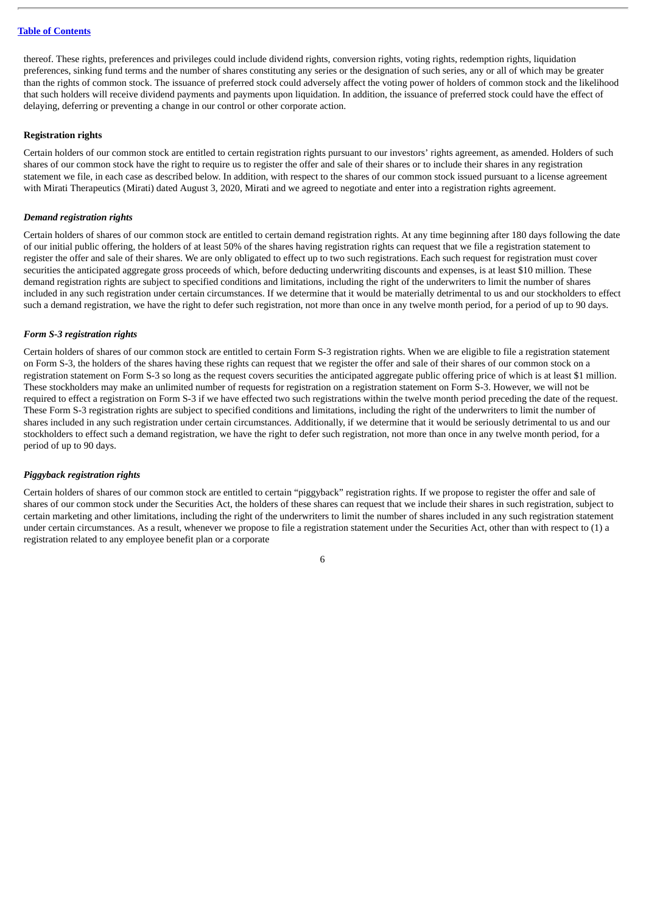thereof. These rights, preferences and privileges could include dividend rights, conversion rights, voting rights, redemption rights, liquidation preferences, sinking fund terms and the number of shares constituting any series or the designation of such series, any or all of which may be greater than the rights of common stock. The issuance of preferred stock could adversely affect the voting power of holders of common stock and the likelihood that such holders will receive dividend payments and payments upon liquidation. In addition, the issuance of preferred stock could have the effect of delaying, deferring or preventing a change in our control or other corporate action.

**Registration rights**

Certain holders of our common stock are entitled to certain registration rights pursuant to our investors' rights agreement, as amended. Holders of such shares of our common stock have the right to require us to register the offer and sale of their shares or to include their shares in any registration statement we file, in each case as described below. In addition, with respect to the shares of our common stock issued pursuant to a license agreement with Mirati Therapeutics (Mirati) dated August 3, 2020, Mirati and we agreed to negotiate and enter into a registration rights agreement.

***Demand registration rights***

Certain holders of shares of our common stock are entitled to certain demand registration rights. At any time beginning after 180 days following the date of our initial public offering, the holders of at least 50% of the shares having registration rights can request that we file a registration statement to register the offer and sale of their shares. We are only obligated to effect up to two such registrations. Each such request for registration must cover securities the anticipated aggregate gross proceeds of which, before deducting underwriting discounts and expenses, is at least $10 million. These demand registration rights are subject to specified conditions and limitations, including the right of the underwriters to limit the number of shares included in any such registration under certain circumstances. If we determine that it would be materially detrimental to us and our stockholders to effect such a demand registration, we have the right to defer such registration, not more than once in any twelve month period, for a period of up to 90 days.

***Form S-3 registration rights***

Certain holders of shares of our common stock are entitled to certain Form S-3 registration rights. When we are eligible to file a registration statement on Form S-3, the holders of the shares having these rights can request that we register the offer and sale of their shares of our common stock on a registration statement on Form S-3 so long as the request covers securities the anticipated aggregate public offering price of which is at least $1 million. These stockholders may make an unlimited number of requests for registration on a registration statement on Form S-3. However, we will not be required to effect a registration on Form S-3 if we have effected two such registrations within the twelve month period preceding the date of the request. These Form S-3 registration rights are subject to specified conditions and limitations, including the right of the underwriters to limit the number of shares included in any such registration under certain circumstances. Additionally, if we determine that it would be seriously detrimental to us and our stockholders to effect such a demand registration, we have the right to defer such registration, not more than once in any twelve month period, for a period of up to 90 days.

***Piggyback registration rights***

Certain holders of shares of our common stock are entitled to certain "piggyback" registration rights. If we propose to register the offer and sale of shares of our common stock under the Securities Act, the holders of these shares can request that we include their shares in such registration, subject to certain marketing and other limitations, including the right of the underwriters to limit the number of shares included in any such registration statement under certain circumstances. As a result, whenever we propose to file a registration statement under the Securities Act, other than with respect to (1) a registration related to any employee benefit plan or a corporate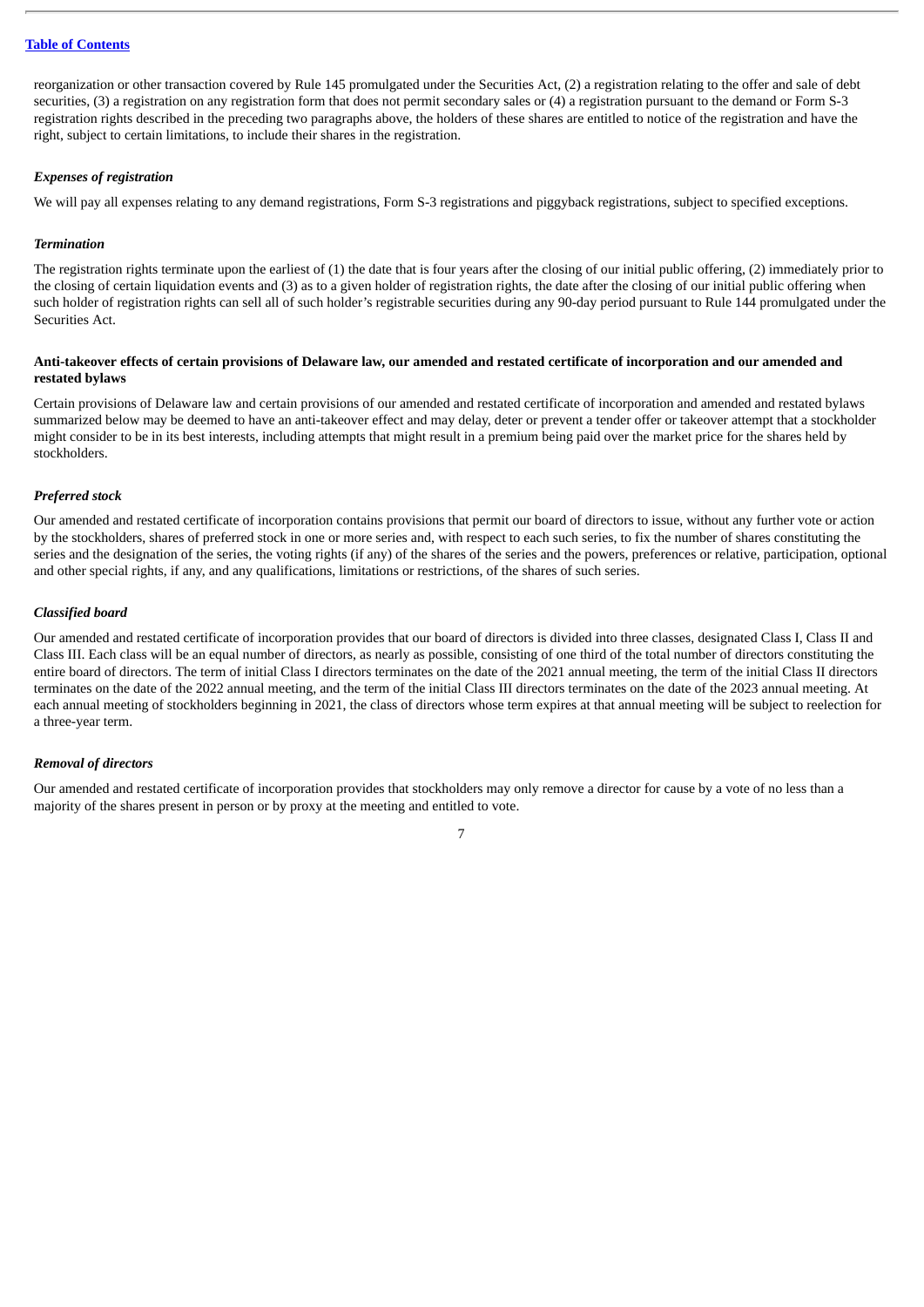reorganization or other transaction covered by Rule 145 promulgated under the Securities Act, (2) a registration relating to the offer and sale of debt securities, (3) a registration on any registration form that does not permit secondary sales or (4) a registration pursuant to the demand or Form S-3 registration rights described in the preceding two paragraphs above, the holders of these shares are entitled to notice of the registration and have the right, subject to certain limitations, to include their shares in the registration.

### *Expenses of registration*

We will pay all expenses relating to any demand registrations, Form S-3 registrations and piggyback registrations, subject to specified exceptions.

### *Termination*

The registration rights terminate upon the earliest of (1) the date that is four years after the closing of our initial public offering, (2) immediately prior to the closing of certain liquidation events and (3) as to a given holder of registration rights, the date after the closing of our initial public offering when such holder of registration rights can sell all of such holder's registrable securities during any 90-day period pursuant to Rule 144 promulgated under the Securities Act.

## Anti-takeover effects of certain provisions of Delaware law, our amended and restated certificate of incorporation and our amended and restated bylaws

Certain provisions of Delaware law and certain provisions of our amended and restated certificate of incorporation and amended and restated bylaws summarized below may be deemed to have an anti-takeover effect and may delay, deter or prevent a tender offer or takeover attempt that a stockholder might consider to be in its best interests, including attempts that might result in a premium being paid over the market price for the shares held by stockholders.

### *Preferred stock*

Our amended and restated certificate of incorporation contains provisions that permit our board of directors to issue, without any further vote or action by the stockholders, shares of preferred stock in one or more series and, with respect to each such series, to fix the number of shares constituting the series and the designation of the series, the voting rights (if any) of the shares of the series and the powers, preferences or relative, participation, optional and other special rights, if any, and any qualifications, limitations or restrictions, of the shares of such series.

### *Classified board*

Our amended and restated certificate of incorporation provides that our board of directors is divided into three classes, designated Class I, Class II and Class III. Each class will be an equal number of directors, as nearly as possible, consisting of one third of the total number of directors constituting the entire board of directors. The term of initial Class I directors terminates on the date of the 2021 annual meeting, the term of the initial Class II directors terminates on the date of the 2022 annual meeting, and the term of the initial Class III directors terminates on the date of the 2023 annual meeting. At each annual meeting of stockholders beginning in 2021, the class of directors whose term expires at that annual meeting will be subject to reelection for a three-year term.

### *Removal of directors*

Our amended and restated certificate of incorporation provides that stockholders may only remove a director for cause by a vote of no less than a majority of the shares present in person or by proxy at the meeting and entitled to vote.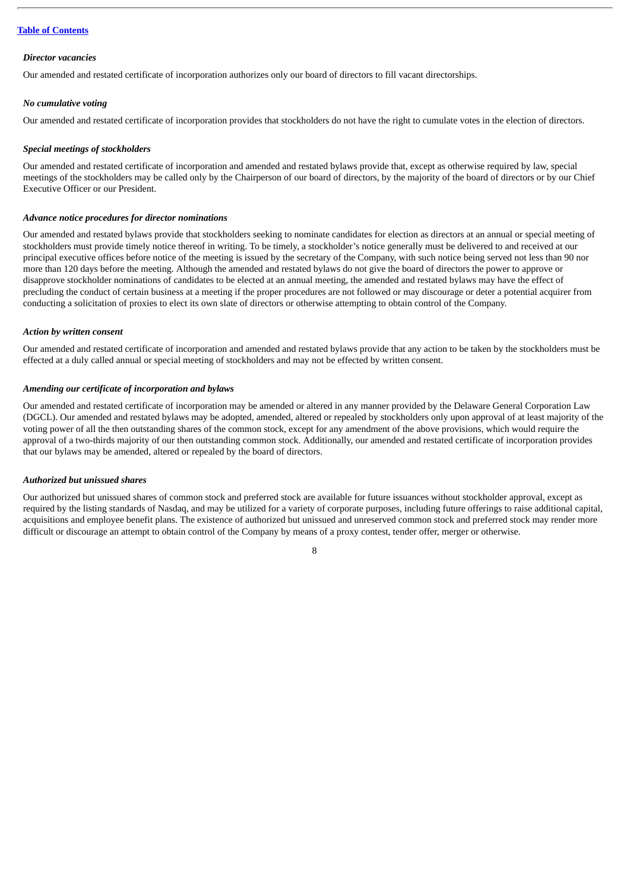*Director vacancies*

Our amended and restated certificate of incorporation authorizes only our board of directors to fill vacant directorships.

*No cumulative voting*

Our amended and restated certificate of incorporation provides that stockholders do not have the right to cumulate votes in the election of directors.

*Special meetings of stockholders*

Our amended and restated certificate of incorporation and amended and restated bylaws provide that, except as otherwise required by law, special meetings of the stockholders may be called only by the Chairperson of our board of directors, by the majority of the board of directors or by our Chief Executive Officer or our President.

*Advance notice procedures for director nominations*

Our amended and restated bylaws provide that stockholders seeking to nominate candidates for election as directors at an annual or special meeting of stockholders must provide timely notice thereof in writing. To be timely, a stockholder's notice generally must be delivered to and received at our principal executive offices before notice of the meeting is issued by the secretary of the Company, with such notice being served not less than 90 nor more than 120 days before the meeting. Although the amended and restated bylaws do not give the board of directors the power to approve or disapprove stockholder nominations of candidates to be elected at an annual meeting, the amended and restated bylaws may have the effect of precluding the conduct of certain business at a meeting if the proper procedures are not followed or may discourage or deter a potential acquirer from conducting a solicitation of proxies to elect its own slate of directors or otherwise attempting to obtain control of the Company.

*Action by written consent*

Our amended and restated certificate of incorporation and amended and restated bylaws provide that any action to be taken by the stockholders must be effected at a duly called annual or special meeting of stockholders and may not be effected by written consent.

*Amending our certificate of incorporation and bylaws*

Our amended and restated certificate of incorporation may be amended or altered in any manner provided by the Delaware General Corporation Law (DGCL). Our amended and restated bylaws may be adopted, amended, altered or repealed by stockholders only upon approval of at least majority of the voting power of all the then outstanding shares of the common stock, except for any amendment of the above provisions, which would require the approval of a two-thirds majority of our then outstanding common stock. Additionally, our amended and restated certificate of incorporation provides that our bylaws may be amended, altered or repealed by the board of directors.

*Authorized but unissued shares*

Our authorized but unissued shares of common stock and preferred stock are available for future issuances without stockholder approval, except as required by the listing standards of Nasdaq, and may be utilized for a variety of corporate purposes, including future offerings to raise additional capital, acquisitions and employee benefit plans. The existence of authorized but unissued and unreserved common stock and preferred stock may render more difficult or discourage an attempt to obtain control of the Company by means of a proxy contest, tender offer, merger or otherwise.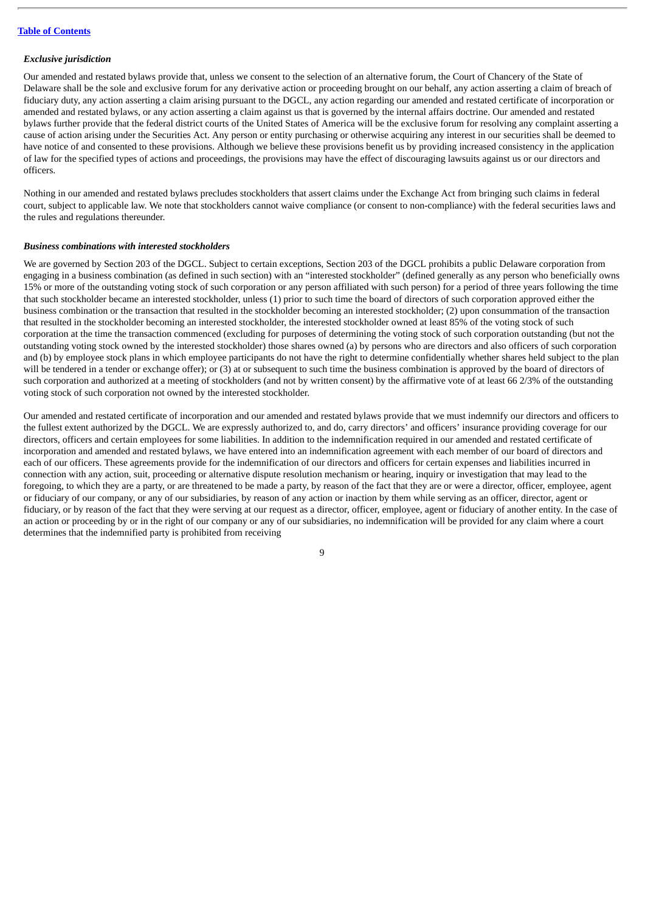***Exclusive jurisdiction***

Our amended and restated bylaws provide that, unless we consent to the selection of an alternative forum, the Court of Chancery of the State of Delaware shall be the sole and exclusive forum for any derivative action or proceeding brought on our behalf, any action asserting a claim of breach of fiduciary duty, any action asserting a claim arising pursuant to the DGCL, any action regarding our amended and restated certificate of incorporation or amended and restated bylaws, or any action asserting a claim against us that is governed by the internal affairs doctrine. Our amended and restated bylaws further provide that the federal district courts of the United States of America will be the exclusive forum for resolving any complaint asserting a cause of action arising under the Securities Act. Any person or entity purchasing or otherwise acquiring any interest in our securities shall be deemed to have notice of and consented to these provisions. Although we believe these provisions benefit us by providing increased consistency in the application of law for the specified types of actions and proceedings, the provisions may have the effect of discouraging lawsuits against us or our directors and officers.

Nothing in our amended and restated bylaws precludes stockholders that assert claims under the Exchange Act from bringing such claims in federal court, subject to applicable law. We note that stockholders cannot waive compliance (or consent to non-compliance) with the federal securities laws and the rules and regulations thereunder.

***Business combinations with interested stockholders***

We are governed by Section 203 of the DGCL. Subject to certain exceptions, Section 203 of the DGCL prohibits a public Delaware corporation from engaging in a business combination (as defined in such section) with an "interested stockholder" (defined generally as any person who beneficially owns 15% or more of the outstanding voting stock of such corporation or any person affiliated with such person) for a period of three years following the time that such stockholder became an interested stockholder, unless (1) prior to such time the board of directors of such corporation approved either the business combination or the transaction that resulted in the stockholder becoming an interested stockholder; (2) upon consummation of the transaction that resulted in the stockholder becoming an interested stockholder, the interested stockholder owned at least 85% of the voting stock of such corporation at the time the transaction commenced (excluding for purposes of determining the voting stock of such corporation outstanding (but not the outstanding voting stock owned by the interested stockholder) those shares owned (a) by persons who are directors and also officers of such corporation and (b) by employee stock plans in which employee participants do not have the right to determine confidentially whether shares held subject to the plan will be tendered in a tender or exchange offer); or (3) at or subsequent to such time the business combination is approved by the board of directors of such corporation and authorized at a meeting of stockholders (and not by written consent) by the affirmative vote of at least 66 2/3% of the outstanding voting stock of such corporation not owned by the interested stockholder.

Our amended and restated certificate of incorporation and our amended and restated bylaws provide that we must indemnify our directors and officers to the fullest extent authorized by the DGCL. We are expressly authorized to, and do, carry directors' and officers' insurance providing coverage for our directors, officers and certain employees for some liabilities. In addition to the indemnification required in our amended and restated certificate of incorporation and amended and restated bylaws, we have entered into an indemnification agreement with each member of our board of directors and each of our officers. These agreements provide for the indemnification of our directors and officers for certain expenses and liabilities incurred in connection with any action, suit, proceeding or alternative dispute resolution mechanism or hearing, inquiry or investigation that may lead to the foregoing, to which they are a party, or are threatened to be made a party, by reason of the fact that they are or were a director, officer, employee, agent or fiduciary of our company, or any of our subsidiaries, by reason of any action or inaction by them while serving as an officer, director, agent or fiduciary, or by reason of the fact that they were serving at our request as a director, officer, employee, agent or fiduciary of another entity. In the case of an action or proceeding by or in the right of our company or any of our subsidiaries, no indemnification will be provided for any claim where a court determines that the indemnified party is prohibited from receiving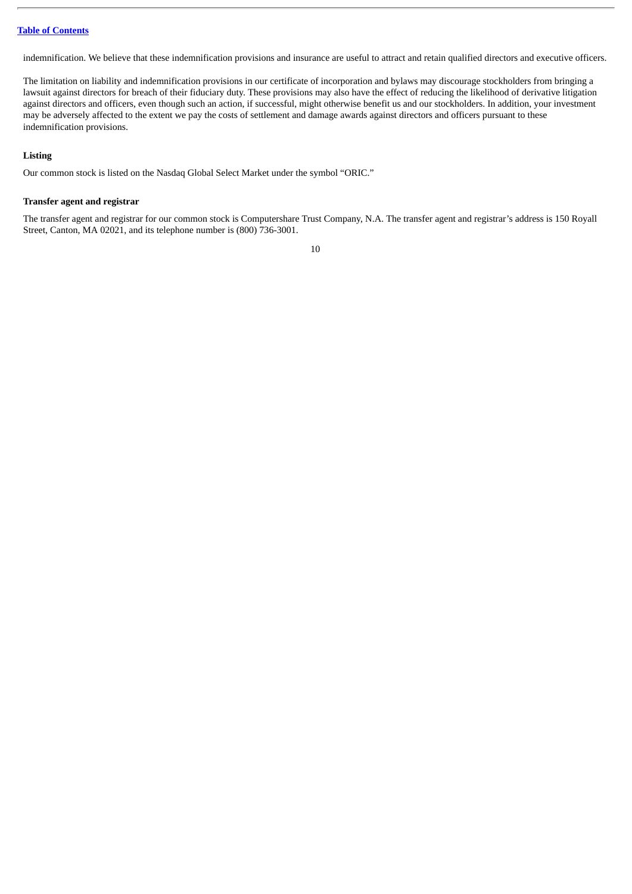indemnification. We believe that these indemnification provisions and insurance are useful to attract and retain qualified directors and executive officers.

The limitation on liability and indemnification provisions in our certificate of incorporation and bylaws may discourage stockholders from bringing a lawsuit against directors for breach of their fiduciary duty. These provisions may also have the effect of reducing the likelihood of derivative litigation against directors and officers, even though such an action, if successful, might otherwise benefit us and our stockholders. In addition, your investment may be adversely affected to the extent we pay the costs of settlement and damage awards against directors and officers pursuant to these indemnification provisions.

**Listing**

Our common stock is listed on the Nasdaq Global Select Market under the symbol "ORIC."

**Transfer agent and registrar**

The transfer agent and registrar for our common stock is Computershare Trust Company, N.A. The transfer agent and registrar's address is 150 Royall Street, Canton, MA 02021, and its telephone number is (800) 736-3001.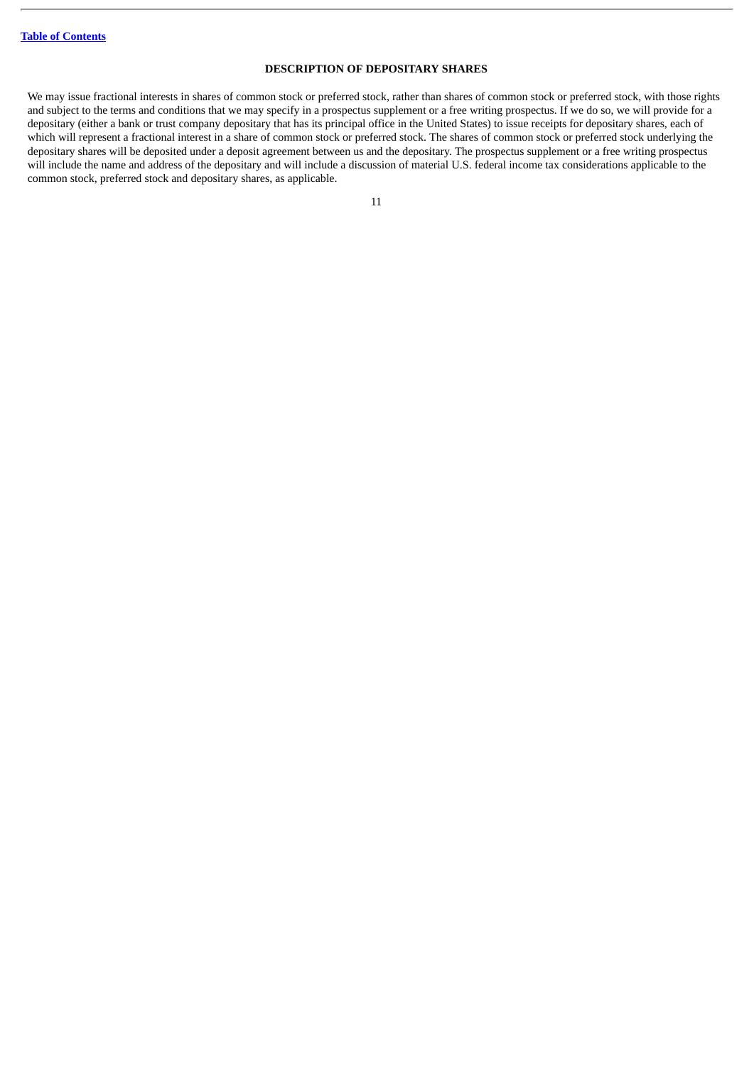## DESCRIPTION OF DEPOSITARY SHARES

We may issue fractional interests in shares of common stock or preferred stock, rather than shares of common stock or preferred stock, with those rights and subject to the terms and conditions that we may specify in a prospectus supplement or a free writing prospectus. If we do so, we will provide for a depositary (either a bank or trust company depositary that has its principal office in the United States) to issue receipts for depositary shares, each of which will represent a fractional interest in a share of common stock or preferred stock. The shares of common stock or preferred stock underlying the depositary shares will be deposited under a deposit agreement between us and the depositary. The prospectus supplement or a free writing prospectus will include the name and address of the depositary and will include a discussion of material U.S. federal income tax considerations applicable to the common stock, preferred stock and depositary shares, as applicable.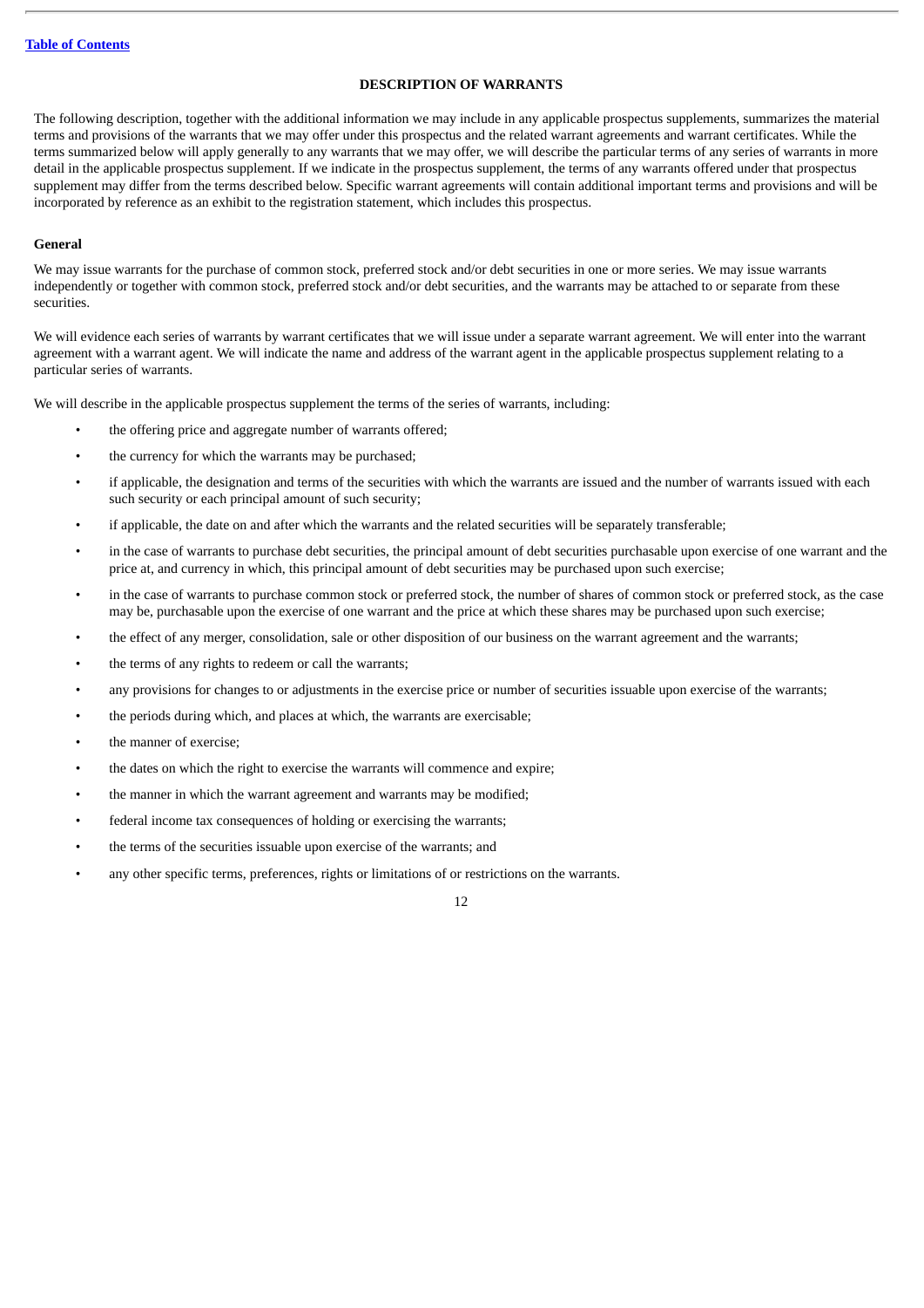## DESCRIPTION OF WARRANTS

The following description, together with the additional information we may include in any applicable prospectus supplements, summarizes the material terms and provisions of the warrants that we may offer under this prospectus and the related warrant agreements and warrant certificates. While the terms summarized below will apply generally to any warrants that we may offer, we will describe the particular terms of any series of warrants in more detail in the applicable prospectus supplement. If we indicate in the prospectus supplement, the terms of any warrants offered under that prospectus supplement may differ from the terms described below. Specific warrant agreements will contain additional important terms and provisions and will be incorporated by reference as an exhibit to the registration statement, which includes this prospectus.

### General

We may issue warrants for the purchase of common stock, preferred stock and/or debt securities in one or more series. We may issue warrants independently or together with common stock, preferred stock and/or debt securities, and the warrants may be attached to or separate from these securities.

We will evidence each series of warrants by warrant certificates that we will issue under a separate warrant agreement. We will enter into the warrant agreement with a warrant agent. We will indicate the name and address of the warrant agent in the applicable prospectus supplement relating to a particular series of warrants.

We will describe in the applicable prospectus supplement the terms of the series of warrants, including:

- the offering price and aggregate number of warrants offered;
- the currency for which the warrants may be purchased;
- if applicable, the designation and terms of the securities with which the warrants are issued and the number of warrants issued with each such security or each principal amount of such security;
- if applicable, the date on and after which the warrants and the related securities will be separately transferable;
- in the case of warrants to purchase debt securities, the principal amount of debt securities purchasable upon exercise of one warrant and the price at, and currency in which, this principal amount of debt securities may be purchased upon such exercise;
- in the case of warrants to purchase common stock or preferred stock, the number of shares of common stock or preferred stock, as the case may be, purchasable upon the exercise of one warrant and the price at which these shares may be purchased upon such exercise;
- the effect of any merger, consolidation, sale or other disposition of our business on the warrant agreement and the warrants;
- the terms of any rights to redeem or call the warrants;
- any provisions for changes to or adjustments in the exercise price or number of securities issuable upon exercise of the warrants;
- the periods during which, and places at which, the warrants are exercisable;
- the manner of exercise;
- the dates on which the right to exercise the warrants will commence and expire;
- the manner in which the warrant agreement and warrants may be modified;
- federal income tax consequences of holding or exercising the warrants;
- the terms of the securities issuable upon exercise of the warrants; and
- any other specific terms, preferences, rights or limitations of or restrictions on the warrants.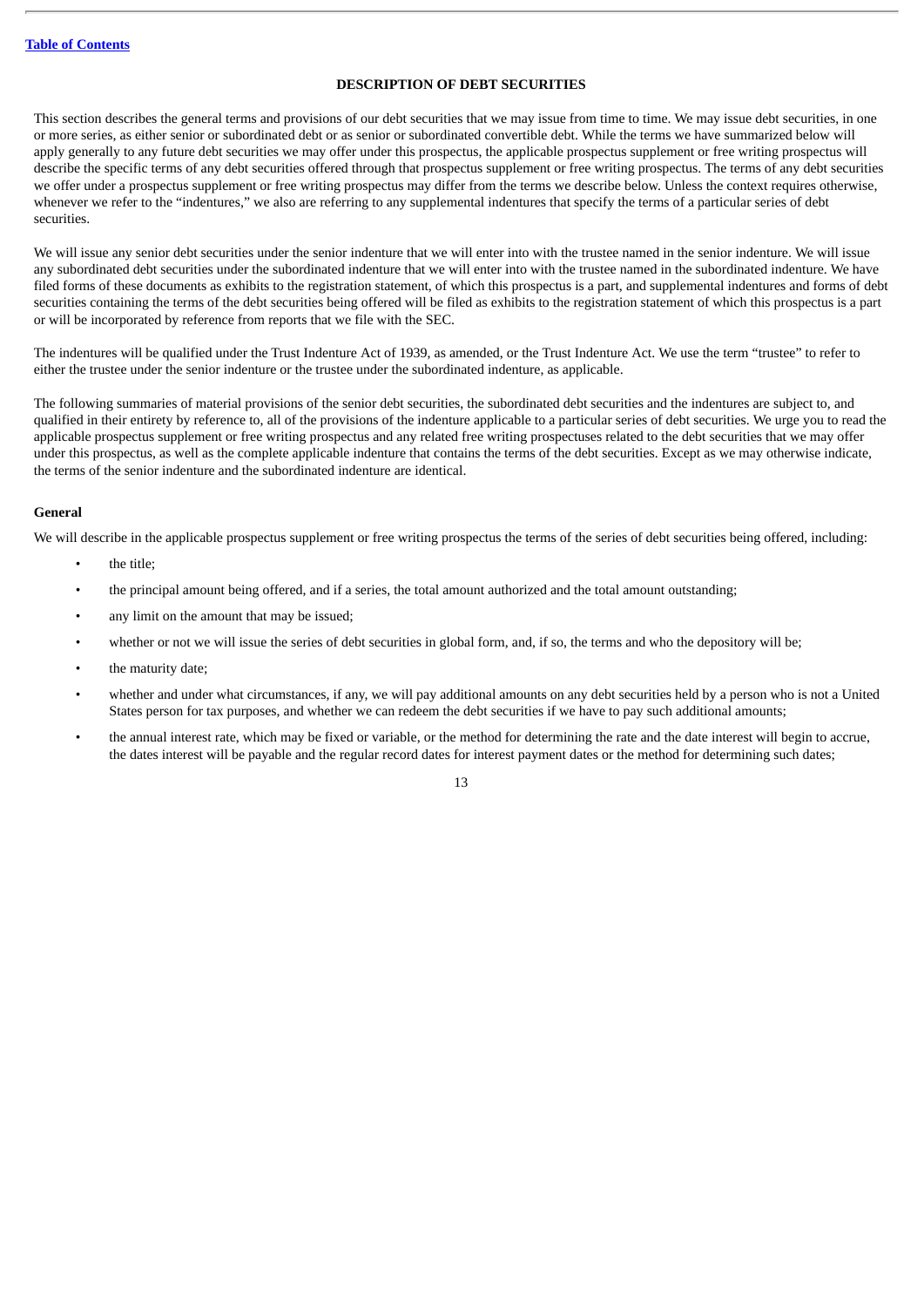## DESCRIPTION OF DEBT SECURITIES

This section describes the general terms and provisions of our debt securities that we may issue from time to time. We may issue debt securities, in one or more series, as either senior or subordinated debt or as senior or subordinated convertible debt. While the terms we have summarized below will apply generally to any future debt securities we may offer under this prospectus, the applicable prospectus supplement or free writing prospectus will describe the specific terms of any debt securities offered through that prospectus supplement or free writing prospectus. The terms of any debt securities we offer under a prospectus supplement or free writing prospectus may differ from the terms we describe below. Unless the context requires otherwise, whenever we refer to the "indentures," we also are referring to any supplemental indentures that specify the terms of a particular series of debt securities.

We will issue any senior debt securities under the senior indenture that we will enter into with the trustee named in the senior indenture. We will issue any subordinated debt securities under the subordinated indenture that we will enter into with the trustee named in the subordinated indenture. We have filed forms of these documents as exhibits to the registration statement, of which this prospectus is a part, and supplemental indentures and forms of debt securities containing the terms of the debt securities being offered will be filed as exhibits to the registration statement of which this prospectus is a part or will be incorporated by reference from reports that we file with the SEC.

The indentures will be qualified under the Trust Indenture Act of 1939, as amended, or the Trust Indenture Act. We use the term "trustee" to refer to either the trustee under the senior indenture or the trustee under the subordinated indenture, as applicable.

The following summaries of material provisions of the senior debt securities, the subordinated debt securities and the indentures are subject to, and qualified in their entirety by reference to, all of the provisions of the indenture applicable to a particular series of debt securities. We urge you to read the applicable prospectus supplement or free writing prospectus and any related free writing prospectuses related to the debt securities that we may offer under this prospectus, as well as the complete applicable indenture that contains the terms of the debt securities. Except as we may otherwise indicate, the terms of the senior indenture and the subordinated indenture are identical.

### General

We will describe in the applicable prospectus supplement or free writing prospectus the terms of the series of debt securities being offered, including:

- the title;
- the principal amount being offered, and if a series, the total amount authorized and the total amount outstanding;
- any limit on the amount that may be issued;
- whether or not we will issue the series of debt securities in global form, and, if so, the terms and who the depository will be;
- the maturity date;
- whether and under what circumstances, if any, we will pay additional amounts on any debt securities held by a person who is not a United States person for tax purposes, and whether we can redeem the debt securities if we have to pay such additional amounts;
- the annual interest rate, which may be fixed or variable, or the method for determining the rate and the date interest will begin to accrue, the dates interest will be payable and the regular record dates for interest payment dates or the method for determining such dates;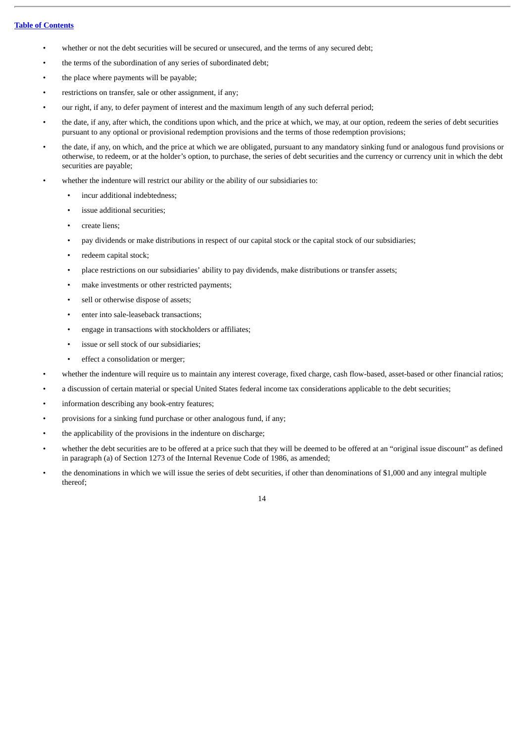- whether or not the debt securities will be secured or unsecured, and the terms of any secured debt;
- the terms of the subordination of any series of subordinated debt;
- the place where payments will be payable;
- restrictions on transfer, sale or other assignment, if any;
- our right, if any, to defer payment of interest and the maximum length of any such deferral period;
- the date, if any, after which, the conditions upon which, and the price at which, we may, at our option, redeem the series of debt securities pursuant to any optional or provisional redemption provisions and the terms of those redemption provisions;
- the date, if any, on which, and the price at which we are obligated, pursuant to any mandatory sinking fund or analogous fund provisions or otherwise, to redeem, or at the holder's option, to purchase, the series of debt securities and the currency or currency unit in which the debt securities are payable;
- whether the indenture will restrict our ability or the ability of our subsidiaries to:
  - incur additional indebtedness;
  - issue additional securities;
  - create liens;
  - pay dividends or make distributions in respect of our capital stock or the capital stock of our subsidiaries;
  - redeem capital stock;
  - place restrictions on our subsidiaries' ability to pay dividends, make distributions or transfer assets;
  - make investments or other restricted payments;
  - sell or otherwise dispose of assets;
  - enter into sale-leaseback transactions;
  - engage in transactions with stockholders or affiliates;
  - issue or sell stock of our subsidiaries;
  - effect a consolidation or merger;
- whether the indenture will require us to maintain any interest coverage, fixed charge, cash flow-based, asset-based or other financial ratios;
- a discussion of certain material or special United States federal income tax considerations applicable to the debt securities;
- information describing any book-entry features;
- provisions for a sinking fund purchase or other analogous fund, if any;
- the applicability of the provisions in the indenture on discharge;
- whether the debt securities are to be offered at a price such that they will be deemed to be offered at an "original issue discount" as defined in paragraph (a) of Section 1273 of the Internal Revenue Code of 1986, as amended;
- the denominations in which we will issue the series of debt securities, if other than denominations of $1,000 and any integral multiple thereof;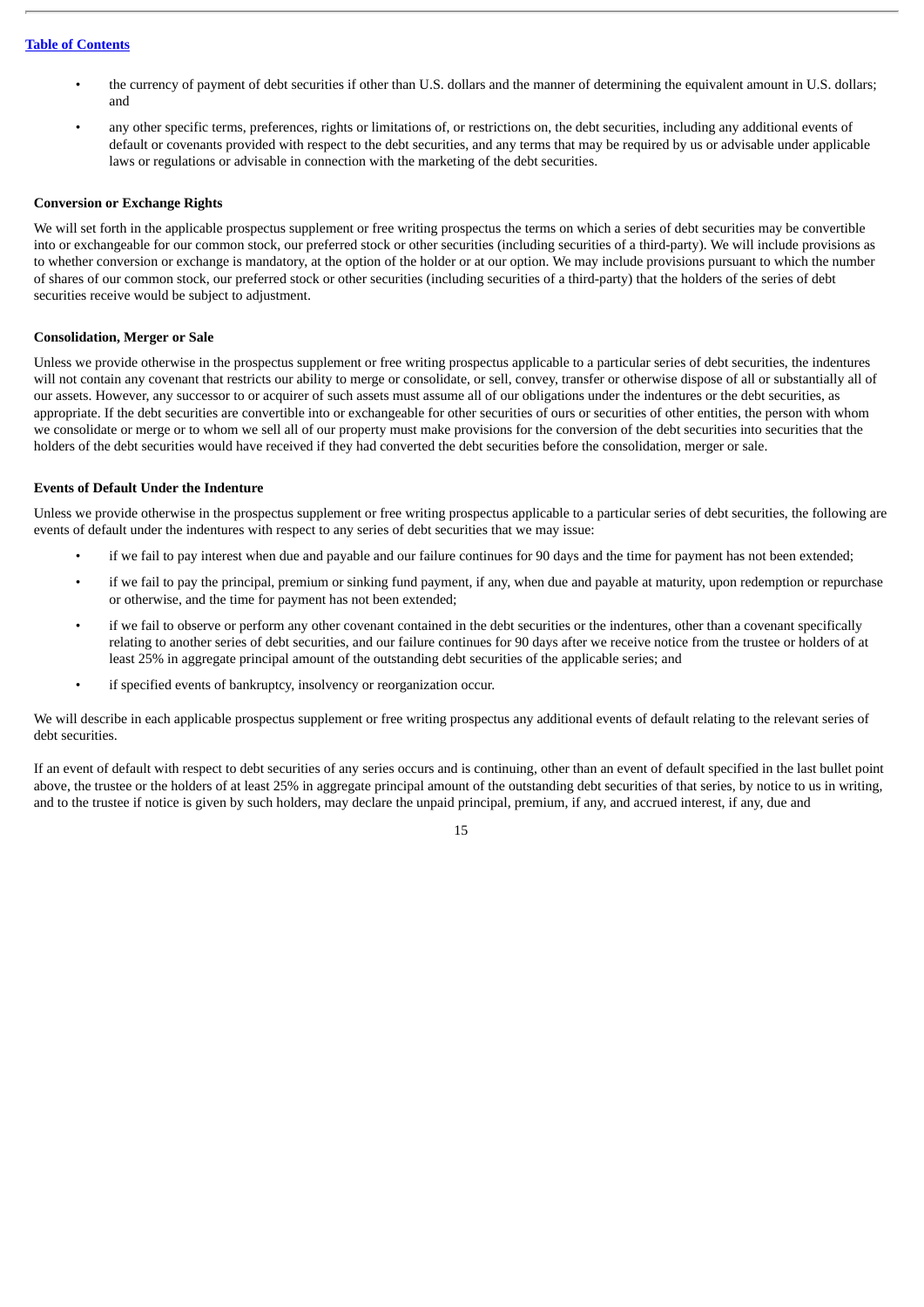- the currency of payment of debt securities if other than U.S. dollars and the manner of determining the equivalent amount in U.S. dollars; and
- any other specific terms, preferences, rights or limitations of, or restrictions on, the debt securities, including any additional events of default or covenants provided with respect to the debt securities, and any terms that may be required by us or advisable under applicable laws or regulations or advisable in connection with the marketing of the debt securities.

**Conversion or Exchange Rights**

We will set forth in the applicable prospectus supplement or free writing prospectus the terms on which a series of debt securities may be convertible into or exchangeable for our common stock, our preferred stock or other securities (including securities of a third-party). We will include provisions as to whether conversion or exchange is mandatory, at the option of the holder or at our option. We may include provisions pursuant to which the number of shares of our common stock, our preferred stock or other securities (including securities of a third-party) that the holders of the series of debt securities receive would be subject to adjustment.

**Consolidation, Merger or Sale**

Unless we provide otherwise in the prospectus supplement or free writing prospectus applicable to a particular series of debt securities, the indentures will not contain any covenant that restricts our ability to merge or consolidate, or sell, convey, transfer or otherwise dispose of all or substantially all of our assets. However, any successor to or acquirer of such assets must assume all of our obligations under the indentures or the debt securities, as appropriate. If the debt securities are convertible into or exchangeable for other securities of ours or securities of other entities, the person with whom we consolidate or merge or to whom we sell all of our property must make provisions for the conversion of the debt securities into securities that the holders of the debt securities would have received if they had converted the debt securities before the consolidation, merger or sale.

**Events of Default Under the Indenture**

Unless we provide otherwise in the prospectus supplement or free writing prospectus applicable to a particular series of debt securities, the following are events of default under the indentures with respect to any series of debt securities that we may issue:

- if we fail to pay interest when due and payable and our failure continues for 90 days and the time for payment has not been extended;
- if we fail to pay the principal, premium or sinking fund payment, if any, when due and payable at maturity, upon redemption or repurchase or otherwise, and the time for payment has not been extended;
- if we fail to observe or perform any other covenant contained in the debt securities or the indentures, other than a covenant specifically relating to another series of debt securities, and our failure continues for 90 days after we receive notice from the trustee or holders of at least 25% in aggregate principal amount of the outstanding debt securities of the applicable series; and
- if specified events of bankruptcy, insolvency or reorganization occur.

We will describe in each applicable prospectus supplement or free writing prospectus any additional events of default relating to the relevant series of debt securities.

If an event of default with respect to debt securities of any series occurs and is continuing, other than an event of default specified in the last bullet point above, the trustee or the holders of at least 25% in aggregate principal amount of the outstanding debt securities of that series, by notice to us in writing, and to the trustee if notice is given by such holders, may declare the unpaid principal, premium, if any, and accrued interest, if any, due and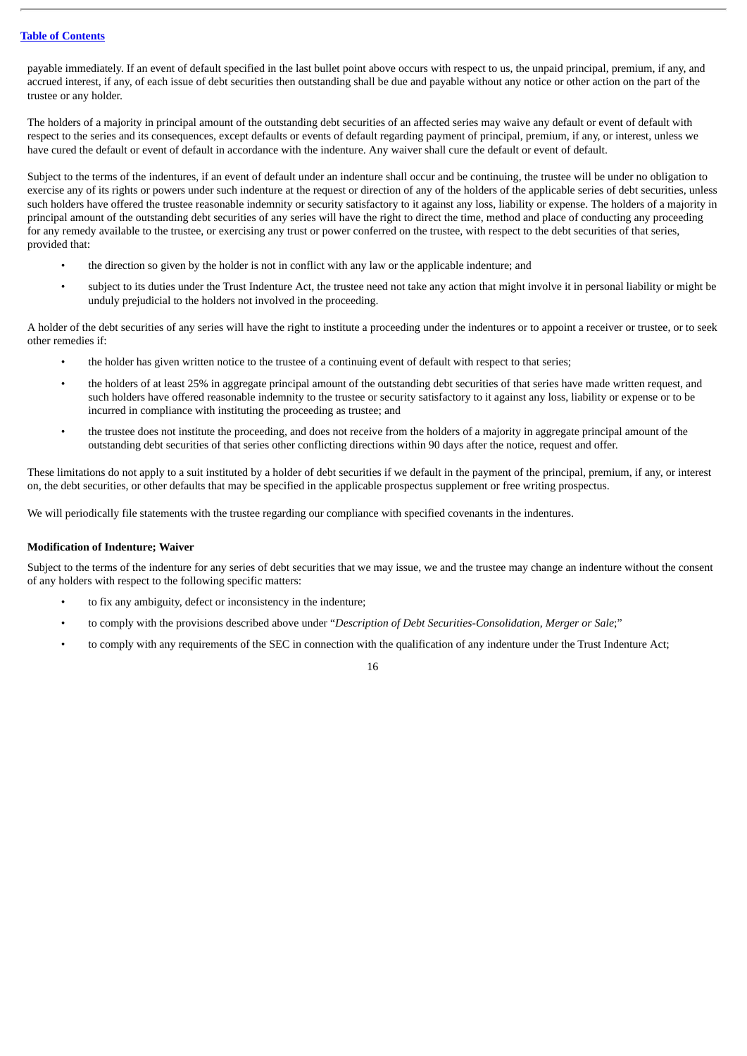payable immediately. If an event of default specified in the last bullet point above occurs with respect to us, the unpaid principal, premium, if any, and accrued interest, if any, of each issue of debt securities then outstanding shall be due and payable without any notice or other action on the part of the trustee or any holder.

The holders of a majority in principal amount of the outstanding debt securities of an affected series may waive any default or event of default with respect to the series and its consequences, except defaults or events of default regarding payment of principal, premium, if any, or interest, unless we have cured the default or event of default in accordance with the indenture. Any waiver shall cure the default or event of default.

Subject to the terms of the indentures, if an event of default under an indenture shall occur and be continuing, the trustee will be under no obligation to exercise any of its rights or powers under such indenture at the request or direction of any of the holders of the applicable series of debt securities, unless such holders have offered the trustee reasonable indemnity or security satisfactory to it against any loss, liability or expense. The holders of a majority in principal amount of the outstanding debt securities of any series will have the right to direct the time, method and place of conducting any proceeding for any remedy available to the trustee, or exercising any trust or power conferred on the trustee, with respect to the debt securities of that series, provided that:

- the direction so given by the holder is not in conflict with any law or the applicable indenture; and
- subject to its duties under the Trust Indenture Act, the trustee need not take any action that might involve it in personal liability or might be unduly prejudicial to the holders not involved in the proceeding.

A holder of the debt securities of any series will have the right to institute a proceeding under the indentures or to appoint a receiver or trustee, or to seek other remedies if:

- the holder has given written notice to the trustee of a continuing event of default with respect to that series;
- the holders of at least 25% in aggregate principal amount of the outstanding debt securities of that series have made written request, and such holders have offered reasonable indemnity to the trustee or security satisfactory to it against any loss, liability or expense or to be incurred in compliance with instituting the proceeding as trustee; and
- the trustee does not institute the proceeding, and does not receive from the holders of a majority in aggregate principal amount of the outstanding debt securities of that series other conflicting directions within 90 days after the notice, request and offer.

These limitations do not apply to a suit instituted by a holder of debt securities if we default in the payment of the principal, premium, if any, or interest on, the debt securities, or other defaults that may be specified in the applicable prospectus supplement or free writing prospectus.

We will periodically file statements with the trustee regarding our compliance with specified covenants in the indentures.

**Modification of Indenture; Waiver**

Subject to the terms of the indenture for any series of debt securities that we may issue, we and the trustee may change an indenture without the consent of any holders with respect to the following specific matters:

- to fix any ambiguity, defect or inconsistency in the indenture;
- to comply with the provisions described above under "*Description of Debt Securities-Consolidation, Merger or Sale*;"
- to comply with any requirements of the SEC in connection with the qualification of any indenture under the Trust Indenture Act;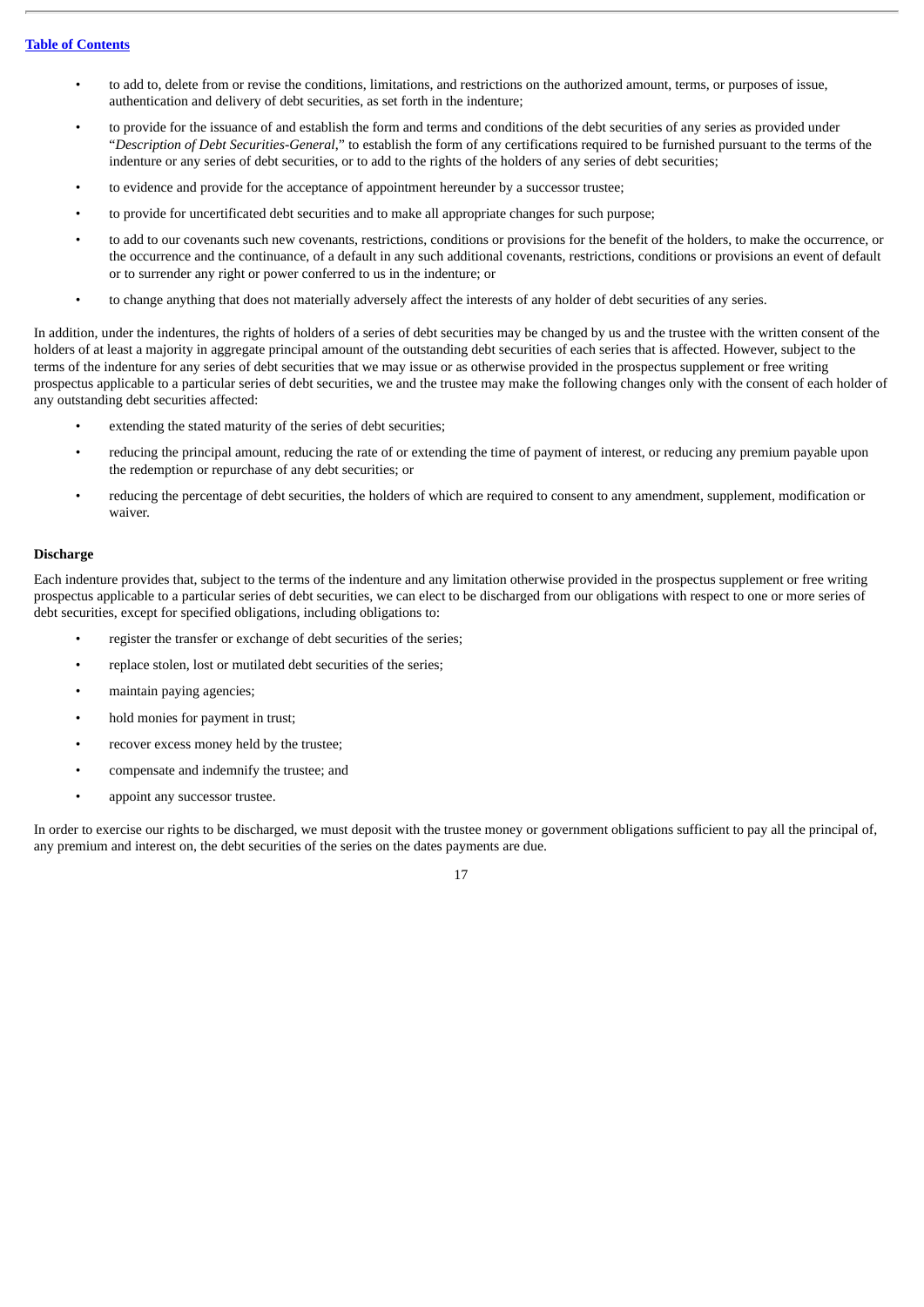- to add to, delete from or revise the conditions, limitations, and restrictions on the authorized amount, terms, or purposes of issue, authentication and delivery of debt securities, as set forth in the indenture;
- to provide for the issuance of and establish the form and terms and conditions of the debt securities of any series as provided under "*Description of Debt Securities-General,*" to establish the form of any certifications required to be furnished pursuant to the terms of the indenture or any series of debt securities, or to add to the rights of the holders of any series of debt securities;
- to evidence and provide for the acceptance of appointment hereunder by a successor trustee;
- to provide for uncertificated debt securities and to make all appropriate changes for such purpose;
- to add to our covenants such new covenants, restrictions, conditions or provisions for the benefit of the holders, to make the occurrence, or the occurrence and the continuance, of a default in any such additional covenants, restrictions, conditions or provisions an event of default or to surrender any right or power conferred to us in the indenture; or
- to change anything that does not materially adversely affect the interests of any holder of debt securities of any series.

In addition, under the indentures, the rights of holders of a series of debt securities may be changed by us and the trustee with the written consent of the holders of at least a majority in aggregate principal amount of the outstanding debt securities of each series that is affected. However, subject to the terms of the indenture for any series of debt securities that we may issue or as otherwise provided in the prospectus supplement or free writing prospectus applicable to a particular series of debt securities, we and the trustee may make the following changes only with the consent of each holder of any outstanding debt securities affected:

- extending the stated maturity of the series of debt securities;
- reducing the principal amount, reducing the rate of or extending the time of payment of interest, or reducing any premium payable upon the redemption or repurchase of any debt securities; or
- reducing the percentage of debt securities, the holders of which are required to consent to any amendment, supplement, modification or waiver.

**Discharge**

Each indenture provides that, subject to the terms of the indenture and any limitation otherwise provided in the prospectus supplement or free writing prospectus applicable to a particular series of debt securities, we can elect to be discharged from our obligations with respect to one or more series of debt securities, except for specified obligations, including obligations to:

- register the transfer or exchange of debt securities of the series;
- replace stolen, lost or mutilated debt securities of the series;
- maintain paying agencies;
- hold monies for payment in trust;
- recover excess money held by the trustee;
- compensate and indemnify the trustee; and
- appoint any successor trustee.

In order to exercise our rights to be discharged, we must deposit with the trustee money or government obligations sufficient to pay all the principal of, any premium and interest on, the debt securities of the series on the dates payments are due.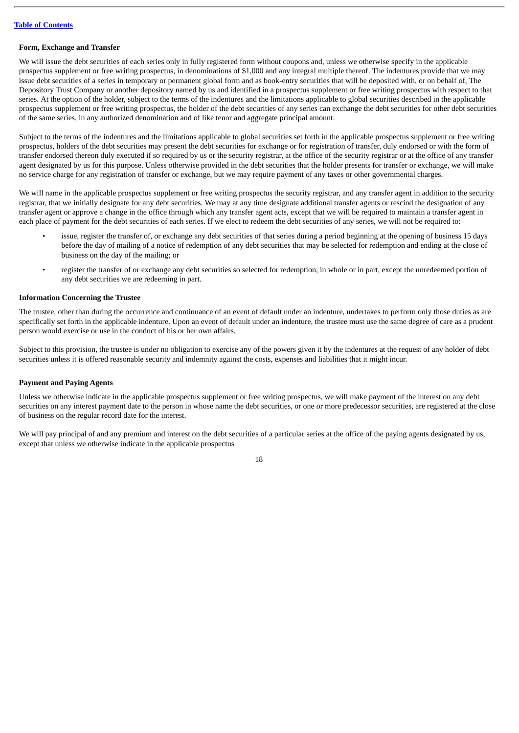### Form, Exchange and Transfer

We will issue the debt securities of each series only in fully registered form without coupons and, unless we otherwise specify in the applicable prospectus supplement or free writing prospectus, in denominations of $1,000 and any integral multiple thereof. The indentures provide that we may issue debt securities of a series in temporary or permanent global form and as book-entry securities that will be deposited with, or on behalf of, The Depository Trust Company or another depository named by us and identified in a prospectus supplement or free writing prospectus with respect to that series. At the option of the holder, subject to the terms of the indentures and the limitations applicable to global securities described in the applicable prospectus supplement or free writing prospectus, the holder of the debt securities of any series can exchange the debt securities for other debt securities of the same series, in any authorized denomination and of like tenor and aggregate principal amount.

Subject to the terms of the indentures and the limitations applicable to global securities set forth in the applicable prospectus supplement or free writing prospectus, holders of the debt securities may present the debt securities for exchange or for registration of transfer, duly endorsed or with the form of transfer endorsed thereon duly executed if so required by us or the security registrar, at the office of the security registrar or at the office of any transfer agent designated by us for this purpose. Unless otherwise provided in the debt securities that the holder presents for transfer or exchange, we will make no service charge for any registration of transfer or exchange, but we may require payment of any taxes or other governmental charges.

We will name in the applicable prospectus supplement or free writing prospectus the security registrar, and any transfer agent in addition to the security registrar, that we initially designate for any debt securities. We may at any time designate additional transfer agents or rescind the designation of any transfer agent or approve a change in the office through which any transfer agent acts, except that we will be required to maintain a transfer agent in each place of payment for the debt securities of each series. If we elect to redeem the debt securities of any series, we will not be required to:

- issue, register the transfer of, or exchange any debt securities of that series during a period beginning at the opening of business 15 days before the day of mailing of a notice of redemption of any debt securities that may be selected for redemption and ending at the close of business on the day of the mailing; or
- register the transfer of or exchange any debt securities so selected for redemption, in whole or in part, except the unredeemed portion of any debt securities we are redeeming in part.

### Information Concerning the Trustee

The trustee, other than during the occurrence and continuance of an event of default under an indenture, undertakes to perform only those duties as are specifically set forth in the applicable indenture. Upon an event of default under an indenture, the trustee must use the same degree of care as a prudent person would exercise or use in the conduct of his or her own affairs.

Subject to this provision, the trustee is under no obligation to exercise any of the powers given it by the indentures at the request of any holder of debt securities unless it is offered reasonable security and indemnity against the costs, expenses and liabilities that it might incur.

### Payment and Paying Agents

Unless we otherwise indicate in the applicable prospectus supplement or free writing prospectus, we will make payment of the interest on any debt securities on any interest payment date to the person in whose name the debt securities, or one or more predecessor securities, are registered at the close of business on the regular record date for the interest.

We will pay principal of and any premium and interest on the debt securities of a particular series at the office of the paying agents designated by us, except that unless we otherwise indicate in the applicable prospectus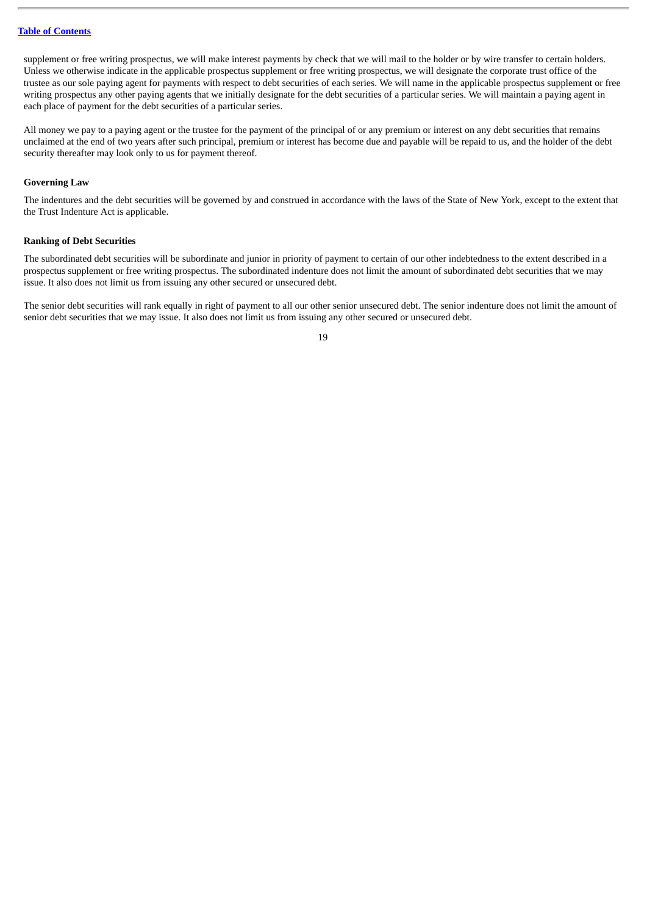supplement or free writing prospectus, we will make interest payments by check that we will mail to the holder or by wire transfer to certain holders. Unless we otherwise indicate in the applicable prospectus supplement or free writing prospectus, we will designate the corporate trust office of the trustee as our sole paying agent for payments with respect to debt securities of each series. We will name in the applicable prospectus supplement or free writing prospectus any other paying agents that we initially designate for the debt securities of a particular series. We will maintain a paying agent in each place of payment for the debt securities of a particular series.

All money we pay to a paying agent or the trustee for the payment of the principal of or any premium or interest on any debt securities that remains unclaimed at the end of two years after such principal, premium or interest has become due and payable will be repaid to us, and the holder of the debt security thereafter may look only to us for payment thereof.

**Governing Law**

The indentures and the debt securities will be governed by and construed in accordance with the laws of the State of New York, except to the extent that the Trust Indenture Act is applicable.

**Ranking of Debt Securities**

The subordinated debt securities will be subordinate and junior in priority of payment to certain of our other indebtedness to the extent described in a prospectus supplement or free writing prospectus. The subordinated indenture does not limit the amount of subordinated debt securities that we may issue. It also does not limit us from issuing any other secured or unsecured debt.

The senior debt securities will rank equally in right of payment to all our other senior unsecured debt. The senior indenture does not limit the amount of senior debt securities that we may issue. It also does not limit us from issuing any other secured or unsecured debt.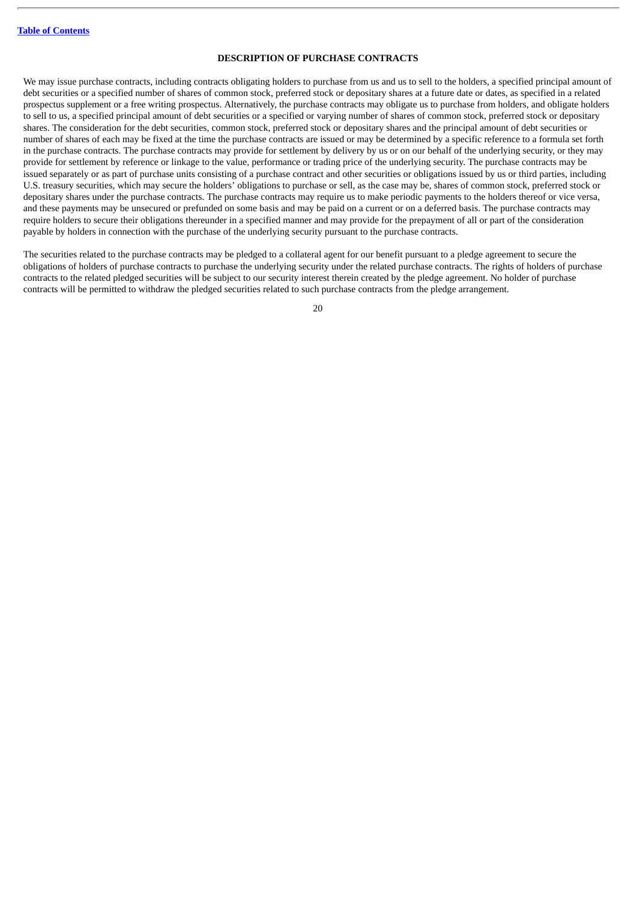## DESCRIPTION OF PURCHASE CONTRACTS

We may issue purchase contracts, including contracts obligating holders to purchase from us and us to sell to the holders, a specified principal amount of debt securities or a specified number of shares of common stock, preferred stock or depositary shares at a future date or dates, as specified in a related prospectus supplement or a free writing prospectus. Alternatively, the purchase contracts may obligate us to purchase from holders, and obligate holders to sell to us, a specified principal amount of debt securities or a specified or varying number of shares of common stock, preferred stock or depositary shares. The consideration for the debt securities, common stock, preferred stock or depositary shares and the principal amount of debt securities or number of shares of each may be fixed at the time the purchase contracts are issued or may be determined by a specific reference to a formula set forth in the purchase contracts. The purchase contracts may provide for settlement by delivery by us or on our behalf of the underlying security, or they may provide for settlement by reference or linkage to the value, performance or trading price of the underlying security. The purchase contracts may be issued separately or as part of purchase units consisting of a purchase contract and other securities or obligations issued by us or third parties, including U.S. treasury securities, which may secure the holders' obligations to purchase or sell, as the case may be, shares of common stock, preferred stock or depositary shares under the purchase contracts. The purchase contracts may require us to make periodic payments to the holders thereof or vice versa, and these payments may be unsecured or prefunded on some basis and may be paid on a current or on a deferred basis. The purchase contracts may require holders to secure their obligations thereunder in a specified manner and may provide for the prepayment of all or part of the consideration payable by holders in connection with the purchase of the underlying security pursuant to the purchase contracts.

The securities related to the purchase contracts may be pledged to a collateral agent for our benefit pursuant to a pledge agreement to secure the obligations of holders of purchase contracts to purchase the underlying security under the related purchase contracts. The rights of holders of purchase contracts to the related pledged securities will be subject to our security interest therein created by the pledge agreement. No holder of purchase contracts will be permitted to withdraw the pledged securities related to such purchase contracts from the pledge arrangement.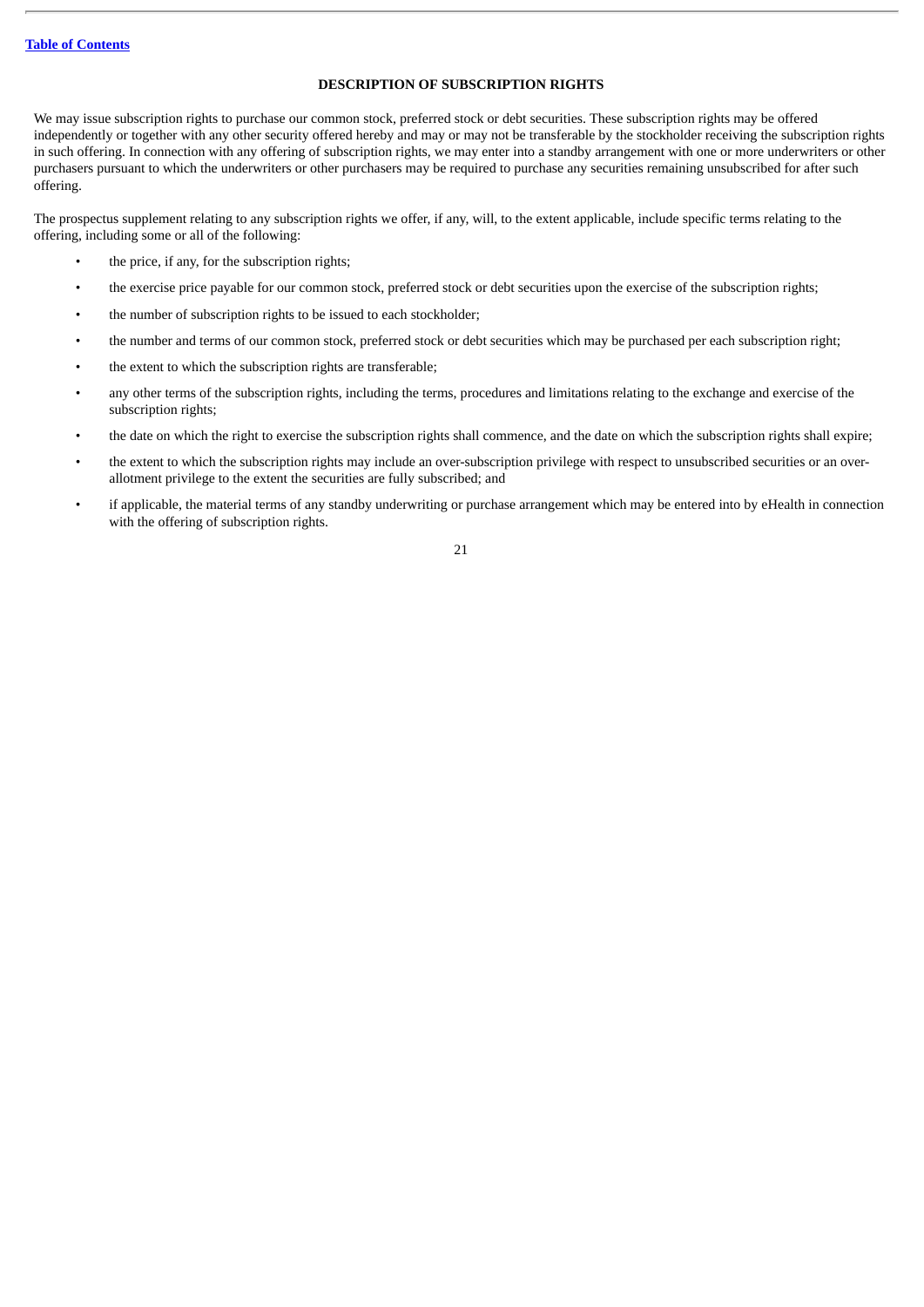## DESCRIPTION OF SUBSCRIPTION RIGHTS

We may issue subscription rights to purchase our common stock, preferred stock or debt securities. These subscription rights may be offered independently or together with any other security offered hereby and may or may not be transferable by the stockholder receiving the subscription rights in such offering. In connection with any offering of subscription rights, we may enter into a standby arrangement with one or more underwriters or other purchasers pursuant to which the underwriters or other purchasers may be required to purchase any securities remaining unsubscribed for after such offering.

The prospectus supplement relating to any subscription rights we offer, if any, will, to the extent applicable, include specific terms relating to the offering, including some or all of the following:

- the price, if any, for the subscription rights;
- the exercise price payable for our common stock, preferred stock or debt securities upon the exercise of the subscription rights;
- the number of subscription rights to be issued to each stockholder;
- the number and terms of our common stock, preferred stock or debt securities which may be purchased per each subscription right;
- the extent to which the subscription rights are transferable;
- any other terms of the subscription rights, including the terms, procedures and limitations relating to the exchange and exercise of the subscription rights;
- the date on which the right to exercise the subscription rights shall commence, and the date on which the subscription rights shall expire;
- the extent to which the subscription rights may include an over-subscription privilege with respect to unsubscribed securities or an over-allotment privilege to the extent the securities are fully subscribed; and
- if applicable, the material terms of any standby underwriting or purchase arrangement which may be entered into by eHealth in connection with the offering of subscription rights.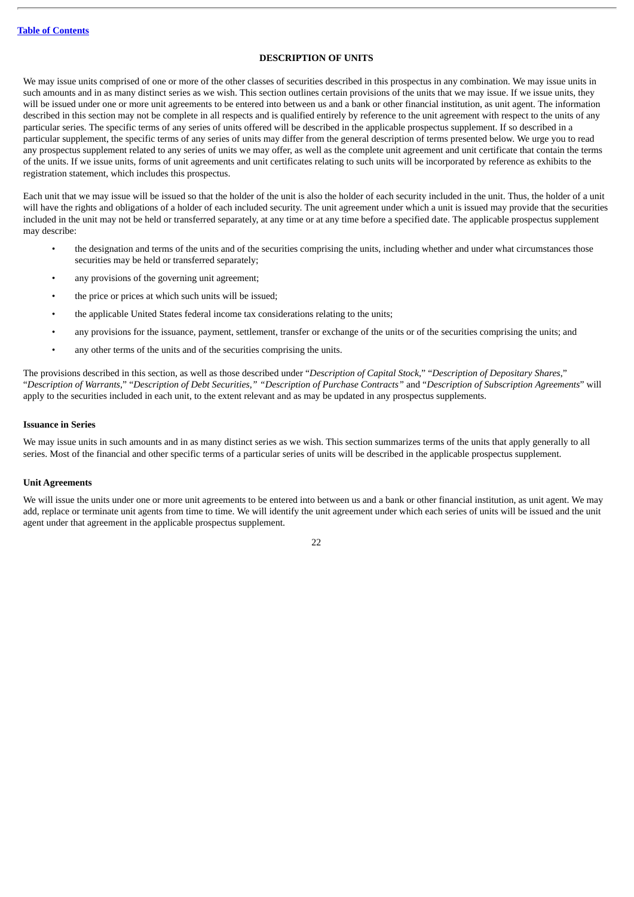## DESCRIPTION OF UNITS

We may issue units comprised of one or more of the other classes of securities described in this prospectus in any combination. We may issue units in such amounts and in as many distinct series as we wish. This section outlines certain provisions of the units that we may issue. If we issue units, they will be issued under one or more unit agreements to be entered into between us and a bank or other financial institution, as unit agent. The information described in this section may not be complete in all respects and is qualified entirely by reference to the unit agreement with respect to the units of any particular series. The specific terms of any series of units offered will be described in the applicable prospectus supplement. If so described in a particular supplement, the specific terms of any series of units may differ from the general description of terms presented below. We urge you to read any prospectus supplement related to any series of units we may offer, as well as the complete unit agreement and unit certificate that contain the terms of the units. If we issue units, forms of unit agreements and unit certificates relating to such units will be incorporated by reference as exhibits to the registration statement, which includes this prospectus.

Each unit that we may issue will be issued so that the holder of the unit is also the holder of each security included in the unit. Thus, the holder of a unit will have the rights and obligations of a holder of each included security. The unit agreement under which a unit is issued may provide that the securities included in the unit may not be held or transferred separately, at any time or at any time before a specified date. The applicable prospectus supplement may describe:

- the designation and terms of the units and of the securities comprising the units, including whether and under what circumstances those securities may be held or transferred separately;
- any provisions of the governing unit agreement;
- the price or prices at which such units will be issued;
- the applicable United States federal income tax considerations relating to the units;
- any provisions for the issuance, payment, settlement, transfer or exchange of the units or of the securities comprising the units; and
- any other terms of the units and of the securities comprising the units.

The provisions described in this section, as well as those described under "*Description of Capital Stock*," "*Description of Depositary Shares*," "*Description of Warrants*," "*Description of Debt Securities,*" "*Description of Purchase Contracts*" and "*Description of Subscription Agreements*" will apply to the securities included in each unit, to the extent relevant and as may be updated in any prospectus supplements.

### Issuance in Series

We may issue units in such amounts and in as many distinct series as we wish. This section summarizes terms of the units that apply generally to all series. Most of the financial and other specific terms of a particular series of units will be described in the applicable prospectus supplement.

### Unit Agreements

We will issue the units under one or more unit agreements to be entered into between us and a bank or other financial institution, as unit agent. We may add, replace or terminate unit agents from time to time. We will identify the unit agreement under which each series of units will be issued and the unit agent under that agreement in the applicable prospectus supplement.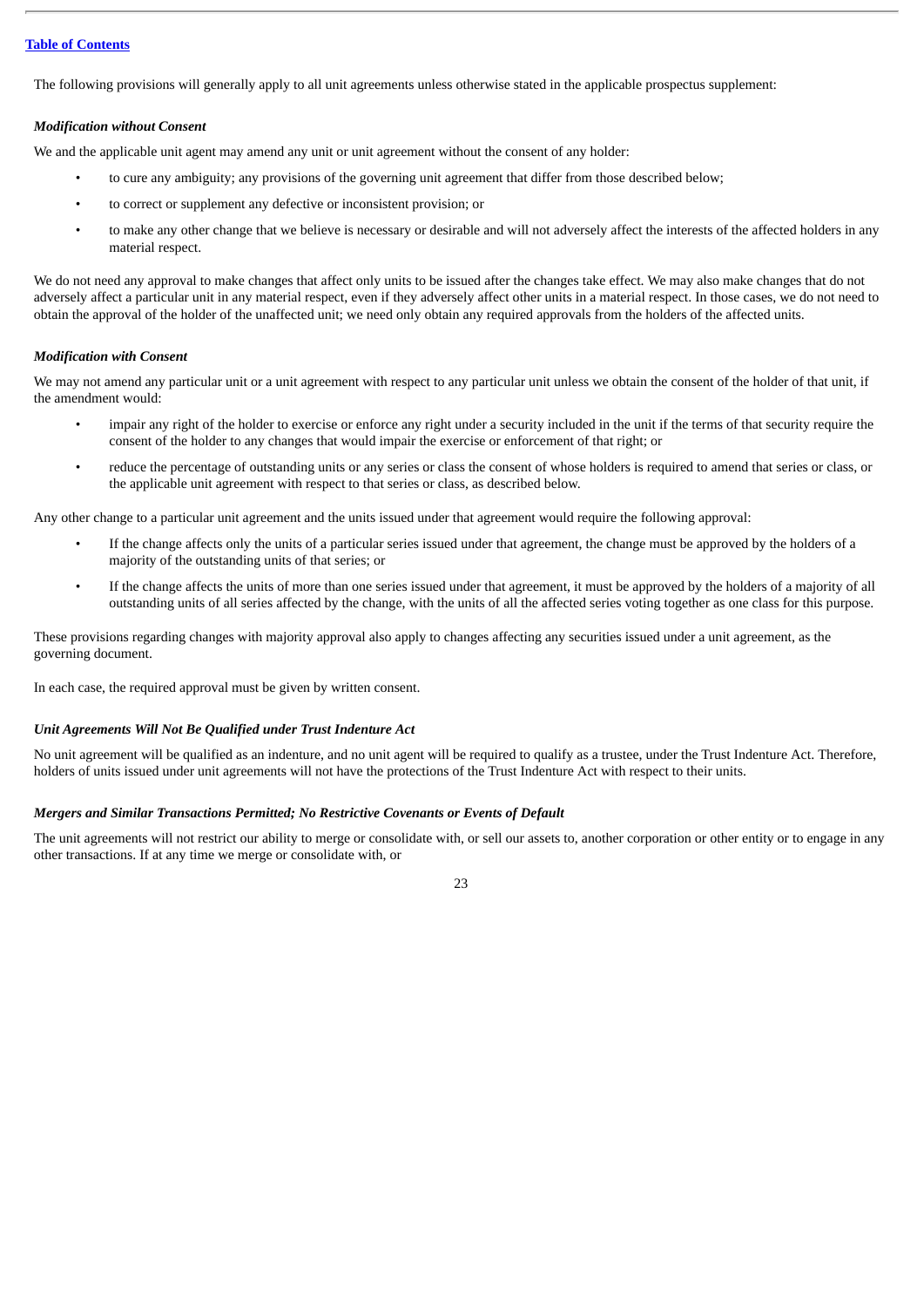The following provisions will generally apply to all unit agreements unless otherwise stated in the applicable prospectus supplement:

***Modification without Consent***

We and the applicable unit agent may amend any unit or unit agreement without the consent of any holder:

- to cure any ambiguity; any provisions of the governing unit agreement that differ from those described below;
- to correct or supplement any defective or inconsistent provision; or
- to make any other change that we believe is necessary or desirable and will not adversely affect the interests of the affected holders in any material respect.

We do not need any approval to make changes that affect only units to be issued after the changes take effect. We may also make changes that do not adversely affect a particular unit in any material respect, even if they adversely affect other units in a material respect. In those cases, we do not need to obtain the approval of the holder of the unaffected unit; we need only obtain any required approvals from the holders of the affected units.

***Modification with Consent***

We may not amend any particular unit or a unit agreement with respect to any particular unit unless we obtain the consent of the holder of that unit, if the amendment would:

- impair any right of the holder to exercise or enforce any right under a security included in the unit if the terms of that security require the consent of the holder to any changes that would impair the exercise or enforcement of that right; or
- reduce the percentage of outstanding units or any series or class the consent of whose holders is required to amend that series or class, or the applicable unit agreement with respect to that series or class, as described below.

Any other change to a particular unit agreement and the units issued under that agreement would require the following approval:

- If the change affects only the units of a particular series issued under that agreement, the change must be approved by the holders of a majority of the outstanding units of that series; or
- If the change affects the units of more than one series issued under that agreement, it must be approved by the holders of a majority of all outstanding units of all series affected by the change, with the units of all the affected series voting together as one class for this purpose.

These provisions regarding changes with majority approval also apply to changes affecting any securities issued under a unit agreement, as the governing document.

In each case, the required approval must be given by written consent.

***Unit Agreements Will Not Be Qualified under Trust Indenture Act***

No unit agreement will be qualified as an indenture, and no unit agent will be required to qualify as a trustee, under the Trust Indenture Act. Therefore, holders of units issued under unit agreements will not have the protections of the Trust Indenture Act with respect to their units.

***Mergers and Similar Transactions Permitted; No Restrictive Covenants or Events of Default***

The unit agreements will not restrict our ability to merge or consolidate with, or sell our assets to, another corporation or other entity or to engage in any other transactions. If at any time we merge or consolidate with, or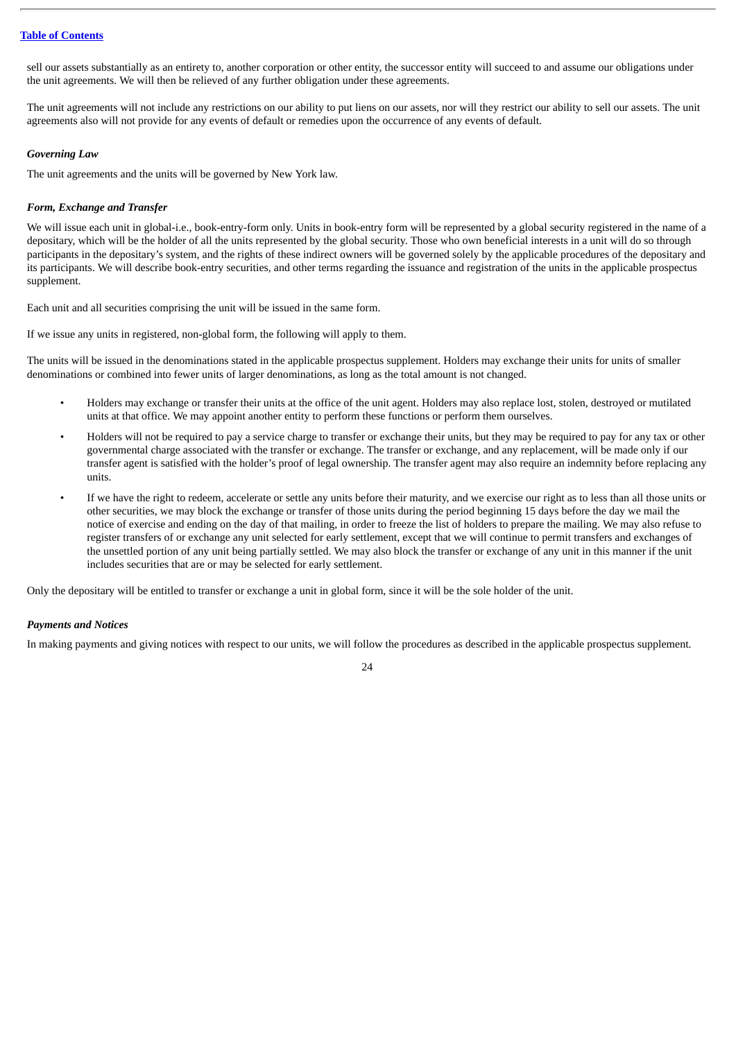sell our assets substantially as an entirety to, another corporation or other entity, the successor entity will succeed to and assume our obligations under the unit agreements. We will then be relieved of any further obligation under these agreements.

The unit agreements will not include any restrictions on our ability to put liens on our assets, nor will they restrict our ability to sell our assets. The unit agreements also will not provide for any events of default or remedies upon the occurrence of any events of default.

***Governing Law***

The unit agreements and the units will be governed by New York law.

***Form, Exchange and Transfer***

We will issue each unit in global-i.e., book-entry-form only. Units in book-entry form will be represented by a global security registered in the name of a depositary, which will be the holder of all the units represented by the global security. Those who own beneficial interests in a unit will do so through participants in the depositary's system, and the rights of these indirect owners will be governed solely by the applicable procedures of the depositary and its participants. We will describe book-entry securities, and other terms regarding the issuance and registration of the units in the applicable prospectus supplement.

Each unit and all securities comprising the unit will be issued in the same form.

If we issue any units in registered, non-global form, the following will apply to them.

The units will be issued in the denominations stated in the applicable prospectus supplement. Holders may exchange their units for units of smaller denominations or combined into fewer units of larger denominations, as long as the total amount is not changed.

- Holders may exchange or transfer their units at the office of the unit agent. Holders may also replace lost, stolen, destroyed or mutilated units at that office. We may appoint another entity to perform these functions or perform them ourselves.
- Holders will not be required to pay a service charge to transfer or exchange their units, but they may be required to pay for any tax or other governmental charge associated with the transfer or exchange. The transfer or exchange, and any replacement, will be made only if our transfer agent is satisfied with the holder's proof of legal ownership. The transfer agent may also require an indemnity before replacing any units.
- If we have the right to redeem, accelerate or settle any units before their maturity, and we exercise our right as to less than all those units or other securities, we may block the exchange or transfer of those units during the period beginning 15 days before the day we mail the notice of exercise and ending on the day of that mailing, in order to freeze the list of holders to prepare the mailing. We may also refuse to register transfers of or exchange any unit selected for early settlement, except that we will continue to permit transfers and exchanges of the unsettled portion of any unit being partially settled. We may also block the transfer or exchange of any unit in this manner if the unit includes securities that are or may be selected for early settlement.

Only the depositary will be entitled to transfer or exchange a unit in global form, since it will be the sole holder of the unit.

***Payments and Notices***

In making payments and giving notices with respect to our units, we will follow the procedures as described in the applicable prospectus supplement.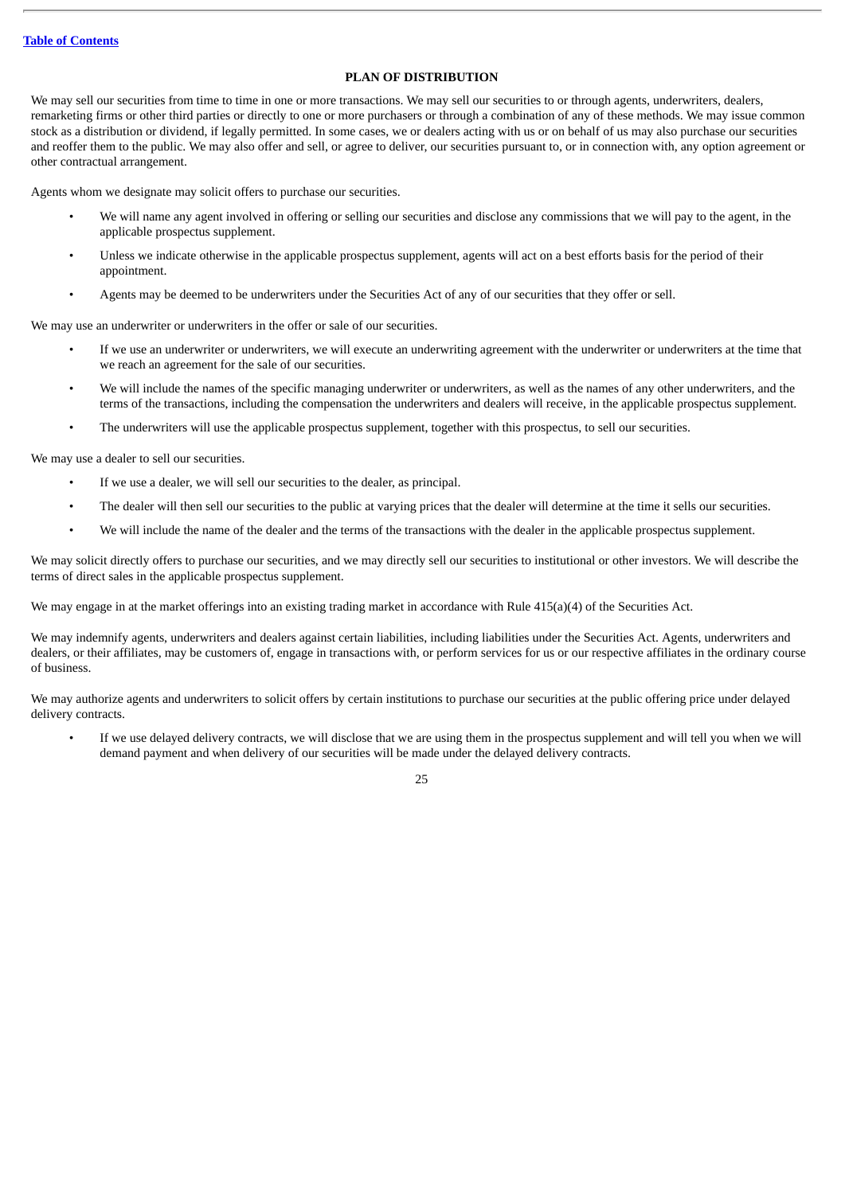## PLAN OF DISTRIBUTION

We may sell our securities from time to time in one or more transactions. We may sell our securities to or through agents, underwriters, dealers, remarketing firms or other third parties or directly to one or more purchasers or through a combination of any of these methods. We may issue common stock as a distribution or dividend, if legally permitted. In some cases, we or dealers acting with us or on behalf of us may also purchase our securities and reoffer them to the public. We may also offer and sell, or agree to deliver, our securities pursuant to, or in connection with, any option agreement or other contractual arrangement.

Agents whom we designate may solicit offers to purchase our securities.

- We will name any agent involved in offering or selling our securities and disclose any commissions that we will pay to the agent, in the applicable prospectus supplement.
- Unless we indicate otherwise in the applicable prospectus supplement, agents will act on a best efforts basis for the period of their appointment.
- Agents may be deemed to be underwriters under the Securities Act of any of our securities that they offer or sell.

We may use an underwriter or underwriters in the offer or sale of our securities.

- If we use an underwriter or underwriters, we will execute an underwriting agreement with the underwriter or underwriters at the time that we reach an agreement for the sale of our securities.
- We will include the names of the specific managing underwriter or underwriters, as well as the names of any other underwriters, and the terms of the transactions, including the compensation the underwriters and dealers will receive, in the applicable prospectus supplement.
- The underwriters will use the applicable prospectus supplement, together with this prospectus, to sell our securities.

We may use a dealer to sell our securities.

- If we use a dealer, we will sell our securities to the dealer, as principal.
- The dealer will then sell our securities to the public at varying prices that the dealer will determine at the time it sells our securities.
- We will include the name of the dealer and the terms of the transactions with the dealer in the applicable prospectus supplement.

We may solicit directly offers to purchase our securities, and we may directly sell our securities to institutional or other investors. We will describe the terms of direct sales in the applicable prospectus supplement.

We may engage in at the market offerings into an existing trading market in accordance with Rule 415(a)(4) of the Securities Act.

We may indemnify agents, underwriters and dealers against certain liabilities, including liabilities under the Securities Act. Agents, underwriters and dealers, or their affiliates, may be customers of, engage in transactions with, or perform services for us or our respective affiliates in the ordinary course of business.

We may authorize agents and underwriters to solicit offers by certain institutions to purchase our securities at the public offering price under delayed delivery contracts.

- If we use delayed delivery contracts, we will disclose that we are using them in the prospectus supplement and will tell you when we will demand payment and when delivery of our securities will be made under the delayed delivery contracts.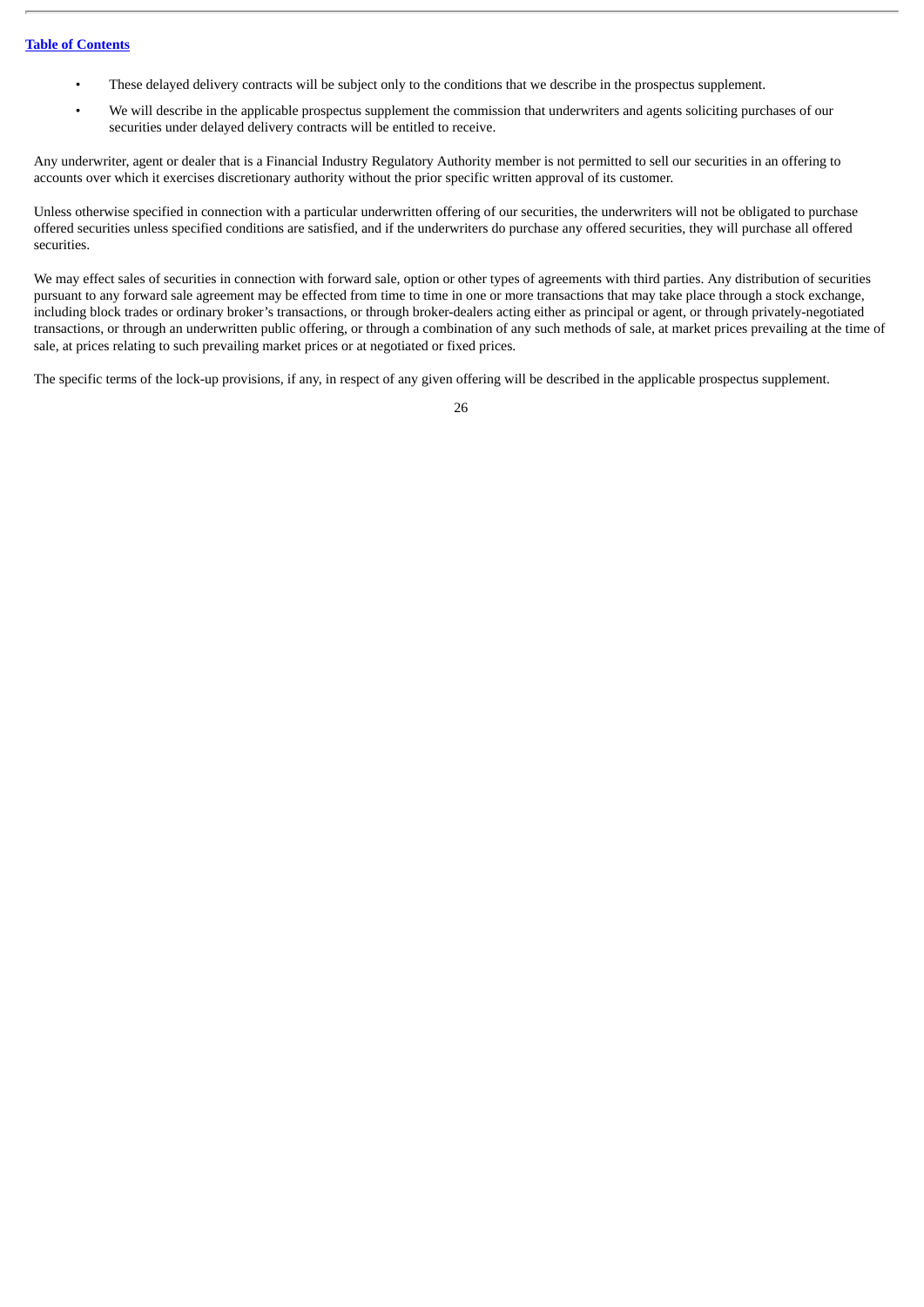- These delayed delivery contracts will be subject only to the conditions that we describe in the prospectus supplement.
- We will describe in the applicable prospectus supplement the commission that underwriters and agents soliciting purchases of our securities under delayed delivery contracts will be entitled to receive.

Any underwriter, agent or dealer that is a Financial Industry Regulatory Authority member is not permitted to sell our securities in an offering to accounts over which it exercises discretionary authority without the prior specific written approval of its customer.

Unless otherwise specified in connection with a particular underwritten offering of our securities, the underwriters will not be obligated to purchase offered securities unless specified conditions are satisfied, and if the underwriters do purchase any offered securities, they will purchase all offered securities.

We may effect sales of securities in connection with forward sale, option or other types of agreements with third parties. Any distribution of securities pursuant to any forward sale agreement may be effected from time to time in one or more transactions that may take place through a stock exchange, including block trades or ordinary broker's transactions, or through broker-dealers acting either as principal or agent, or through privately-negotiated transactions, or through an underwritten public offering, or through a combination of any such methods of sale, at market prices prevailing at the time of sale, at prices relating to such prevailing market prices or at negotiated or fixed prices.

The specific terms of the lock-up provisions, if any, in respect of any given offering will be described in the applicable prospectus supplement.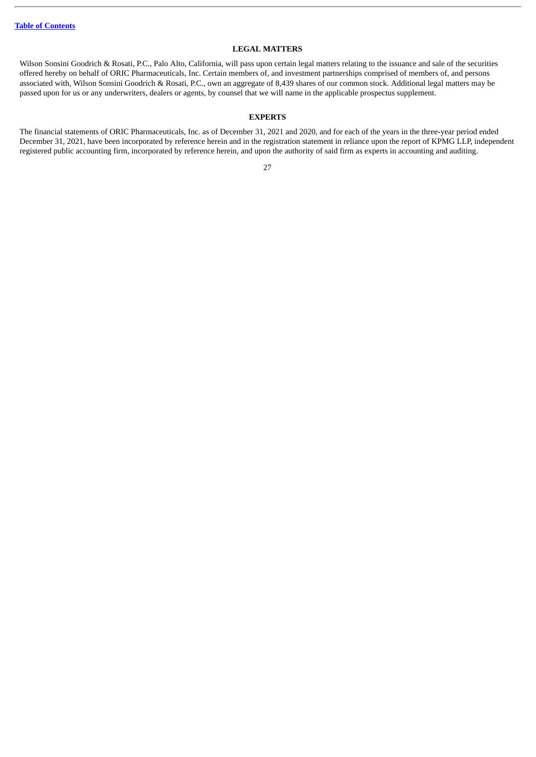## LEGAL MATTERS

Wilson Sonsini Goodrich & Rosati, P.C., Palo Alto, California, will pass upon certain legal matters relating to the issuance and sale of the securities offered hereby on behalf of ORIC Pharmaceuticals, Inc. Certain members of, and investment partnerships comprised of members of, and persons associated with, Wilson Sonsini Goodrich & Rosati, P.C., own an aggregate of 8,439 shares of our common stock. Additional legal matters may be passed upon for us or any underwriters, dealers or agents, by counsel that we will name in the applicable prospectus supplement.

## EXPERTS

The financial statements of ORIC Pharmaceuticals, Inc. as of December 31, 2021 and 2020, and for each of the years in the three-year period ended December 31, 2021, have been incorporated by reference herein and in the registration statement in reliance upon the report of KPMG LLP, independent registered public accounting firm, incorporated by reference herein, and upon the authority of said firm as experts in accounting and auditing.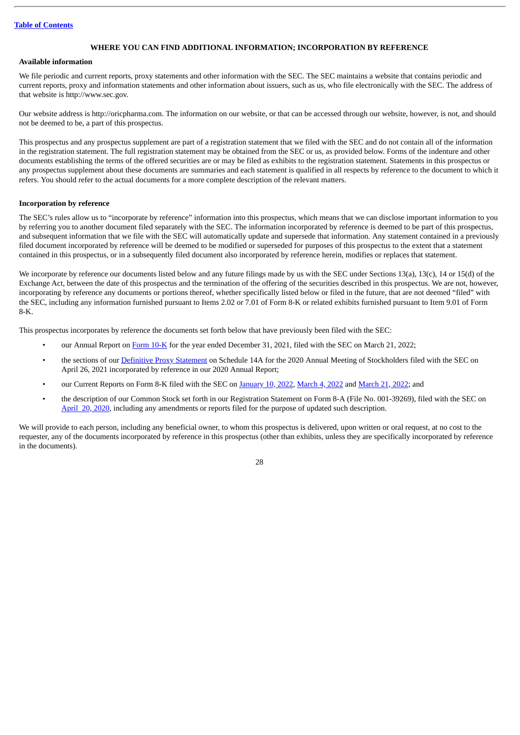## WHERE YOU CAN FIND ADDITIONAL INFORMATION; INCORPORATION BY REFERENCE

### Available information

We file periodic and current reports, proxy statements and other information with the SEC. The SEC maintains a website that contains periodic and current reports, proxy and information statements and other information about issuers, such as us, who file electronically with the SEC. The address of that website is http://www.sec.gov.

Our website address is http://oricpharma.com. The information on our website, or that can be accessed through our website, however, is not, and should not be deemed to be, a part of this prospectus.

This prospectus and any prospectus supplement are part of a registration statement that we filed with the SEC and do not contain all of the information in the registration statement. The full registration statement may be obtained from the SEC or us, as provided below. Forms of the indenture and other documents establishing the terms of the offered securities are or may be filed as exhibits to the registration statement. Statements in this prospectus or any prospectus supplement about these documents are summaries and each statement is qualified in all respects by reference to the document to which it refers. You should refer to the actual documents for a more complete description of the relevant matters.

### Incorporation by reference

The SEC's rules allow us to "incorporate by reference" information into this prospectus, which means that we can disclose important information to you by referring you to another document filed separately with the SEC. The information incorporated by reference is deemed to be part of this prospectus, and subsequent information that we file with the SEC will automatically update and supersede that information. Any statement contained in a previously filed document incorporated by reference will be deemed to be modified or superseded for purposes of this prospectus to the extent that a statement contained in this prospectus, or in a subsequently filed document also incorporated by reference herein, modifies or replaces that statement.

We incorporate by reference our documents listed below and any future filings made by us with the SEC under Sections 13(a), 13(c), 14 or 15(d) of the Exchange Act, between the date of this prospectus and the termination of the offering of the securities described in this prospectus. We are not, however, incorporating by reference any documents or portions thereof, whether specifically listed below or filed in the future, that are not deemed "filed" with the SEC, including any information furnished pursuant to Items 2.02 or 7.01 of Form 8-K or related exhibits furnished pursuant to Item 9.01 of Form 8-K.

This prospectus incorporates by reference the documents set forth below that have previously been filed with the SEC:

- our Annual Report on Form 10-K for the year ended December 31, 2021, filed with the SEC on March 21, 2022;
- the sections of our Definitive Proxy Statement on Schedule 14A for the 2020 Annual Meeting of Stockholders filed with the SEC on April 26, 2021 incorporated by reference in our 2020 Annual Report;
- our Current Reports on Form 8-K filed with the SEC on January 10, 2022, March 4, 2022 and March 21, 2022; and
- the description of our Common Stock set forth in our Registration Statement on Form 8-A (File No. 001-39269), filed with the SEC on April 20, 2020, including any amendments or reports filed for the purpose of updated such description.

We will provide to each person, including any beneficial owner, to whom this prospectus is delivered, upon written or oral request, at no cost to the requester, any of the documents incorporated by reference in this prospectus (other than exhibits, unless they are specifically incorporated by reference in the documents).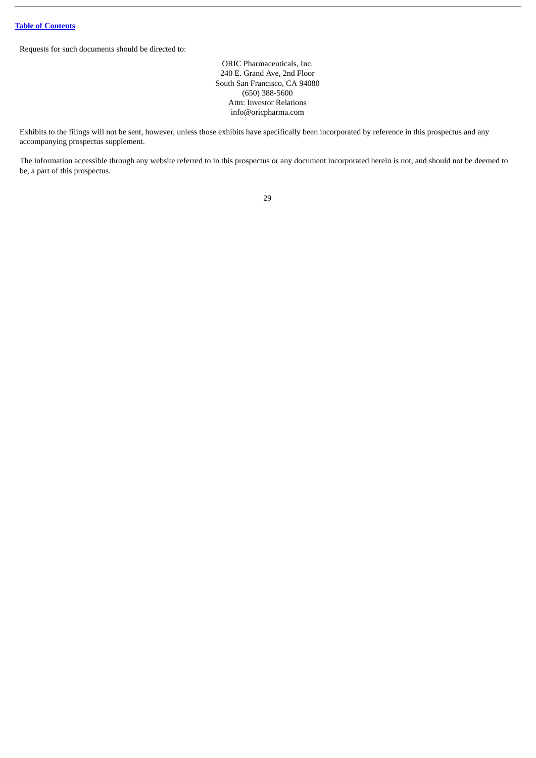Requests for such documents should be directed to:

ORIC Pharmaceuticals, Inc.
240 E. Grand Ave, 2nd Floor
South San Francisco, CA 94080
(650) 388-5600
Attn: Investor Relations
info@oricpharma.com

Exhibits to the filings will not be sent, however, unless those exhibits have specifically been incorporated by reference in this prospectus and any accompanying prospectus supplement.

The information accessible through any website referred to in this prospectus or any document incorporated herein is not, and should not be deemed to be, a part of this prospectus.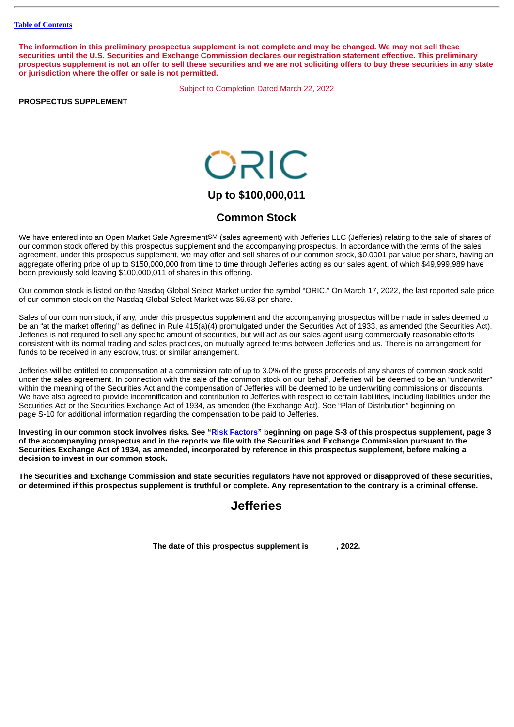[Table of Contents](#)

**The information in this preliminary prospectus supplement is not complete and may be changed. We may not sell these securities until the U.S. Securities and Exchange Commission declares our registration statement effective. This preliminary prospectus supplement is not an offer to sell these securities and we are not soliciting offers to buy these securities in any state or jurisdiction where the offer or sale is not permitted.**

Subject to Completion Dated March 22, 2022

**PROSPECTUS SUPPLEMENT**

ORIC

## Up to $100,000,011

## Common Stock

We have entered into an Open Market Sale Agreement[SM] (sales agreement) with Jefferies LLC (Jefferies) relating to the sale of shares of our common stock offered by this prospectus supplement and the accompanying prospectus. In accordance with the terms of the sales agreement, under this prospectus supplement, we may offer and sell shares of our common stock, $0.0001 par value per share, having an aggregate offering price of up to $150,000,000 from time to time through Jefferies acting as our sales agent, of which $49,999,989 have been previously sold leaving $100,000,011 of shares in this offering.

Our common stock is listed on the Nasdaq Global Select Market under the symbol "ORIC." On March 17, 2022, the last reported sale price of our common stock on the Nasdaq Global Select Market was $6.63 per share.

Sales of our common stock, if any, under this prospectus supplement and the accompanying prospectus will be made in sales deemed to be an "at the market offering" as defined in Rule 415(a)(4) promulgated under the Securities Act of 1933, as amended (the Securities Act). Jefferies is not required to sell any specific amount of securities, but will act as our sales agent using commercially reasonable efforts consistent with its normal trading and sales practices, on mutually agreed terms between Jefferies and us. There is no arrangement for funds to be received in any escrow, trust or similar arrangement.

Jefferies will be entitled to compensation at a commission rate of up to 3.0% of the gross proceeds of any shares of common stock sold under the sales agreement. In connection with the sale of the common stock on our behalf, Jefferies will be deemed to be an "underwriter" within the meaning of the Securities Act and the compensation of Jefferies will be deemed to be underwriting commissions or discounts. We have also agreed to provide indemnification and contribution to Jefferies with respect to certain liabilities, including liabilities under the Securities Act or the Securities Exchange Act of 1934, as amended (the Exchange Act). See "Plan of Distribution" beginning on page S-10 for additional information regarding the compensation to be paid to Jefferies.

**Investing in our common stock involves risks. See "[Risk Factors](#)" beginning on page S-3 of this prospectus supplement, page 3 of the accompanying prospectus and in the reports we file with the Securities and Exchange Commission pursuant to the Securities Exchange Act of 1934, as amended, incorporated by reference in this prospectus supplement, before making a decision to invest in our common stock.**

**The Securities and Exchange Commission and state securities regulators have not approved or disapproved of these securities, or determined if this prospectus supplement is truthful or complete. Any representation to the contrary is a criminal offense.**

## Jefferies

**The date of this prospectus supplement is , 2022.**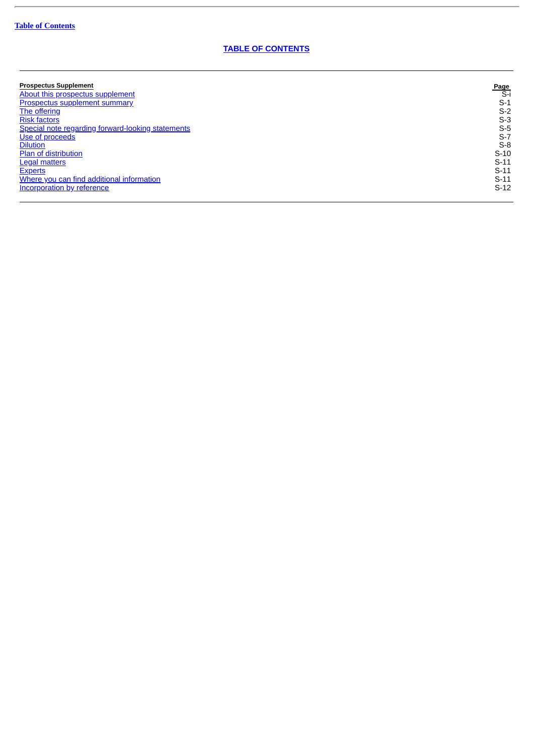## TABLE OF CONTENTS

| Prospectus Supplement | Page |
|---|---|
| About this prospectus supplement | S-i |
| Prospectus supplement summary | S-1 |
| The offering | S-2 |
| Risk factors | S-3 |
| Special note regarding forward-looking statements | S-5 |
| Use of proceeds | S-7 |
| Dilution | S-8 |
| Plan of distribution | S-10 |
| Legal matters | S-11 |
| Experts | S-11 |
| Where you can find additional information | S-11 |
| Incorporation by reference | S-12 |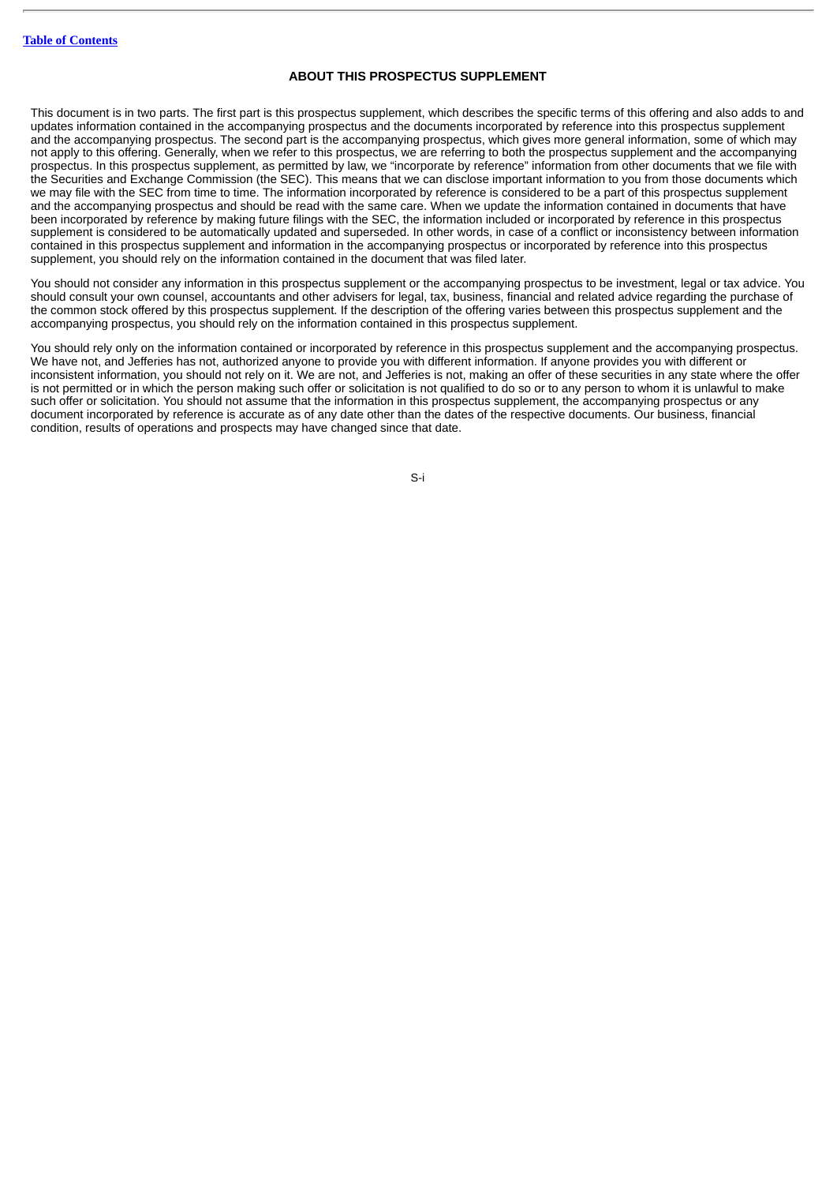## ABOUT THIS PROSPECTUS SUPPLEMENT

This document is in two parts. The first part is this prospectus supplement, which describes the specific terms of this offering and also adds to and updates information contained in the accompanying prospectus and the documents incorporated by reference into this prospectus supplement and the accompanying prospectus. The second part is the accompanying prospectus, which gives more general information, some of which may not apply to this offering. Generally, when we refer to this prospectus, we are referring to both the prospectus supplement and the accompanying prospectus. In this prospectus supplement, as permitted by law, we "incorporate by reference" information from other documents that we file with the Securities and Exchange Commission (the SEC). This means that we can disclose important information to you from those documents which we may file with the SEC from time to time. The information incorporated by reference is considered to be a part of this prospectus supplement and the accompanying prospectus and should be read with the same care. When we update the information contained in documents that have been incorporated by reference by making future filings with the SEC, the information included or incorporated by reference in this prospectus supplement is considered to be automatically updated and superseded. In other words, in case of a conflict or inconsistency between information contained in this prospectus supplement and information in the accompanying prospectus or incorporated by reference into this prospectus supplement, you should rely on the information contained in the document that was filed later.

You should not consider any information in this prospectus supplement or the accompanying prospectus to be investment, legal or tax advice. You should consult your own counsel, accountants and other advisers for legal, tax, business, financial and related advice regarding the purchase of the common stock offered by this prospectus supplement. If the description of the offering varies between this prospectus supplement and the accompanying prospectus, you should rely on the information contained in this prospectus supplement.

You should rely only on the information contained or incorporated by reference in this prospectus supplement and the accompanying prospectus. We have not, and Jefferies has not, authorized anyone to provide you with different information. If anyone provides you with different or inconsistent information, you should not rely on it. We are not, and Jefferies is not, making an offer of these securities in any state where the offer is not permitted or in which the person making such offer or solicitation is not qualified to do so or to any person to whom it is unlawful to make such offer or solicitation. You should not assume that the information in this prospectus supplement, the accompanying prospectus or any document incorporated by reference is accurate as of any date other than the dates of the respective documents. Our business, financial condition, results of operations and prospects may have changed since that date.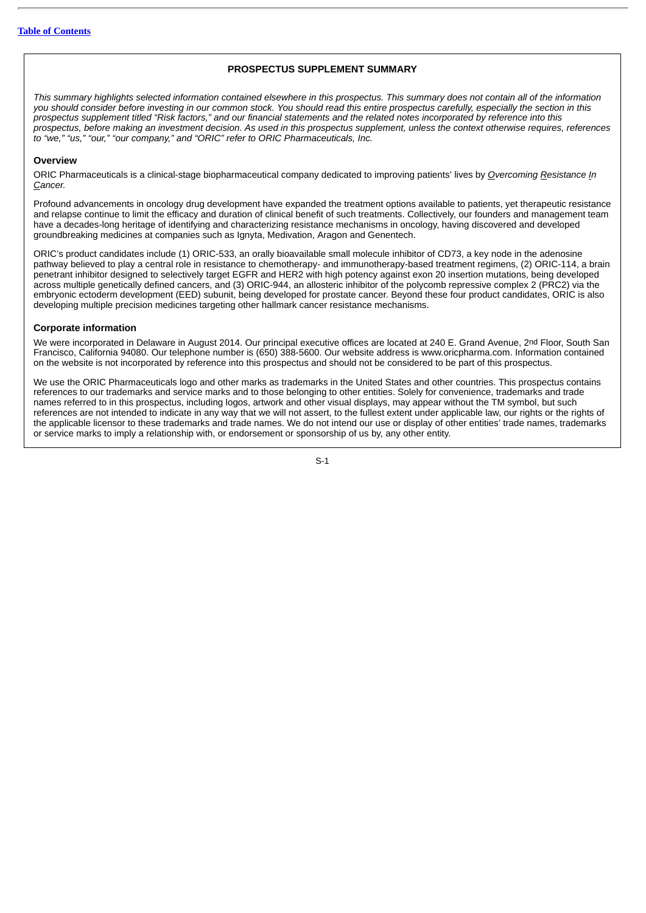## PROSPECTUS SUPPLEMENT SUMMARY

*This summary highlights selected information contained elsewhere in this prospectus. This summary does not contain all of the information you should consider before investing in our common stock. You should read this entire prospectus carefully, especially the section in this prospectus supplement titled "Risk factors," and our financial statements and the related notes incorporated by reference into this prospectus, before making an investment decision. As used in this prospectus supplement, unless the context otherwise requires, references to "we," "us," "our," "our company," and "ORIC" refer to ORIC Pharmaceuticals, Inc.*

### Overview

ORIC Pharmaceuticals is a clinical-stage biopharmaceutical company dedicated to improving patients' lives by *Overcoming Resistance In Cancer.*

Profound advancements in oncology drug development have expanded the treatment options available to patients, yet therapeutic resistance and relapse continue to limit the efficacy and duration of clinical benefit of such treatments. Collectively, our founders and management team have a decades-long heritage of identifying and characterizing resistance mechanisms in oncology, having discovered and developed groundbreaking medicines at companies such as Ignyta, Medivation, Aragon and Genentech.

ORIC's product candidates include (1) ORIC-533, an orally bioavailable small molecule inhibitor of CD73, a key node in the adenosine pathway believed to play a central role in resistance to chemotherapy- and immunotherapy-based treatment regimens, (2) ORIC-114, a brain penetrant inhibitor designed to selectively target EGFR and HER2 with high potency against exon 20 insertion mutations, being developed across multiple genetically defined cancers, and (3) ORIC-944, an allosteric inhibitor of the polycomb repressive complex 2 (PRC2) via the embryonic ectoderm development (EED) subunit, being developed for prostate cancer. Beyond these four product candidates, ORIC is also developing multiple precision medicines targeting other hallmark cancer resistance mechanisms.

### Corporate information

We were incorporated in Delaware in August 2014. Our principal executive offices are located at 240 E. Grand Avenue, 2nd Floor, South San Francisco, California 94080. Our telephone number is (650) 388-5600. Our website address is www.oricpharma.com. Information contained on the website is not incorporated by reference into this prospectus and should not be considered to be part of this prospectus.

We use the ORIC Pharmaceuticals logo and other marks as trademarks in the United States and other countries. This prospectus contains references to our trademarks and service marks and to those belonging to other entities. Solely for convenience, trademarks and trade names referred to in this prospectus, including logos, artwork and other visual displays, may appear without the TM symbol, but such references are not intended to indicate in any way that we will not assert, to the fullest extent under applicable law, our rights or the rights of the applicable licensor to these trademarks and trade names. We do not intend our use or display of other entities' trade names, trademarks or service marks to imply a relationship with, or endorsement or sponsorship of us by, any other entity.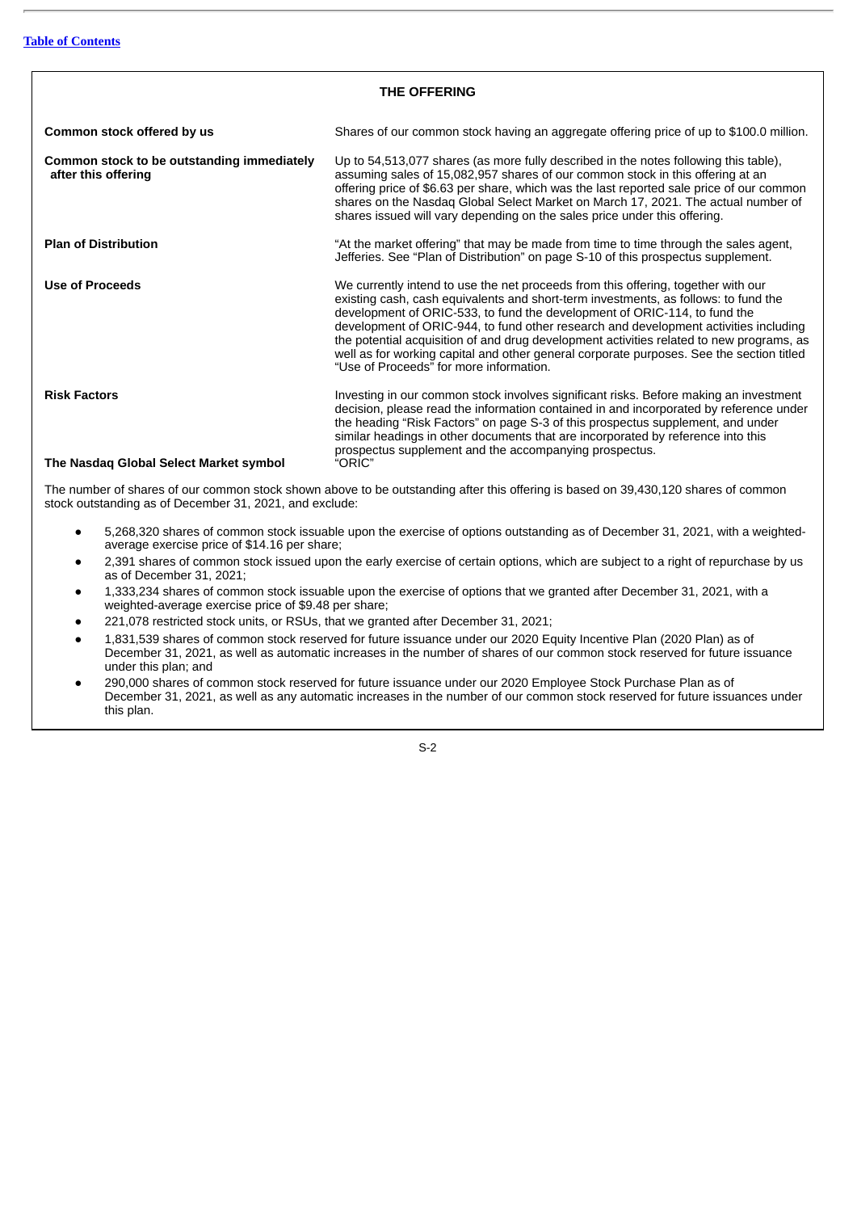## THE OFFERING

| | |
|---|---|
| **Common stock offered by us** | Shares of our common stock having an aggregate offering price of up to $100.0 million. |
| **Common stock to be outstanding immediately after this offering** | Up to 54,513,077 shares (as more fully described in the notes following this table), assuming sales of 15,082,957 shares of our common stock in this offering at an offering price of $6.63 per share, which was the last reported sale price of our common shares on the Nasdaq Global Select Market on March 17, 2021. The actual number of shares issued will vary depending on the sales price under this offering. |
| **Plan of Distribution** | "At the market offering" that may be made from time to time through the sales agent, Jefferies. See "Plan of Distribution" on page S-10 of this prospectus supplement. |
| **Use of Proceeds** | We currently intend to use the net proceeds from this offering, together with our existing cash, cash equivalents and short-term investments, as follows: to fund the development of ORIC-533, to fund the development of ORIC-114, to fund the development of ORIC-944, to fund other research and development activities including the potential acquisition of and drug development activities related to new programs, as well as for working capital and other general corporate purposes. See the section titled "Use of Proceeds" for more information. |
| **Risk Factors** | Investing in our common stock involves significant risks. Before making an investment decision, please read the information contained in and incorporated by reference under the heading "Risk Factors" on page S-3 of this prospectus supplement, and under similar headings in other documents that are incorporated by reference into this prospectus supplement and the accompanying prospectus. |
| **The Nasdaq Global Select Market symbol** | "ORIC" |

The number of shares of our common stock shown above to be outstanding after this offering is based on 39,430,120 shares of common stock outstanding as of December 31, 2021, and exclude:

- 5,268,320 shares of common stock issuable upon the exercise of options outstanding as of December 31, 2021, with a weighted-average exercise price of $14.16 per share;
- 2,391 shares of common stock issued upon the early exercise of certain options, which are subject to a right of repurchase by us as of December 31, 2021;
- 1,333,234 shares of common stock issuable upon the exercise of options that we granted after December 31, 2021, with a weighted-average exercise price of $9.48 per share;
- 221,078 restricted stock units, or RSUs, that we granted after December 31, 2021;
- 1,831,539 shares of common stock reserved for future issuance under our 2020 Equity Incentive Plan (2020 Plan) as of December 31, 2021, as well as automatic increases in the number of shares of our common stock reserved for future issuance under this plan; and
- 290,000 shares of common stock reserved for future issuance under our 2020 Employee Stock Purchase Plan as of December 31, 2021, as well as any automatic increases in the number of our common stock reserved for future issuances under this plan.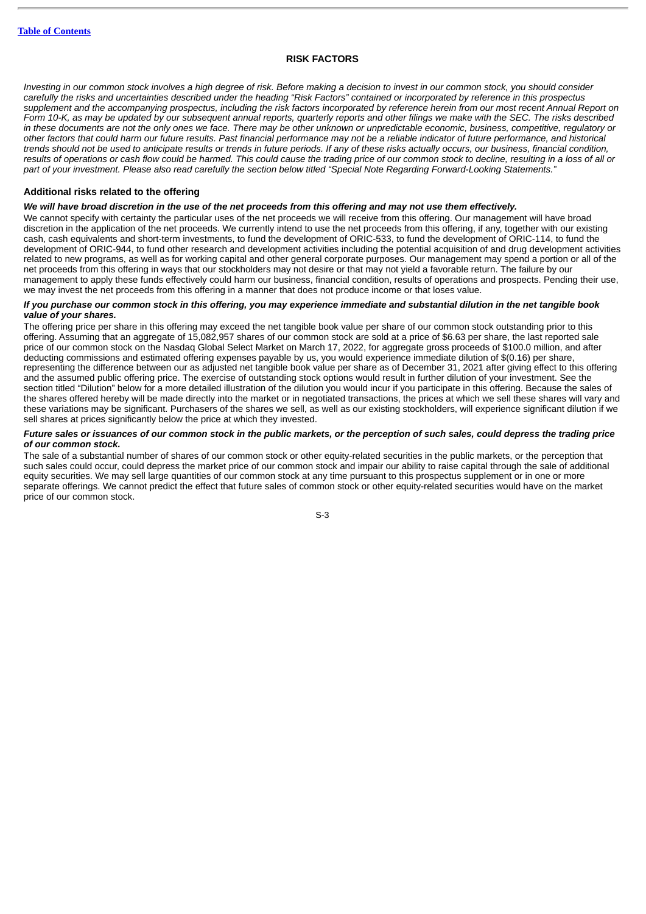## RISK FACTORS

*Investing in our common stock involves a high degree of risk. Before making a decision to invest in our common stock, you should consider carefully the risks and uncertainties described under the heading "Risk Factors" contained or incorporated by reference in this prospectus supplement and the accompanying prospectus, including the risk factors incorporated by reference herein from our most recent Annual Report on Form 10-K, as may be updated by our subsequent annual reports, quarterly reports and other filings we make with the SEC. The risks described in these documents are not the only ones we face. There may be other unknown or unpredictable economic, business, competitive, regulatory or other factors that could harm our future results. Past financial performance may not be a reliable indicator of future performance, and historical trends should not be used to anticipate results or trends in future periods. If any of these risks actually occurs, our business, financial condition, results of operations or cash flow could be harmed. This could cause the trading price of our common stock to decline, resulting in a loss of all or part of your investment. Please also read carefully the section below titled "Special Note Regarding Forward-Looking Statements."*

### Additional risks related to the offering

***We will have broad discretion in the use of the net proceeds from this offering and may not use them effectively.***

We cannot specify with certainty the particular uses of the net proceeds we will receive from this offering. Our management will have broad discretion in the application of the net proceeds. We currently intend to use the net proceeds from this offering, if any, together with our existing cash, cash equivalents and short-term investments, to fund the development of ORIC-533, to fund the development of ORIC-114, to fund the development of ORIC-944, to fund other research and development activities including the potential acquisition of and drug development activities related to new programs, as well as for working capital and other general corporate purposes. Our management may spend a portion or all of the net proceeds from this offering in ways that our stockholders may not desire or that may not yield a favorable return. The failure by our management to apply these funds effectively could harm our business, financial condition, results of operations and prospects. Pending their use, we may invest the net proceeds from this offering in a manner that does not produce income or that loses value.

***If you purchase our common stock in this offering, you may experience immediate and substantial dilution in the net tangible book value of your shares.***

The offering price per share in this offering may exceed the net tangible book value per share of our common stock outstanding prior to this offering. Assuming that an aggregate of 15,082,957 shares of our common stock are sold at a price of $6.63 per share, the last reported sale price of our common stock on the Nasdaq Global Select Market on March 17, 2022, for aggregate gross proceeds of $100.0 million, and after deducting commissions and estimated offering expenses payable by us, you would experience immediate dilution of $(0.16) per share, representing the difference between our as adjusted net tangible book value per share as of December 31, 2021 after giving effect to this offering and the assumed public offering price. The exercise of outstanding stock options would result in further dilution of your investment. See the section titled "Dilution" below for a more detailed illustration of the dilution you would incur if you participate in this offering. Because the sales of the shares offered hereby will be made directly into the market or in negotiated transactions, the prices at which we sell these shares will vary and these variations may be significant. Purchasers of the shares we sell, as well as our existing stockholders, will experience significant dilution if we sell shares at prices significantly below the price at which they invested.

***Future sales or issuances of our common stock in the public markets, or the perception of such sales, could depress the trading price of our common stock.***

The sale of a substantial number of shares of our common stock or other equity-related securities in the public markets, or the perception that such sales could occur, could depress the market price of our common stock and impair our ability to raise capital through the sale of additional equity securities. We may sell large quantities of our common stock at any time pursuant to this prospectus supplement or in one or more separate offerings. We cannot predict the effect that future sales of common stock or other equity-related securities would have on the market price of our common stock.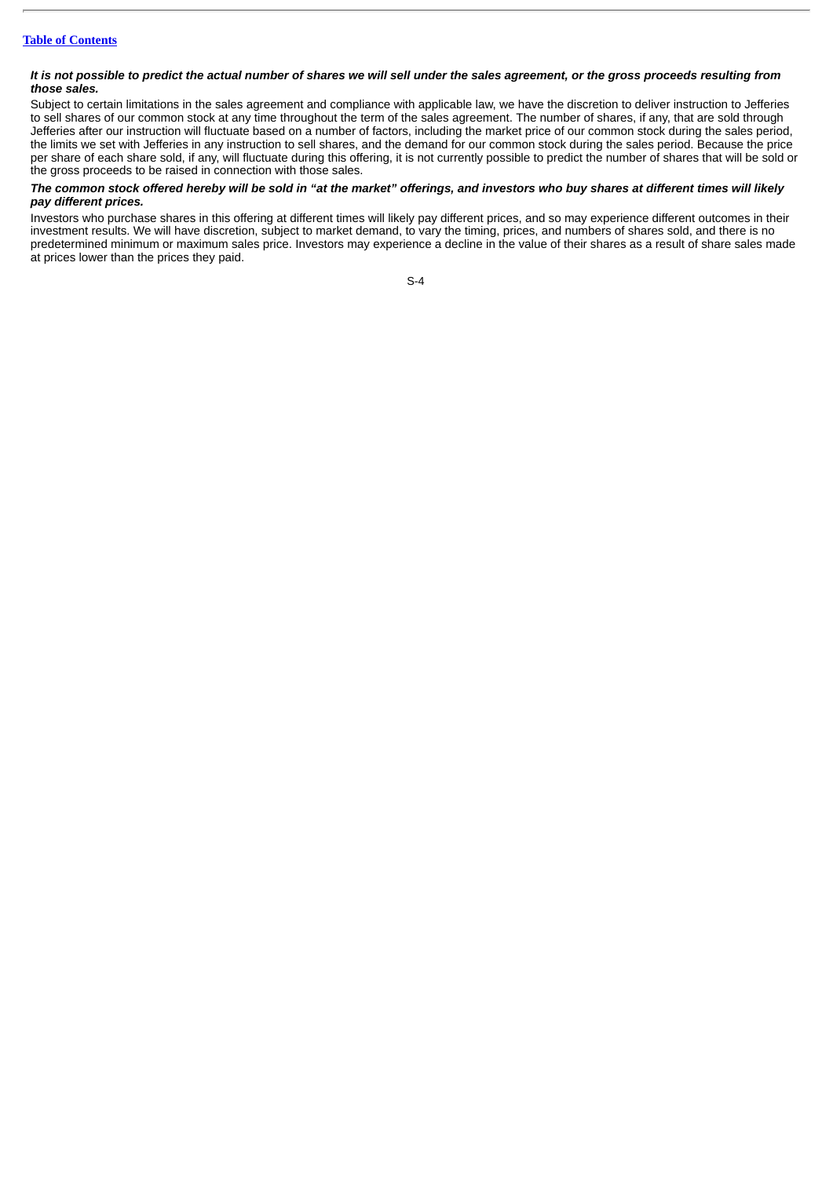***It is not possible to predict the actual number of shares we will sell under the sales agreement, or the gross proceeds resulting from those sales.***

Subject to certain limitations in the sales agreement and compliance with applicable law, we have the discretion to deliver instruction to Jefferies to sell shares of our common stock at any time throughout the term of the sales agreement. The number of shares, if any, that are sold through Jefferies after our instruction will fluctuate based on a number of factors, including the market price of our common stock during the sales period, the limits we set with Jefferies in any instruction to sell shares, and the demand for our common stock during the sales period. Because the price per share of each share sold, if any, will fluctuate during this offering, it is not currently possible to predict the number of shares that will be sold or the gross proceeds to be raised in connection with those sales.

***The common stock offered hereby will be sold in "at the market" offerings, and investors who buy shares at different times will likely pay different prices.***

Investors who purchase shares in this offering at different times will likely pay different prices, and so may experience different outcomes in their investment results. We will have discretion, subject to market demand, to vary the timing, prices, and numbers of shares sold, and there is no predetermined minimum or maximum sales price. Investors may experience a decline in the value of their shares as a result of share sales made at prices lower than the prices they paid.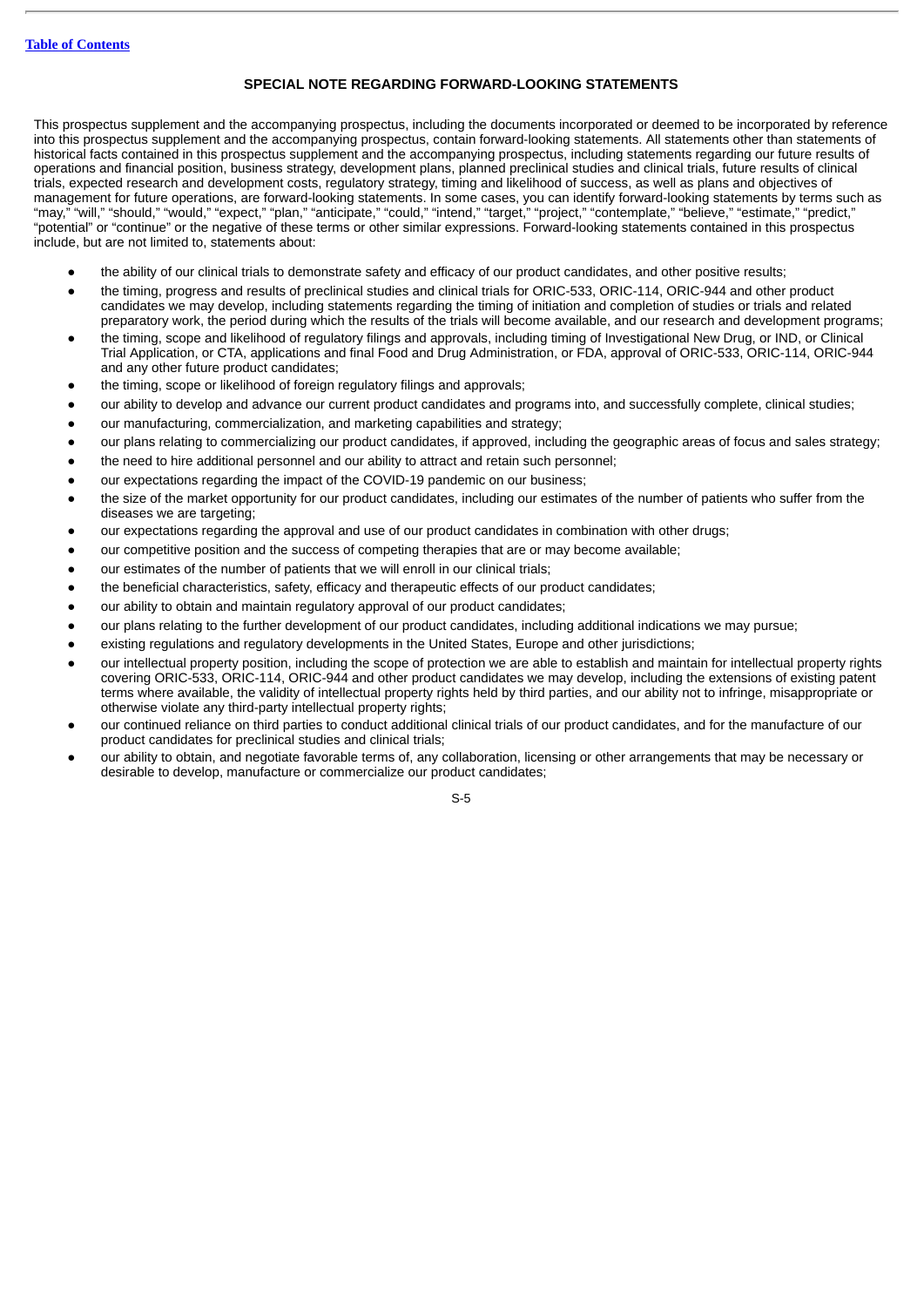## SPECIAL NOTE REGARDING FORWARD-LOOKING STATEMENTS

This prospectus supplement and the accompanying prospectus, including the documents incorporated or deemed to be incorporated by reference into this prospectus supplement and the accompanying prospectus, contain forward-looking statements. All statements other than statements of historical facts contained in this prospectus supplement and the accompanying prospectus, including statements regarding our future results of operations and financial position, business strategy, development plans, planned preclinical studies and clinical trials, future results of clinical trials, expected research and development costs, regulatory strategy, timing and likelihood of success, as well as plans and objectives of management for future operations, are forward-looking statements. In some cases, you can identify forward-looking statements by terms such as "may," "will," "should," "would," "expect," "plan," "anticipate," "could," "intend," "target," "project," "contemplate," "believe," "estimate," "predict," "potential" or "continue" or the negative of these terms or other similar expressions. Forward-looking statements contained in this prospectus include, but are not limited to, statements about:

- the ability of our clinical trials to demonstrate safety and efficacy of our product candidates, and other positive results;
- the timing, progress and results of preclinical studies and clinical trials for ORIC-533, ORIC-114, ORIC-944 and other product candidates we may develop, including statements regarding the timing of initiation and completion of studies or trials and related preparatory work, the period during which the results of the trials will become available, and our research and development programs;
- the timing, scope and likelihood of regulatory filings and approvals, including timing of Investigational New Drug, or IND, or Clinical Trial Application, or CTA, applications and final Food and Drug Administration, or FDA, approval of ORIC-533, ORIC-114, ORIC-944 and any other future product candidates;
- the timing, scope or likelihood of foreign regulatory filings and approvals;
- our ability to develop and advance our current product candidates and programs into, and successfully complete, clinical studies;
- our manufacturing, commercialization, and marketing capabilities and strategy;
- our plans relating to commercializing our product candidates, if approved, including the geographic areas of focus and sales strategy;
- the need to hire additional personnel and our ability to attract and retain such personnel;
- our expectations regarding the impact of the COVID-19 pandemic on our business;
- the size of the market opportunity for our product candidates, including our estimates of the number of patients who suffer from the diseases we are targeting;
- our expectations regarding the approval and use of our product candidates in combination with other drugs;
- our competitive position and the success of competing therapies that are or may become available;
- our estimates of the number of patients that we will enroll in our clinical trials;
- the beneficial characteristics, safety, efficacy and therapeutic effects of our product candidates;
- our ability to obtain and maintain regulatory approval of our product candidates;
- our plans relating to the further development of our product candidates, including additional indications we may pursue;
- existing regulations and regulatory developments in the United States, Europe and other jurisdictions;
- our intellectual property position, including the scope of protection we are able to establish and maintain for intellectual property rights covering ORIC-533, ORIC-114, ORIC-944 and other product candidates we may develop, including the extensions of existing patent terms where available, the validity of intellectual property rights held by third parties, and our ability not to infringe, misappropriate or otherwise violate any third-party intellectual property rights;
- our continued reliance on third parties to conduct additional clinical trials of our product candidates, and for the manufacture of our product candidates for preclinical studies and clinical trials;
- our ability to obtain, and negotiate favorable terms of, any collaboration, licensing or other arrangements that may be necessary or desirable to develop, manufacture or commercialize our product candidates;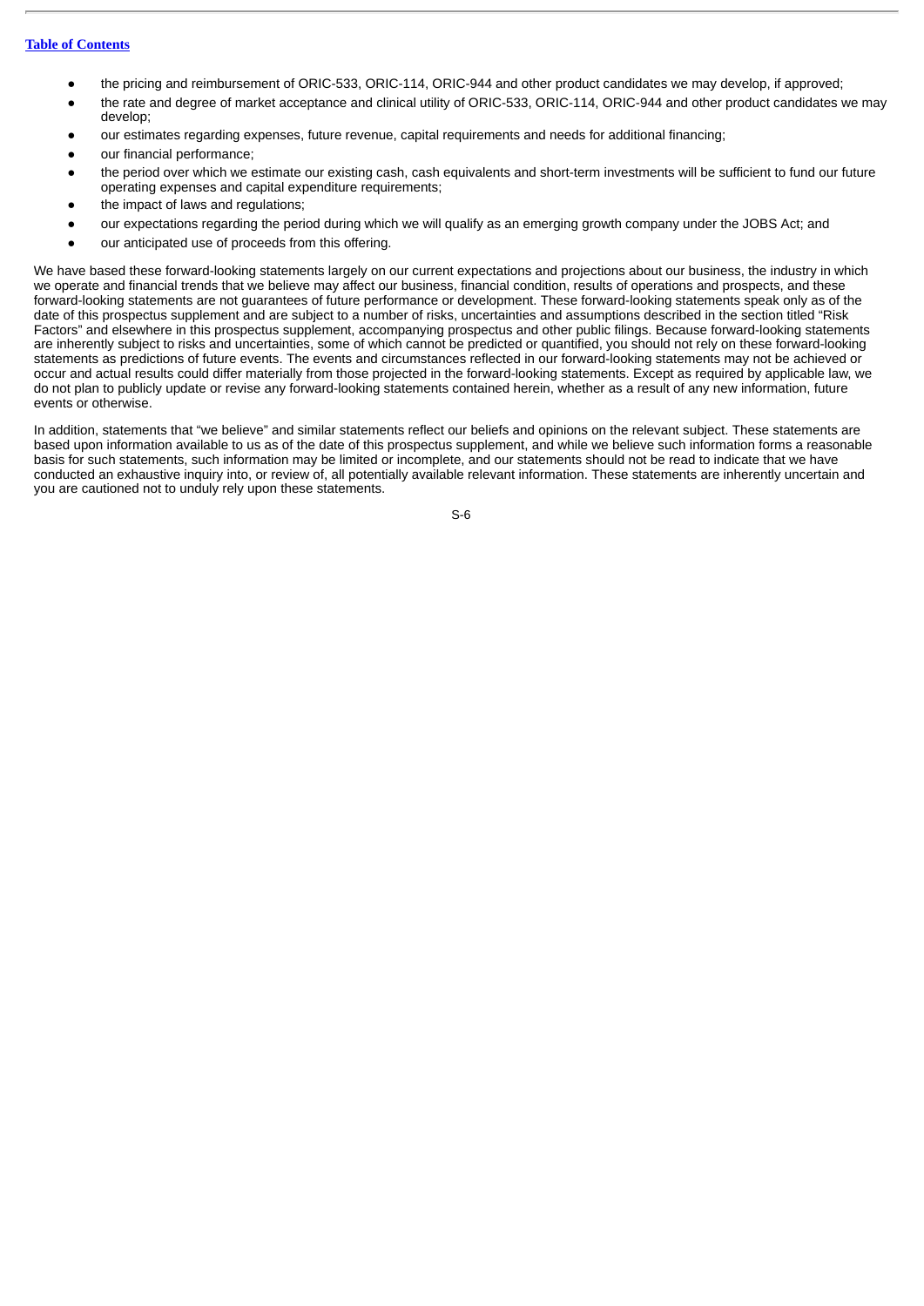- the pricing and reimbursement of ORIC-533, ORIC-114, ORIC-944 and other product candidates we may develop, if approved;
- the rate and degree of market acceptance and clinical utility of ORIC-533, ORIC-114, ORIC-944 and other product candidates we may develop;
- our estimates regarding expenses, future revenue, capital requirements and needs for additional financing;
- our financial performance;
- the period over which we estimate our existing cash, cash equivalents and short-term investments will be sufficient to fund our future operating expenses and capital expenditure requirements;
- the impact of laws and regulations;
- our expectations regarding the period during which we will qualify as an emerging growth company under the JOBS Act; and
- our anticipated use of proceeds from this offering.

We have based these forward-looking statements largely on our current expectations and projections about our business, the industry in which we operate and financial trends that we believe may affect our business, financial condition, results of operations and prospects, and these forward-looking statements are not guarantees of future performance or development. These forward-looking statements speak only as of the date of this prospectus supplement and are subject to a number of risks, uncertainties and assumptions described in the section titled "Risk Factors" and elsewhere in this prospectus supplement, accompanying prospectus and other public filings. Because forward-looking statements are inherently subject to risks and uncertainties, some of which cannot be predicted or quantified, you should not rely on these forward-looking statements as predictions of future events. The events and circumstances reflected in our forward-looking statements may not be achieved or occur and actual results could differ materially from those projected in the forward-looking statements. Except as required by applicable law, we do not plan to publicly update or revise any forward-looking statements contained herein, whether as a result of any new information, future events or otherwise.

In addition, statements that "we believe" and similar statements reflect our beliefs and opinions on the relevant subject. These statements are based upon information available to us as of the date of this prospectus supplement, and while we believe such information forms a reasonable basis for such statements, such information may be limited or incomplete, and our statements should not be read to indicate that we have conducted an exhaustive inquiry into, or review of, all potentially available relevant information. These statements are inherently uncertain and you are cautioned not to unduly rely upon these statements.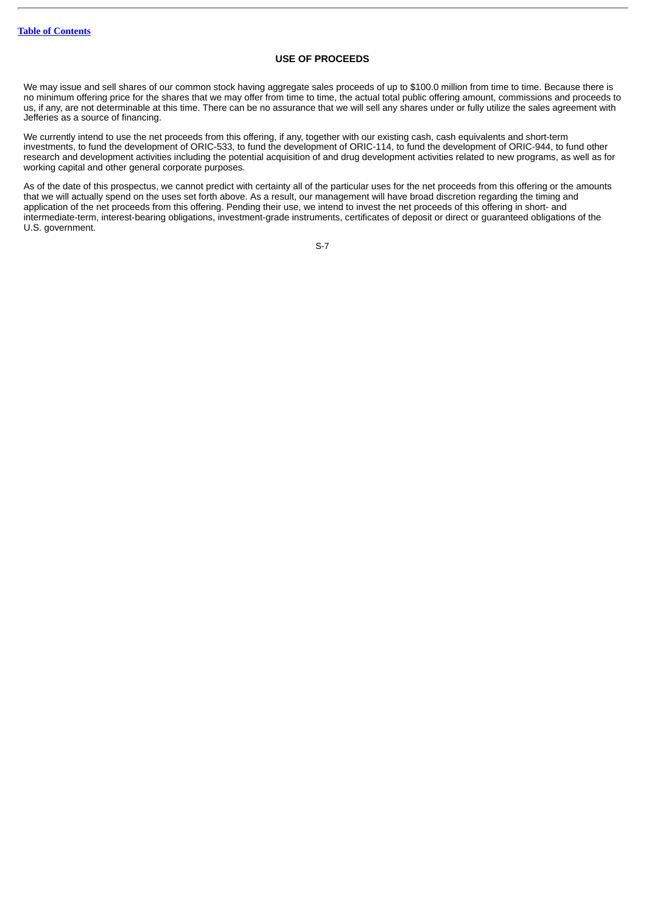## USE OF PROCEEDS

We may issue and sell shares of our common stock having aggregate sales proceeds of up to $100.0 million from time to time. Because there is no minimum offering price for the shares that we may offer from time to time, the actual total public offering amount, commissions and proceeds to us, if any, are not determinable at this time. There can be no assurance that we will sell any shares under or fully utilize the sales agreement with Jefferies as a source of financing.

We currently intend to use the net proceeds from this offering, if any, together with our existing cash, cash equivalents and short-term investments, to fund the development of ORIC-533, to fund the development of ORIC-114, to fund the development of ORIC-944, to fund other research and development activities including the potential acquisition of and drug development activities related to new programs, as well as for working capital and other general corporate purposes.

As of the date of this prospectus, we cannot predict with certainty all of the particular uses for the net proceeds from this offering or the amounts that we will actually spend on the uses set forth above. As a result, our management will have broad discretion regarding the timing and application of the net proceeds from this offering. Pending their use, we intend to invest the net proceeds of this offering in short- and intermediate-term, interest-bearing obligations, investment-grade instruments, certificates of deposit or direct or guaranteed obligations of the U.S. government.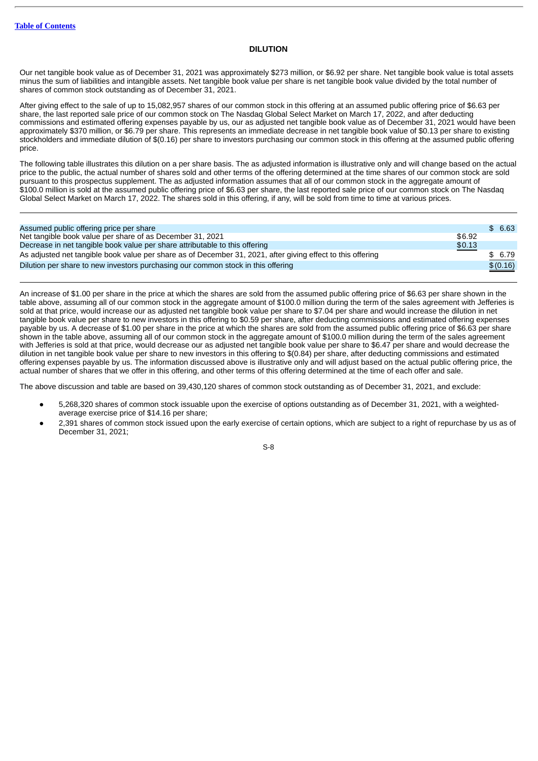## DILUTION

Our net tangible book value as of December 31, 2021 was approximately $273 million, or $6.92 per share. Net tangible book value is total assets minus the sum of liabilities and intangible assets. Net tangible book value per share is net tangible book value divided by the total number of shares of common stock outstanding as of December 31, 2021.

After giving effect to the sale of up to 15,082,957 shares of our common stock in this offering at an assumed public offering price of $6.63 per share, the last reported sale price of our common stock on The Nasdaq Global Select Market on March 17, 2022, and after deducting commissions and estimated offering expenses payable by us, our as adjusted net tangible book value as of December 31, 2021 would have been approximately $370 million, or $6.79 per share. This represents an immediate decrease in net tangible book value of $0.13 per share to existing stockholders and immediate dilution of $(0.16) per share to investors purchasing our common stock in this offering at the assumed public offering price.

The following table illustrates this dilution on a per share basis. The as adjusted information is illustrative only and will change based on the actual price to the public, the actual number of shares sold and other terms of the offering determined at the time shares of our common stock are sold pursuant to this prospectus supplement. The as adjusted information assumes that all of our common stock in the aggregate amount of $100.0 million is sold at the assumed public offering price of $6.63 per share, the last reported sale price of our common stock on The Nasdaq Global Select Market on March 17, 2022. The shares sold in this offering, if any, will be sold from time to time at various prices.

| | | |
|---|---|---|
| Assumed public offering price per share | | $ 6.63 |
| Net tangible book value per share of as December 31, 2021 | $6.92 | |
| Decrease in net tangible book value per share attributable to this offering | $0.13 | |
| As adjusted net tangible book value per share as of December 31, 2021, after giving effect to this offering | | $ 6.79 |
| Dilution per share to new investors purchasing our common stock in this offering | | $(0.16) |

An increase of $1.00 per share in the price at which the shares are sold from the assumed public offering price of $6.63 per share shown in the table above, assuming all of our common stock in the aggregate amount of $100.0 million during the term of the sales agreement with Jefferies is sold at that price, would increase our as adjusted net tangible book value per share to $7.04 per share and would increase the dilution in net tangible book value per share to new investors in this offering to $0.59 per share, after deducting commissions and estimated offering expenses payable by us. A decrease of $1.00 per share in the price at which the shares are sold from the assumed public offering price of $6.63 per share shown in the table above, assuming all of our common stock in the aggregate amount of $100.0 million during the term of the sales agreement with Jefferies is sold at that price, would decrease our as adjusted net tangible book value per share to $6.47 per share and would decrease the dilution in net tangible book value per share to new investors in this offering to $(0.84) per share, after deducting commissions and estimated offering expenses payable by us. The information discussed above is illustrative only and will adjust based on the actual public offering price, the actual number of shares that we offer in this offering, and other terms of this offering determined at the time of each offer and sale.

The above discussion and table are based on 39,430,120 shares of common stock outstanding as of December 31, 2021, and exclude:

- 5,268,320 shares of common stock issuable upon the exercise of options outstanding as of December 31, 2021, with a weighted-average exercise price of $14.16 per share;
- 2,391 shares of common stock issued upon the early exercise of certain options, which are subject to a right of repurchase by us as of December 31, 2021;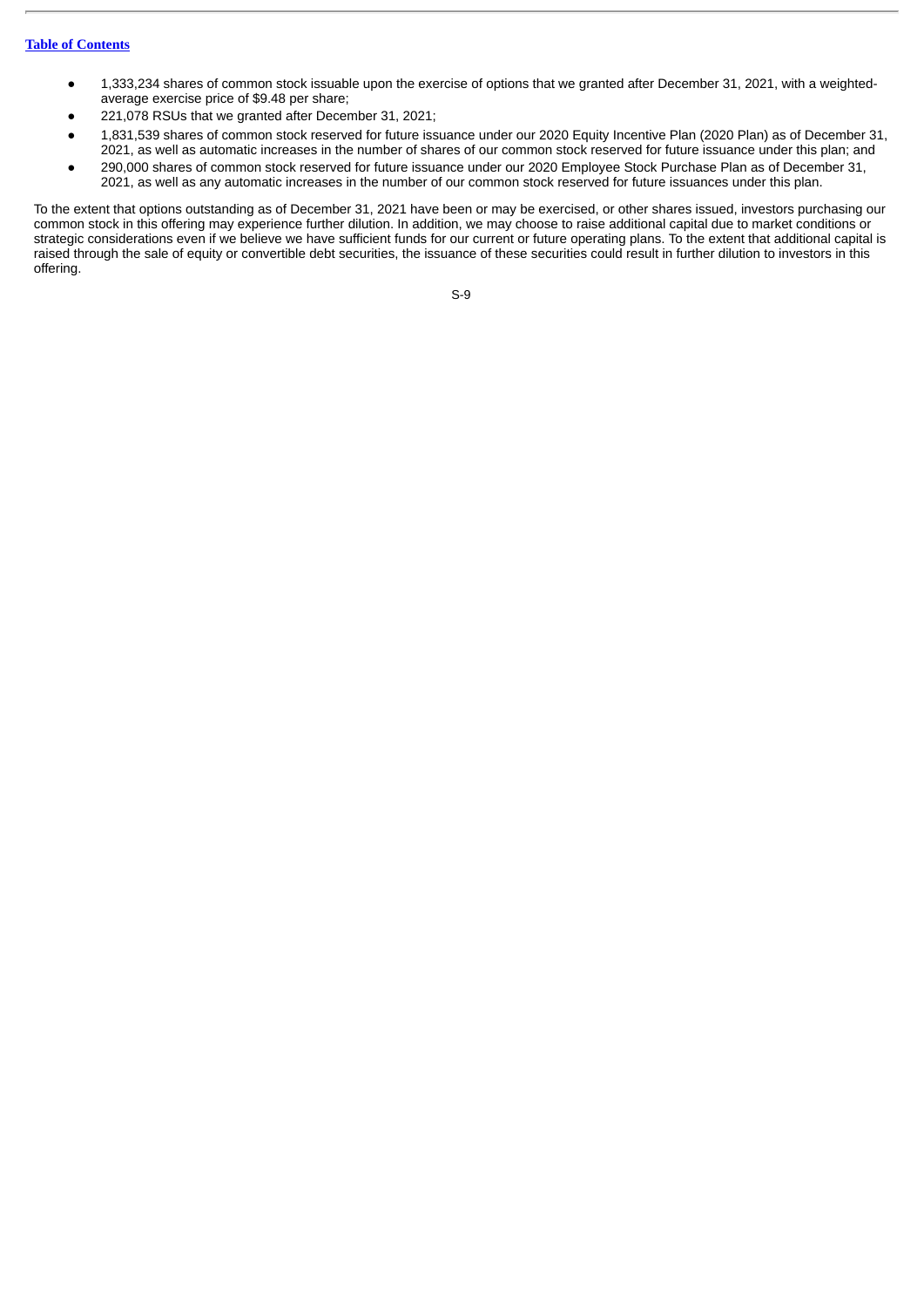- 1,333,234 shares of common stock issuable upon the exercise of options that we granted after December 31, 2021, with a weighted-average exercise price of $9.48 per share;
- 221,078 RSUs that we granted after December 31, 2021;
- 1,831,539 shares of common stock reserved for future issuance under our 2020 Equity Incentive Plan (2020 Plan) as of December 31, 2021, as well as automatic increases in the number of shares of our common stock reserved for future issuance under this plan; and
- 290,000 shares of common stock reserved for future issuance under our 2020 Employee Stock Purchase Plan as of December 31, 2021, as well as any automatic increases in the number of our common stock reserved for future issuances under this plan.

To the extent that options outstanding as of December 31, 2021 have been or may be exercised, or other shares issued, investors purchasing our common stock in this offering may experience further dilution. In addition, we may choose to raise additional capital due to market conditions or strategic considerations even if we believe we have sufficient funds for our current or future operating plans. To the extent that additional capital is raised through the sale of equity or convertible debt securities, the issuance of these securities could result in further dilution to investors in this offering.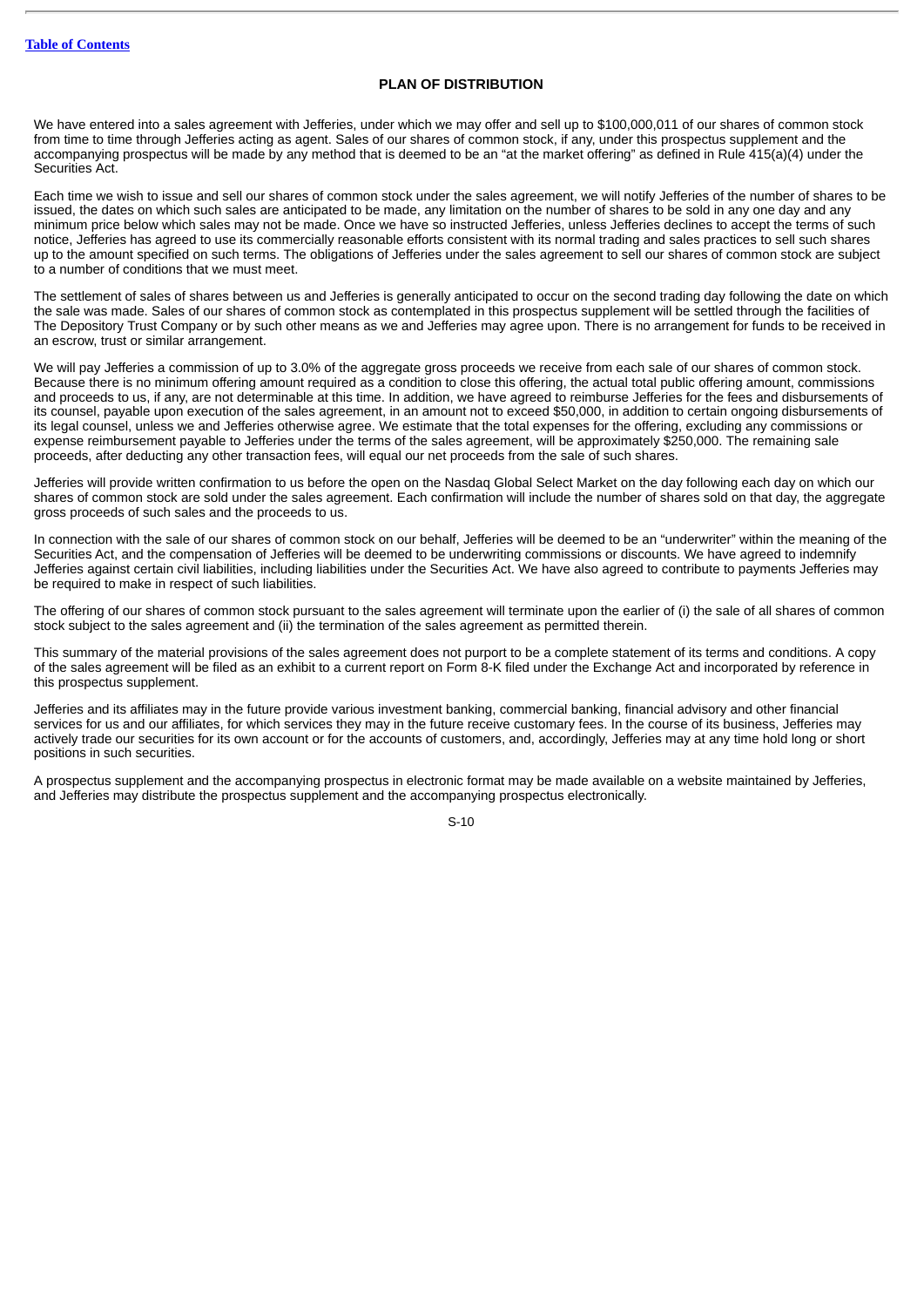## PLAN OF DISTRIBUTION

We have entered into a sales agreement with Jefferies, under which we may offer and sell up to $100,000,011 of our shares of common stock from time to time through Jefferies acting as agent. Sales of our shares of common stock, if any, under this prospectus supplement and the accompanying prospectus will be made by any method that is deemed to be an "at the market offering" as defined in Rule 415(a)(4) under the Securities Act.

Each time we wish to issue and sell our shares of common stock under the sales agreement, we will notify Jefferies of the number of shares to be issued, the dates on which such sales are anticipated to be made, any limitation on the number of shares to be sold in any one day and any minimum price below which sales may not be made. Once we have so instructed Jefferies, unless Jefferies declines to accept the terms of such notice, Jefferies has agreed to use its commercially reasonable efforts consistent with its normal trading and sales practices to sell such shares up to the amount specified on such terms. The obligations of Jefferies under the sales agreement to sell our shares of common stock are subject to a number of conditions that we must meet.

The settlement of sales of shares between us and Jefferies is generally anticipated to occur on the second trading day following the date on which the sale was made. Sales of our shares of common stock as contemplated in this prospectus supplement will be settled through the facilities of The Depository Trust Company or by such other means as we and Jefferies may agree upon. There is no arrangement for funds to be received in an escrow, trust or similar arrangement.

We will pay Jefferies a commission of up to 3.0% of the aggregate gross proceeds we receive from each sale of our shares of common stock. Because there is no minimum offering amount required as a condition to close this offering, the actual total public offering amount, commissions and proceeds to us, if any, are not determinable at this time. In addition, we have agreed to reimburse Jefferies for the fees and disbursements of its counsel, payable upon execution of the sales agreement, in an amount not to exceed $50,000, in addition to certain ongoing disbursements of its legal counsel, unless we and Jefferies otherwise agree. We estimate that the total expenses for the offering, excluding any commissions or expense reimbursement payable to Jefferies under the terms of the sales agreement, will be approximately $250,000. The remaining sale proceeds, after deducting any other transaction fees, will equal our net proceeds from the sale of such shares.

Jefferies will provide written confirmation to us before the open on the Nasdaq Global Select Market on the day following each day on which our shares of common stock are sold under the sales agreement. Each confirmation will include the number of shares sold on that day, the aggregate gross proceeds of such sales and the proceeds to us.

In connection with the sale of our shares of common stock on our behalf, Jefferies will be deemed to be an "underwriter" within the meaning of the Securities Act, and the compensation of Jefferies will be deemed to be underwriting commissions or discounts. We have agreed to indemnify Jefferies against certain civil liabilities, including liabilities under the Securities Act. We have also agreed to contribute to payments Jefferies may be required to make in respect of such liabilities.

The offering of our shares of common stock pursuant to the sales agreement will terminate upon the earlier of (i) the sale of all shares of common stock subject to the sales agreement and (ii) the termination of the sales agreement as permitted therein.

This summary of the material provisions of the sales agreement does not purport to be a complete statement of its terms and conditions. A copy of the sales agreement will be filed as an exhibit to a current report on Form 8-K filed under the Exchange Act and incorporated by reference in this prospectus supplement.

Jefferies and its affiliates may in the future provide various investment banking, commercial banking, financial advisory and other financial services for us and our affiliates, for which services they may in the future receive customary fees. In the course of its business, Jefferies may actively trade our securities for its own account or for the accounts of customers, and, accordingly, Jefferies may at any time hold long or short positions in such securities.

A prospectus supplement and the accompanying prospectus in electronic format may be made available on a website maintained by Jefferies, and Jefferies may distribute the prospectus supplement and the accompanying prospectus electronically.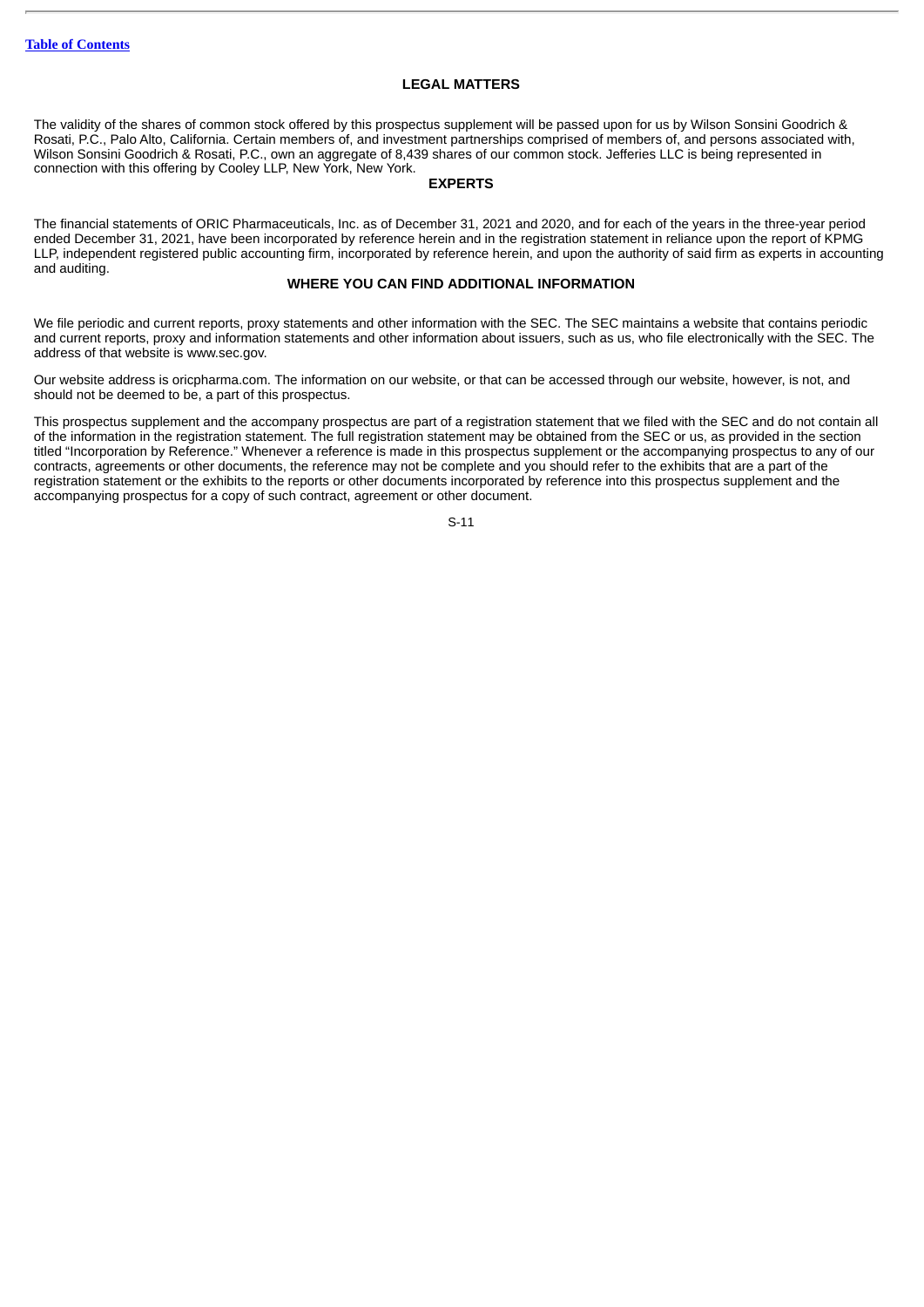## LEGAL MATTERS

The validity of the shares of common stock offered by this prospectus supplement will be passed upon for us by Wilson Sonsini Goodrich & Rosati, P.C., Palo Alto, California. Certain members of, and investment partnerships comprised of members of, and persons associated with, Wilson Sonsini Goodrich & Rosati, P.C., own an aggregate of 8,439 shares of our common stock. Jefferies LLC is being represented in connection with this offering by Cooley LLP, New York, New York.

## EXPERTS

The financial statements of ORIC Pharmaceuticals, Inc. as of December 31, 2021 and 2020, and for each of the years in the three-year period ended December 31, 2021, have been incorporated by reference herein and in the registration statement in reliance upon the report of KPMG LLP, independent registered public accounting firm, incorporated by reference herein, and upon the authority of said firm as experts in accounting and auditing.

## WHERE YOU CAN FIND ADDITIONAL INFORMATION

We file periodic and current reports, proxy statements and other information with the SEC. The SEC maintains a website that contains periodic and current reports, proxy and information statements and other information about issuers, such as us, who file electronically with the SEC. The address of that website is www.sec.gov.

Our website address is oricpharma.com. The information on our website, or that can be accessed through our website, however, is not, and should not be deemed to be, a part of this prospectus.

This prospectus supplement and the accompany prospectus are part of a registration statement that we filed with the SEC and do not contain all of the information in the registration statement. The full registration statement may be obtained from the SEC or us, as provided in the section titled "Incorporation by Reference." Whenever a reference is made in this prospectus supplement or the accompanying prospectus to any of our contracts, agreements or other documents, the reference may not be complete and you should refer to the exhibits that are a part of the registration statement or the exhibits to the reports or other documents incorporated by reference into this prospectus supplement and the accompanying prospectus for a copy of such contract, agreement or other document.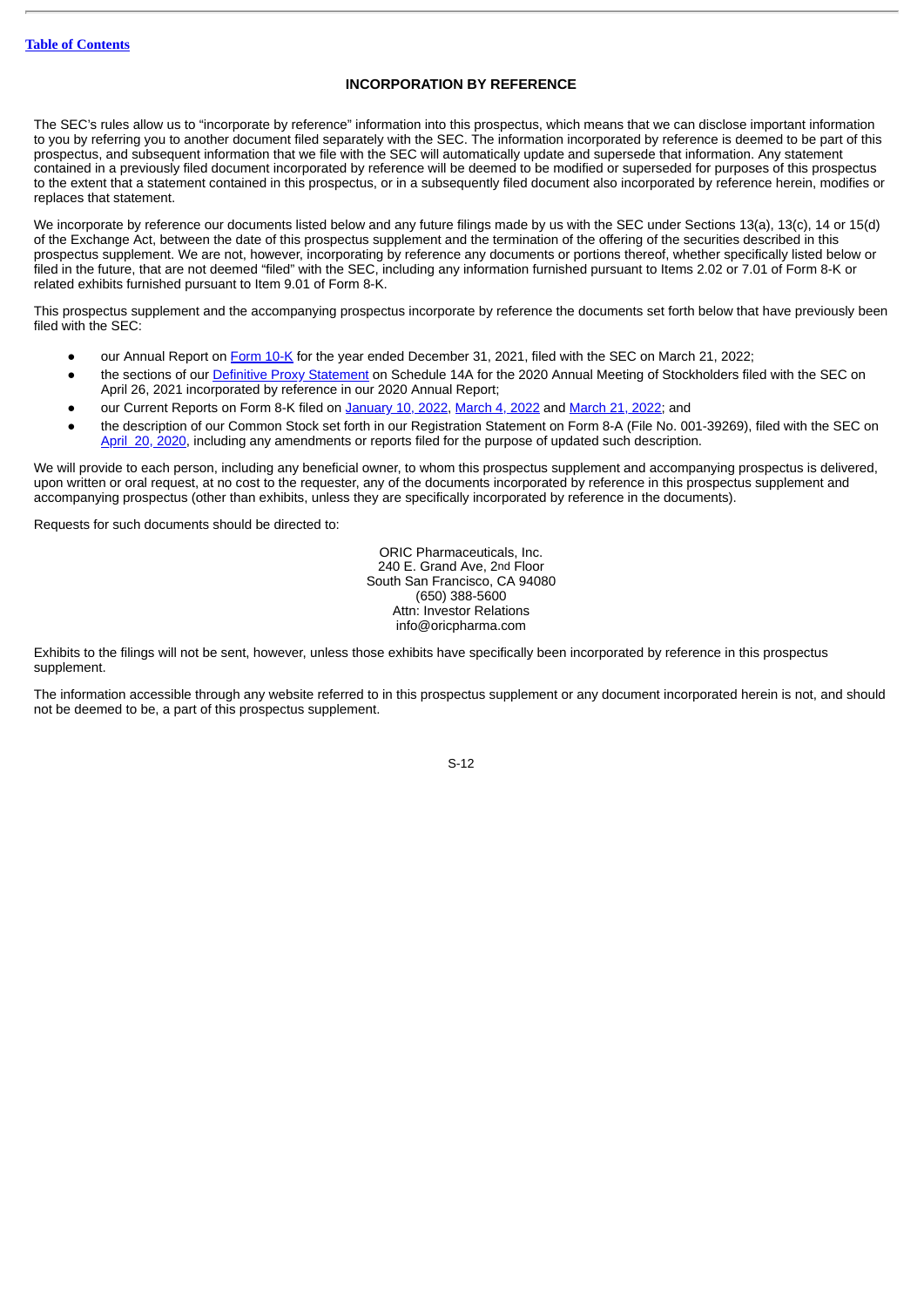## INCORPORATION BY REFERENCE

The SEC's rules allow us to "incorporate by reference" information into this prospectus, which means that we can disclose important information to you by referring you to another document filed separately with the SEC. The information incorporated by reference is deemed to be part of this prospectus, and subsequent information that we file with the SEC will automatically update and supersede that information. Any statement contained in a previously filed document incorporated by reference will be deemed to be modified or superseded for purposes of this prospectus to the extent that a statement contained in this prospectus, or in a subsequently filed document also incorporated by reference herein, modifies or replaces that statement.

We incorporate by reference our documents listed below and any future filings made by us with the SEC under Sections 13(a), 13(c), 14 or 15(d) of the Exchange Act, between the date of this prospectus supplement and the termination of the offering of the securities described in this prospectus supplement. We are not, however, incorporating by reference any documents or portions thereof, whether specifically listed below or filed in the future, that are not deemed "filed" with the SEC, including any information furnished pursuant to Items 2.02 or 7.01 of Form 8-K or related exhibits furnished pursuant to Item 9.01 of Form 8-K.

This prospectus supplement and the accompanying prospectus incorporate by reference the documents set forth below that have previously been filed with the SEC:

- our Annual Report on Form 10-K for the year ended December 31, 2021, filed with the SEC on March 21, 2022;
- the sections of our Definitive Proxy Statement on Schedule 14A for the 2020 Annual Meeting of Stockholders filed with the SEC on April 26, 2021 incorporated by reference in our 2020 Annual Report;
- our Current Reports on Form 8-K filed on January 10, 2022, March 4, 2022 and March 21, 2022; and
- the description of our Common Stock set forth in our Registration Statement on Form 8-A (File No. 001-39269), filed with the SEC on April 20, 2020, including any amendments or reports filed for the purpose of updated such description.

We will provide to each person, including any beneficial owner, to whom this prospectus supplement and accompanying prospectus is delivered, upon written or oral request, at no cost to the requester, any of the documents incorporated by reference in this prospectus supplement and accompanying prospectus (other than exhibits, unless they are specifically incorporated by reference in the documents).

Requests for such documents should be directed to:

ORIC Pharmaceuticals, Inc.
240 E. Grand Ave, 2nd Floor
South San Francisco, CA 94080
(650) 388-5600
Attn: Investor Relations
info@oricpharma.com

Exhibits to the filings will not be sent, however, unless those exhibits have specifically been incorporated by reference in this prospectus supplement.

The information accessible through any website referred to in this prospectus supplement or any document incorporated herein is not, and should not be deemed to be, a part of this prospectus supplement.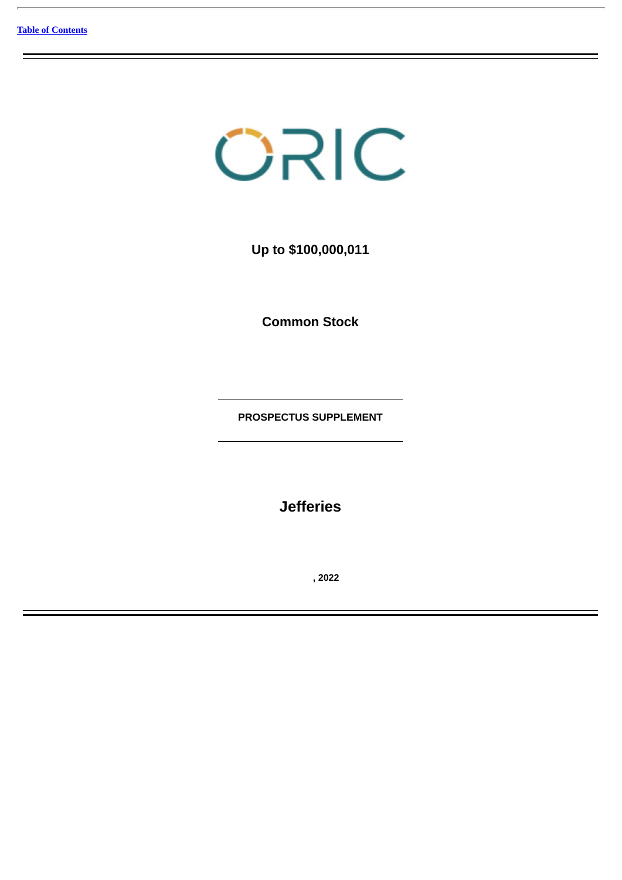ORIC

**Up to $100,000,011**

**Common Stock**

---

**PROSPECTUS SUPPLEMENT**

---

**Jefferies**

**, 2022**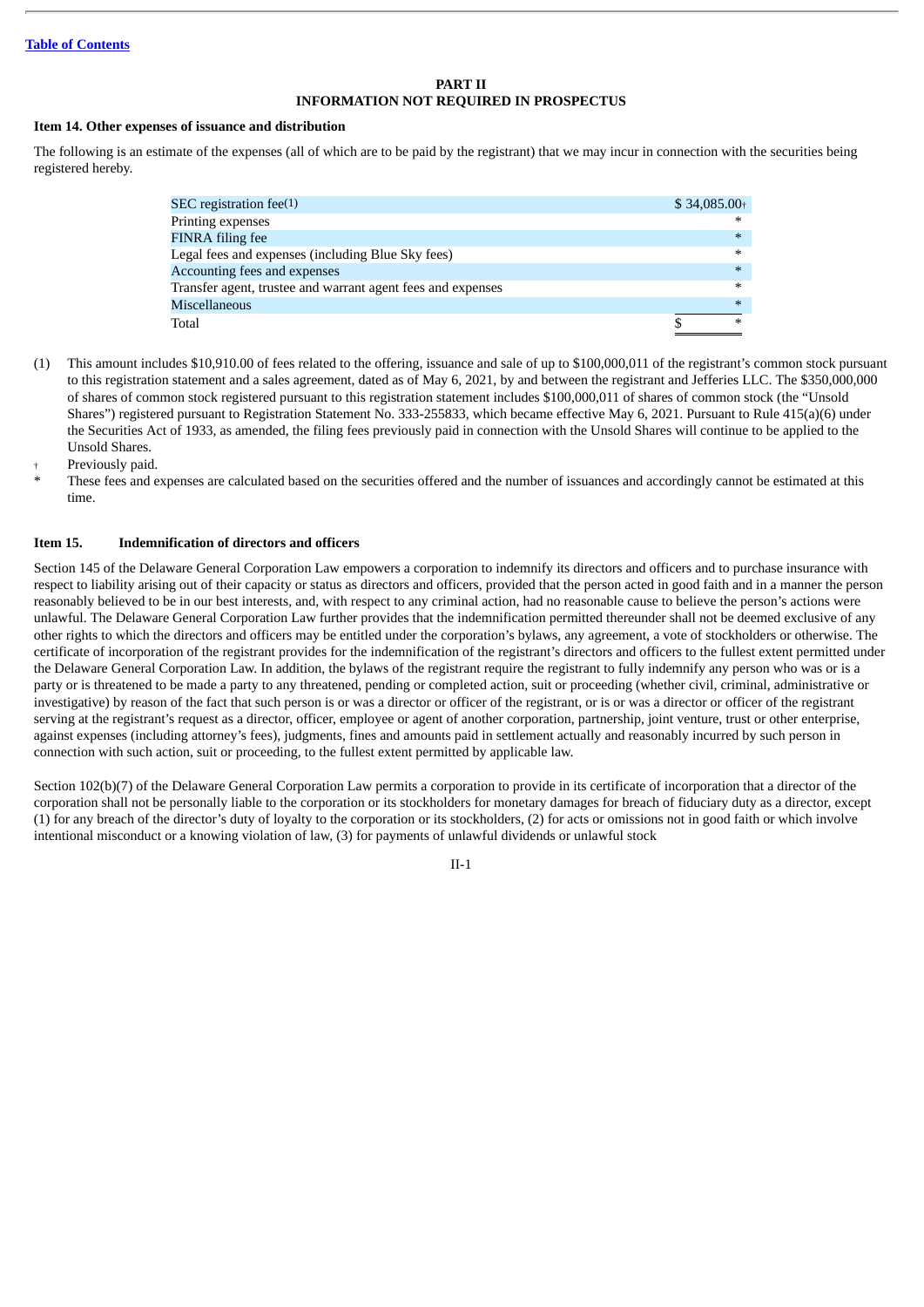[Table of Contents](#)

## PART II
## INFORMATION NOT REQUIRED IN PROSPECTUS

**Item 14. Other expenses of issuance and distribution**

The following is an estimate of the expenses (all of which are to be paid by the registrant) that we may incur in connection with the securities being registered hereby.

| | |
|---|---|
| SEC registration fee(1) | $ 34,085.00† |
| Printing expenses | * |
| FINRA filing fee | * |
| Legal fees and expenses (including Blue Sky fees) | * |
| Accounting fees and expenses | * |
| Transfer agent, trustee and warrant agent fees and expenses | * |
| Miscellaneous | * |
| Total | $ * |

(1) This amount includes $10,910.00 of fees related to the offering, issuance and sale of up to $100,000,011 of the registrant's common stock pursuant to this registration statement and a sales agreement, dated as of May 6, 2021, by and between the registrant and Jefferies LLC. The $350,000,000 of shares of common stock registered pursuant to this registration statement includes $100,000,011 of shares of common stock (the "Unsold Shares") registered pursuant to Registration Statement No. 333-255833, which became effective May 6, 2021. Pursuant to Rule 415(a)(6) under the Securities Act of 1933, as amended, the filing fees previously paid in connection with the Unsold Shares will continue to be applied to the Unsold Shares.

† Previously paid.

\* These fees and expenses are calculated based on the securities offered and the number of issuances and accordingly cannot be estimated at this time.

**Item 15. Indemnification of directors and officers**

Section 145 of the Delaware General Corporation Law empowers a corporation to indemnify its directors and officers and to purchase insurance with respect to liability arising out of their capacity or status as directors and officers, provided that the person acted in good faith and in a manner the person reasonably believed to be in our best interests, and, with respect to any criminal action, had no reasonable cause to believe the person's actions were unlawful. The Delaware General Corporation Law further provides that the indemnification permitted thereunder shall not be deemed exclusive of any other rights to which the directors and officers may be entitled under the corporation's bylaws, any agreement, a vote of stockholders or otherwise. The certificate of incorporation of the registrant provides for the indemnification of the registrant's directors and officers to the fullest extent permitted under the Delaware General Corporation Law. In addition, the bylaws of the registrant require the registrant to fully indemnify any person who was or is a party or is threatened to be made a party to any threatened, pending or completed action, suit or proceeding (whether civil, criminal, administrative or investigative) by reason of the fact that such person is or was a director or officer of the registrant, or is or was a director or officer of the registrant serving at the registrant's request as a director, officer, employee or agent of another corporation, partnership, joint venture, trust or other enterprise, against expenses (including attorney's fees), judgments, fines and amounts paid in settlement actually and reasonably incurred by such person in connection with such action, suit or proceeding, to the fullest extent permitted by applicable law.

Section 102(b)(7) of the Delaware General Corporation Law permits a corporation to provide in its certificate of incorporation that a director of the corporation shall not be personally liable to the corporation or its stockholders for monetary damages for breach of fiduciary duty as a director, except (1) for any breach of the director's duty of loyalty to the corporation or its stockholders, (2) for acts or omissions not in good faith or which involve intentional misconduct or a knowing violation of law, (3) for payments of unlawful dividends or unlawful stock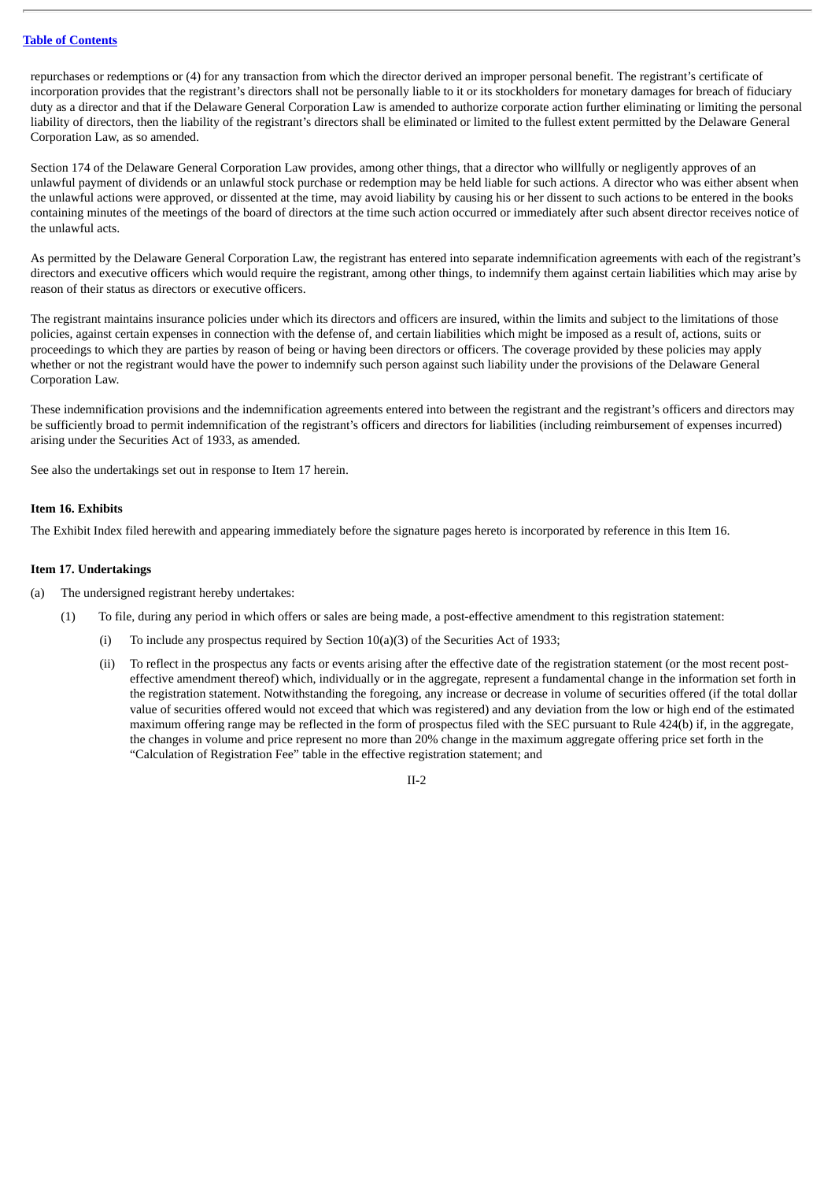repurchases or redemptions or (4) for any transaction from which the director derived an improper personal benefit. The registrant's certificate of incorporation provides that the registrant's directors shall not be personally liable to it or its stockholders for monetary damages for breach of fiduciary duty as a director and that if the Delaware General Corporation Law is amended to authorize corporate action further eliminating or limiting the personal liability of directors, then the liability of the registrant's directors shall be eliminated or limited to the fullest extent permitted by the Delaware General Corporation Law, as so amended.

Section 174 of the Delaware General Corporation Law provides, among other things, that a director who willfully or negligently approves of an unlawful payment of dividends or an unlawful stock purchase or redemption may be held liable for such actions. A director who was either absent when the unlawful actions were approved, or dissented at the time, may avoid liability by causing his or her dissent to such actions to be entered in the books containing minutes of the meetings of the board of directors at the time such action occurred or immediately after such absent director receives notice of the unlawful acts.

As permitted by the Delaware General Corporation Law, the registrant has entered into separate indemnification agreements with each of the registrant's directors and executive officers which would require the registrant, among other things, to indemnify them against certain liabilities which may arise by reason of their status as directors or executive officers.

The registrant maintains insurance policies under which its directors and officers are insured, within the limits and subject to the limitations of those policies, against certain expenses in connection with the defense of, and certain liabilities which might be imposed as a result of, actions, suits or proceedings to which they are parties by reason of being or having been directors or officers. The coverage provided by these policies may apply whether or not the registrant would have the power to indemnify such person against such liability under the provisions of the Delaware General Corporation Law.

These indemnification provisions and the indemnification agreements entered into between the registrant and the registrant's officers and directors may be sufficiently broad to permit indemnification of the registrant's officers and directors for liabilities (including reimbursement of expenses incurred) arising under the Securities Act of 1933, as amended.

See also the undertakings set out in response to Item 17 herein.

**Item 16. Exhibits**

The Exhibit Index filed herewith and appearing immediately before the signature pages hereto is incorporated by reference in this Item 16.

**Item 17. Undertakings**

(a) The undersigned registrant hereby undertakes:

(1) To file, during any period in which offers or sales are being made, a post-effective amendment to this registration statement:

(i) To include any prospectus required by Section 10(a)(3) of the Securities Act of 1933;

(ii) To reflect in the prospectus any facts or events arising after the effective date of the registration statement (or the most recent post-effective amendment thereof) which, individually or in the aggregate, represent a fundamental change in the information set forth in the registration statement. Notwithstanding the foregoing, any increase or decrease in volume of securities offered (if the total dollar value of securities offered would not exceed that which was registered) and any deviation from the low or high end of the estimated maximum offering range may be reflected in the form of prospectus filed with the SEC pursuant to Rule 424(b) if, in the aggregate, the changes in volume and price represent no more than 20% change in the maximum aggregate offering price set forth in the "Calculation of Registration Fee" table in the effective registration statement; and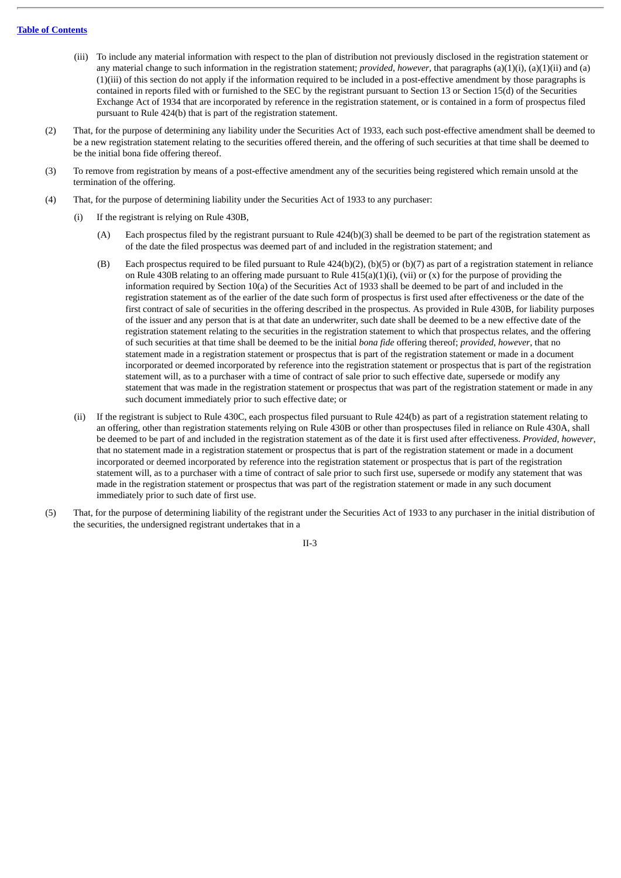(iii) To include any material information with respect to the plan of distribution not previously disclosed in the registration statement or any material change to such information in the registration statement; *provided, however*, that paragraphs (a)(1)(i), (a)(1)(ii) and (a)(1)(iii) of this section do not apply if the information required to be included in a post-effective amendment by those paragraphs is contained in reports filed with or furnished to the SEC by the registrant pursuant to Section 13 or Section 15(d) of the Securities Exchange Act of 1934 that are incorporated by reference in the registration statement, or is contained in a form of prospectus filed pursuant to Rule 424(b) that is part of the registration statement.

(2) That, for the purpose of determining any liability under the Securities Act of 1933, each such post-effective amendment shall be deemed to be a new registration statement relating to the securities offered therein, and the offering of such securities at that time shall be deemed to be the initial bona fide offering thereof.

(3) To remove from registration by means of a post-effective amendment any of the securities being registered which remain unsold at the termination of the offering.

(4) That, for the purpose of determining liability under the Securities Act of 1933 to any purchaser:

(i) If the registrant is relying on Rule 430B,

(A) Each prospectus filed by the registrant pursuant to Rule 424(b)(3) shall be deemed to be part of the registration statement as of the date the filed prospectus was deemed part of and included in the registration statement; and

(B) Each prospectus required to be filed pursuant to Rule 424(b)(2), (b)(5) or (b)(7) as part of a registration statement in reliance on Rule 430B relating to an offering made pursuant to Rule 415(a)(1)(i), (vii) or (x) for the purpose of providing the information required by Section 10(a) of the Securities Act of 1933 shall be deemed to be part of and included in the registration statement as of the earlier of the date such form of prospectus is first used after effectiveness or the date of the first contract of sale of securities in the offering described in the prospectus. As provided in Rule 430B, for liability purposes of the issuer and any person that is at that date an underwriter, such date shall be deemed to be a new effective date of the registration statement relating to the securities in the registration statement to which that prospectus relates, and the offering of such securities at that time shall be deemed to be the initial *bona fide* offering thereof; *provided, however*, that no statement made in a registration statement or prospectus that is part of the registration statement or made in a document incorporated or deemed incorporated by reference into the registration statement or prospectus that is part of the registration statement will, as to a purchaser with a time of contract of sale prior to such effective date, supersede or modify any statement that was made in the registration statement or prospectus that was part of the registration statement or made in any such document immediately prior to such effective date; or

(ii) If the registrant is subject to Rule 430C, each prospectus filed pursuant to Rule 424(b) as part of a registration statement relating to an offering, other than registration statements relying on Rule 430B or other than prospectuses filed in reliance on Rule 430A, shall be deemed to be part of and included in the registration statement as of the date it is first used after effectiveness. *Provided, however*, that no statement made in a registration statement or prospectus that is part of the registration statement or made in a document incorporated or deemed incorporated by reference into the registration statement or prospectus that is part of the registration statement will, as to a purchaser with a time of contract of sale prior to such first use, supersede or modify any statement that was made in the registration statement or prospectus that was part of the registration statement or made in any such document immediately prior to such date of first use.

(5) That, for the purpose of determining liability of the registrant under the Securities Act of 1933 to any purchaser in the initial distribution of the securities, the undersigned registrant undertakes that in a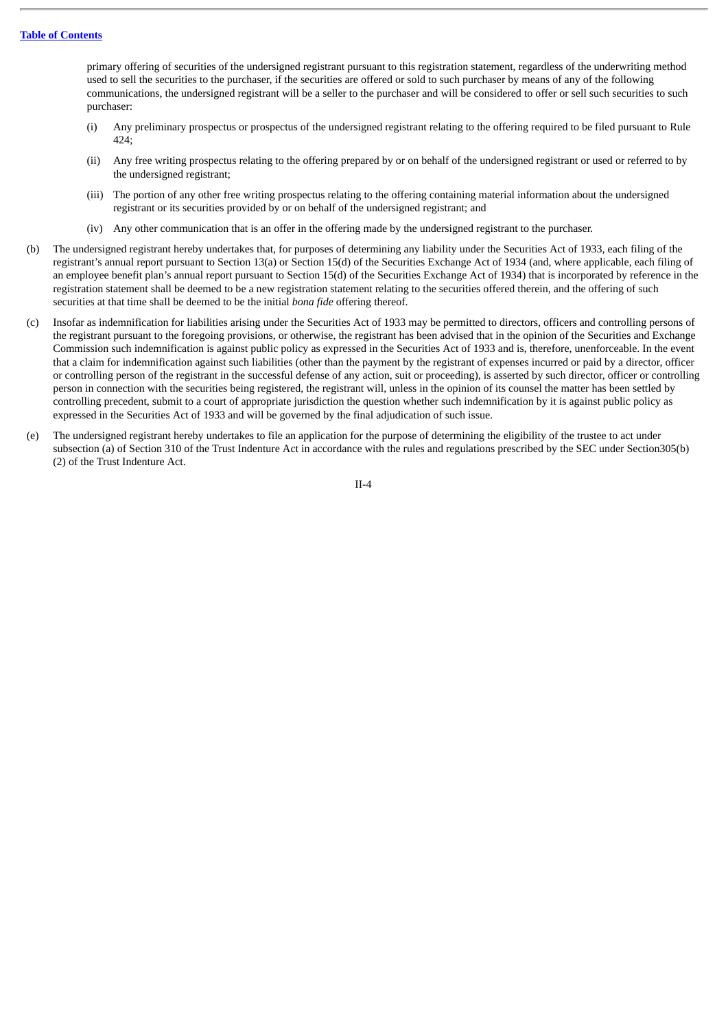primary offering of securities of the undersigned registrant pursuant to this registration statement, regardless of the underwriting method used to sell the securities to the purchaser, if the securities are offered or sold to such purchaser by means of any of the following communications, the undersigned registrant will be a seller to the purchaser and will be considered to offer or sell such securities to such purchaser:

(i) Any preliminary prospectus or prospectus of the undersigned registrant relating to the offering required to be filed pursuant to Rule 424;

(ii) Any free writing prospectus relating to the offering prepared by or on behalf of the undersigned registrant or used or referred to by the undersigned registrant;

(iii) The portion of any other free writing prospectus relating to the offering containing material information about the undersigned registrant or its securities provided by or on behalf of the undersigned registrant; and

(iv) Any other communication that is an offer in the offering made by the undersigned registrant to the purchaser.

(b) The undersigned registrant hereby undertakes that, for purposes of determining any liability under the Securities Act of 1933, each filing of the registrant's annual report pursuant to Section 13(a) or Section 15(d) of the Securities Exchange Act of 1934 (and, where applicable, each filing of an employee benefit plan's annual report pursuant to Section 15(d) of the Securities Exchange Act of 1934) that is incorporated by reference in the registration statement shall be deemed to be a new registration statement relating to the securities offered therein, and the offering of such securities at that time shall be deemed to be the initial *bona fide* offering thereof.

(c) Insofar as indemnification for liabilities arising under the Securities Act of 1933 may be permitted to directors, officers and controlling persons of the registrant pursuant to the foregoing provisions, or otherwise, the registrant has been advised that in the opinion of the Securities and Exchange Commission such indemnification is against public policy as expressed in the Securities Act of 1933 and is, therefore, unenforceable. In the event that a claim for indemnification against such liabilities (other than the payment by the registrant of expenses incurred or paid by a director, officer or controlling person of the registrant in the successful defense of any action, suit or proceeding), is asserted by such director, officer or controlling person in connection with the securities being registered, the registrant will, unless in the opinion of its counsel the matter has been settled by controlling precedent, submit to a court of appropriate jurisdiction the question whether such indemnification by it is against public policy as expressed in the Securities Act of 1933 and will be governed by the final adjudication of such issue.

(e) The undersigned registrant hereby undertakes to file an application for the purpose of determining the eligibility of the trustee to act under subsection (a) of Section 310 of the Trust Indenture Act in accordance with the rules and regulations prescribed by the SEC under Section305(b)(2) of the Trust Indenture Act.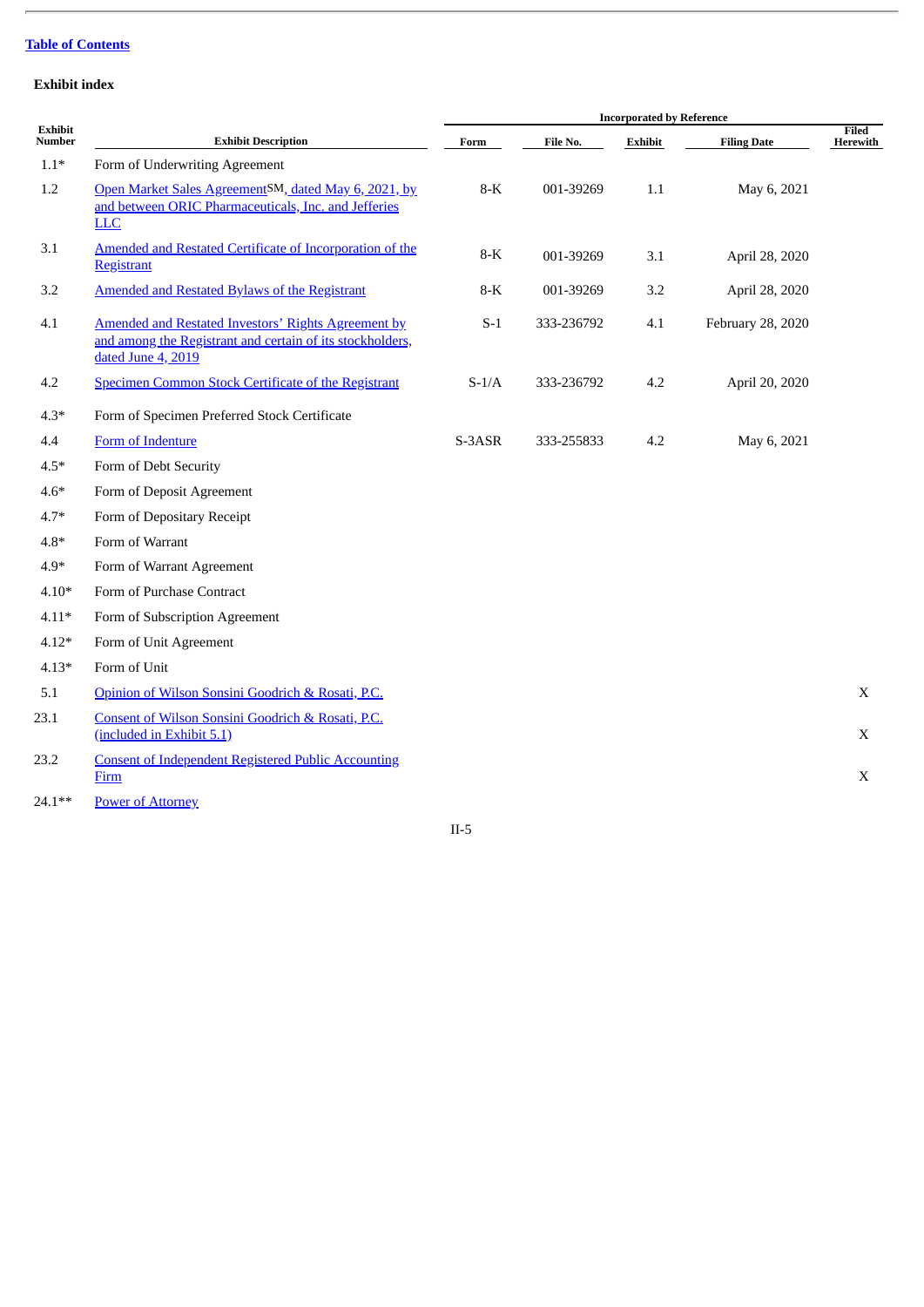[Table of Contents]

**Exhibit index**

| Exhibit Number | Exhibit Description | Incorporated by Reference | | | | Filed Herewith |
|---|---|---|---|---|---|---|
| | | Form | File No. | Exhibit | Filing Date | |
| 1.1* | Form of Underwriting Agreement | | | | | |
| 1.2 | Open Market Sales Agreement℠, dated May 6, 2021, by and between ORIC Pharmaceuticals, Inc. and Jefferies LLC | 8-K | 001-39269 | 1.1 | May 6, 2021 | |
| 3.1 | Amended and Restated Certificate of Incorporation of the Registrant | 8-K | 001-39269 | 3.1 | April 28, 2020 | |
| 3.2 | Amended and Restated Bylaws of the Registrant | 8-K | 001-39269 | 3.2 | April 28, 2020 | |
| 4.1 | Amended and Restated Investors' Rights Agreement by and among the Registrant and certain of its stockholders, dated June 4, 2019 | S-1 | 333-236792 | 4.1 | February 28, 2020 | |
| 4.2 | Specimen Common Stock Certificate of the Registrant | S-1/A | 333-236792 | 4.2 | April 20, 2020 | |
| 4.3* | Form of Specimen Preferred Stock Certificate | | | | | |
| 4.4 | Form of Indenture | S-3ASR | 333-255833 | 4.2 | May 6, 2021 | |
| 4.5* | Form of Debt Security | | | | | |
| 4.6* | Form of Deposit Agreement | | | | | |
| 4.7* | Form of Depositary Receipt | | | | | |
| 4.8* | Form of Warrant | | | | | |
| 4.9* | Form of Warrant Agreement | | | | | |
| 4.10* | Form of Purchase Contract | | | | | |
| 4.11* | Form of Subscription Agreement | | | | | |
| 4.12* | Form of Unit Agreement | | | | | |
| 4.13* | Form of Unit | | | | | |
| 5.1 | Opinion of Wilson Sonsini Goodrich & Rosati, P.C. | | | | | X |
| 23.1 | Consent of Wilson Sonsini Goodrich & Rosati, P.C. (included in Exhibit 5.1) | | | | | X |
| 23.2 | Consent of Independent Registered Public Accounting Firm | | | | | X |
| 24.1** | Power of Attorney | | | | | |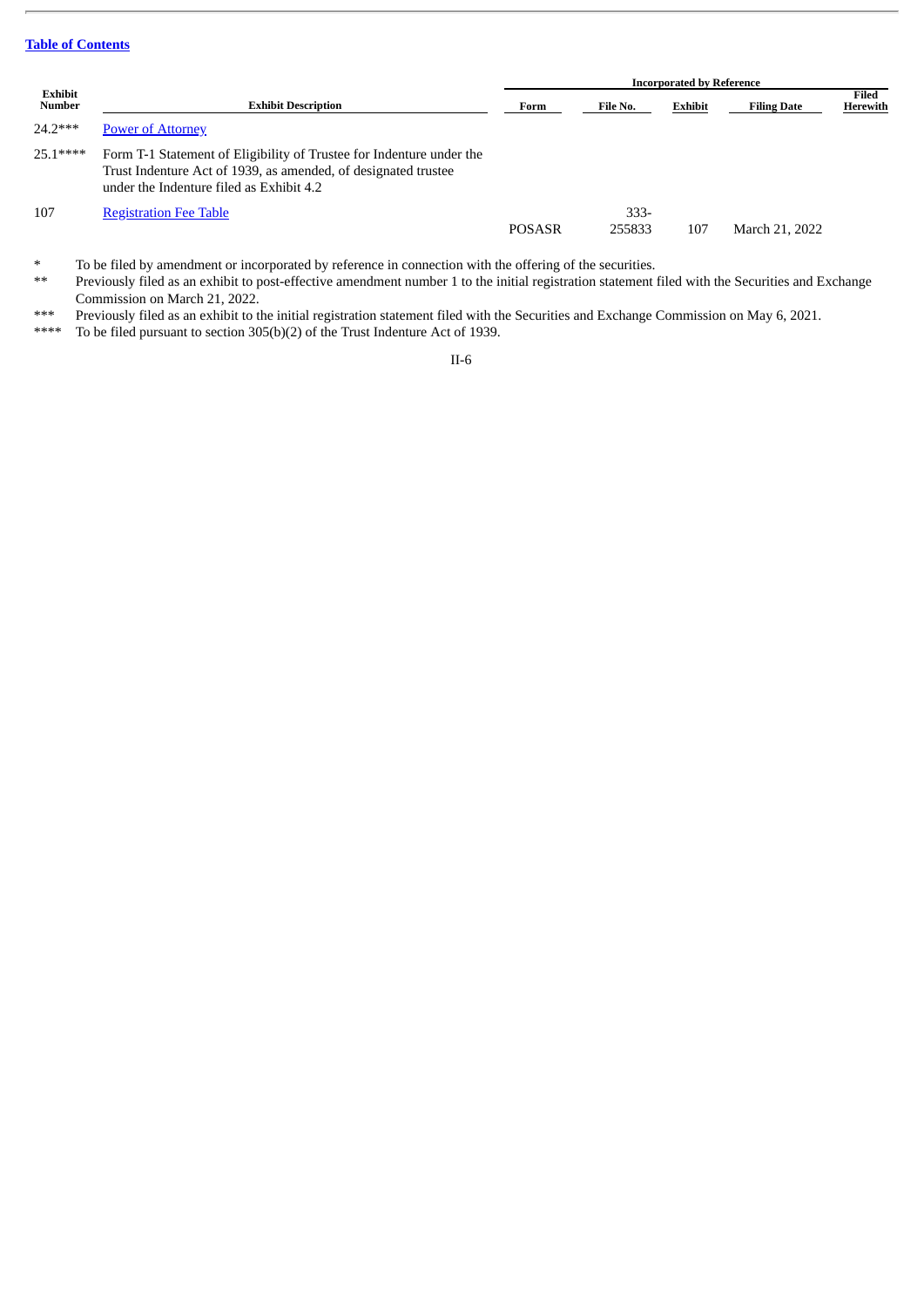| Exhibit Number | Exhibit Description | Incorporated by Reference | | | | Filed Herewith |
|---|---|---|---|---|---|---|
| | | Form | File No. | Exhibit | Filing Date | |
| 24.2*** | Power of Attorney | | | | | |
| 25.1**** | Form T-1 Statement of Eligibility of Trustee for Indenture under the Trust Indenture Act of 1939, as amended, of designated trustee under the Indenture filed as Exhibit 4.2 | | | | | |
| 107 | Registration Fee Table | POSASR | 333-255833 | 107 | March 21, 2022 | |

\* To be filed by amendment or incorporated by reference in connection with the offering of the securities.

** Previously filed as an exhibit to post-effective amendment number 1 to the initial registration statement filed with the Securities and Exchange Commission on March 21, 2022.

*** Previously filed as an exhibit to the initial registration statement filed with the Securities and Exchange Commission on May 6, 2021.

**** To be filed pursuant to section 305(b)(2) of the Trust Indenture Act of 1939.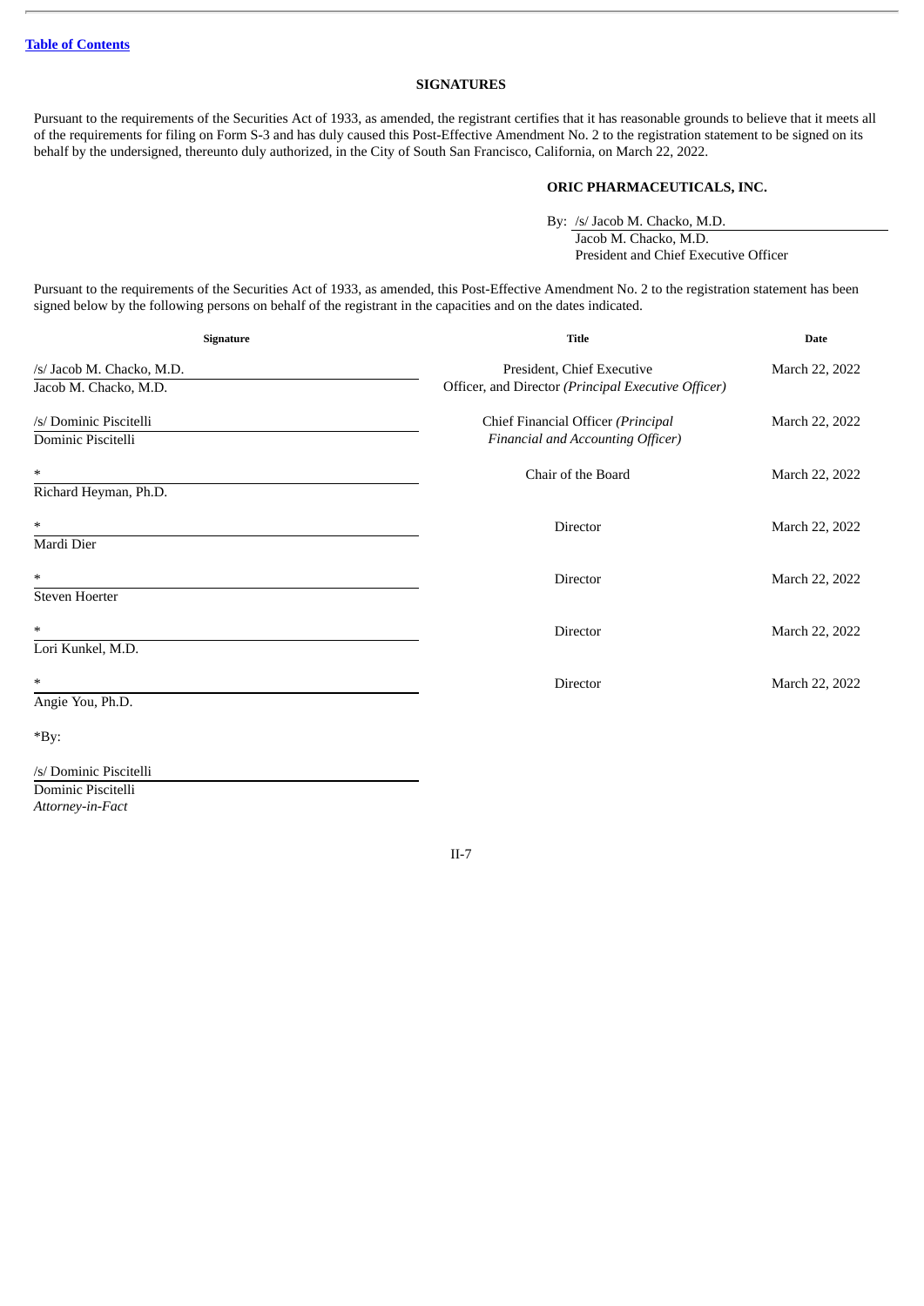## SIGNATURES

Pursuant to the requirements of the Securities Act of 1933, as amended, the registrant certifies that it has reasonable grounds to believe that it meets all of the requirements for filing on Form S-3 and has duly caused this Post-Effective Amendment No. 2 to the registration statement to be signed on its behalf by the undersigned, thereunto duly authorized, in the City of South San Francisco, California, on March 22, 2022.

**ORIC PHARMACEUTICALS, INC.**

By: /s/ Jacob M. Chacko, M.D.
Jacob M. Chacko, M.D.
President and Chief Executive Officer

Pursuant to the requirements of the Securities Act of 1933, as amended, this Post-Effective Amendment No. 2 to the registration statement has been signed below by the following persons on behalf of the registrant in the capacities and on the dates indicated.

| Signature | Title | Date |
|---|---|---|
| /s/ Jacob M. Chacko, M.D.<br>Jacob M. Chacko, M.D. | President, Chief Executive Officer, and Director *(Principal Executive Officer)* | March 22, 2022 |
| /s/ Dominic Piscitelli<br>Dominic Piscitelli | Chief Financial Officer *(Principal Financial and Accounting Officer)* | March 22, 2022 |
| *<br>Richard Heyman, Ph.D. | Chair of the Board | March 22, 2022 |
| *<br>Mardi Dier | Director | March 22, 2022 |
| *<br>Steven Hoerter | Director | March 22, 2022 |
| *<br>Lori Kunkel, M.D. | Director | March 22, 2022 |
| *<br>Angie You, Ph.D. | Director | March 22, 2022 |

*By:

/s/ Dominic Piscitelli
Dominic Piscitelli
*Attorney-in-Fact*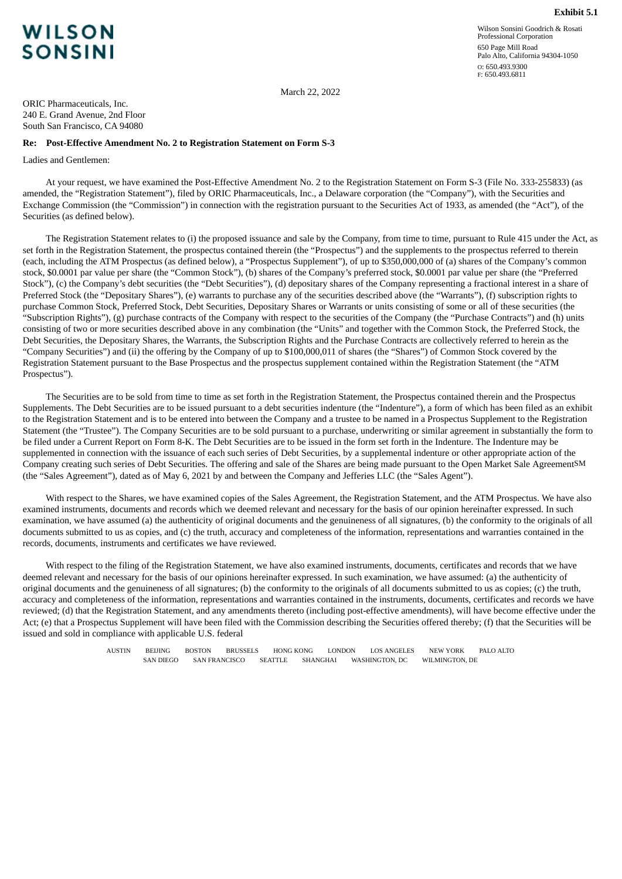**Exhibit 5.1**

**WILSON SONSINI**

Wilson Sonsini Goodrich & Rosati
Professional Corporation
650 Page Mill Road
Palo Alto, California 94304-1050
O: 650.493.9300
F: 650.493.6811

March 22, 2022

ORIC Pharmaceuticals, Inc.
240 E. Grand Avenue, 2nd Floor
South San Francisco, CA 94080

**Re: Post-Effective Amendment No. 2 to Registration Statement on Form S-3**

Ladies and Gentlemen:

At your request, we have examined the Post-Effective Amendment No. 2 to the Registration Statement on Form S-3 (File No. 333-255833) (as amended, the "Registration Statement"), filed by ORIC Pharmaceuticals, Inc., a Delaware corporation (the "Company"), with the Securities and Exchange Commission (the "Commission") in connection with the registration pursuant to the Securities Act of 1933, as amended (the "Act"), of the Securities (as defined below).

The Registration Statement relates to (i) the proposed issuance and sale by the Company, from time to time, pursuant to Rule 415 under the Act, as set forth in the Registration Statement, the prospectus contained therein (the "Prospectus") and the supplements to the prospectus referred to therein (each, including the ATM Prospectus (as defined below), a "Prospectus Supplement"), of up to $350,000,000 of (a) shares of the Company's common stock, $0.0001 par value per share (the "Common Stock"), (b) shares of the Company's preferred stock, $0.0001 par value per share (the "Preferred Stock"), (c) the Company's debt securities (the "Debt Securities"), (d) depositary shares of the Company representing a fractional interest in a share of Preferred Stock (the "Depositary Shares"), (e) warrants to purchase any of the securities described above (the "Warrants"), (f) subscription rights to purchase Common Stock, Preferred Stock, Debt Securities, Depositary Shares or Warrants or units consisting of some or all of these securities (the "Subscription Rights"), (g) purchase contracts of the Company with respect to the securities of the Company (the "Purchase Contracts") and (h) units consisting of two or more securities described above in any combination (the "Units" and together with the Common Stock, the Preferred Stock, the Debt Securities, the Depositary Shares, the Warrants, the Subscription Rights and the Purchase Contracts are collectively referred to herein as the "Company Securities") and (ii) the offering by the Company of up to $100,000,011 of shares (the "Shares") of Common Stock covered by the Registration Statement pursuant to the Base Prospectus and the prospectus supplement contained within the Registration Statement (the "ATM Prospectus").

The Securities are to be sold from time to time as set forth in the Registration Statement, the Prospectus contained therein and the Prospectus Supplements. The Debt Securities are to be issued pursuant to a debt securities indenture (the "Indenture"), a form of which has been filed as an exhibit to the Registration Statement and is to be entered into between the Company and a trustee to be named in a Prospectus Supplement to the Registration Statement (the "Trustee"). The Company Securities are to be sold pursuant to a purchase, underwriting or similar agreement in substantially the form to be filed under a Current Report on Form 8-K. The Debt Securities are to be issued in the form set forth in the Indenture. The Indenture may be supplemented in connection with the issuance of each such series of Debt Securities, by a supplemental indenture or other appropriate action of the Company creating such series of Debt Securities. The offering and sale of the Shares are being made pursuant to the Open Market Sale Agreement℠ (the "Sales Agreement"), dated as of May 6, 2021 by and between the Company and Jefferies LLC (the "Sales Agent").

With respect to the Shares, we have examined copies of the Sales Agreement, the Registration Statement, and the ATM Prospectus. We have also examined instruments, documents and records which we deemed relevant and necessary for the basis of our opinion hereinafter expressed. In such examination, we have assumed (a) the authenticity of original documents and the genuineness of all signatures, (b) the conformity to the originals of all documents submitted to us as copies, and (c) the truth, accuracy and completeness of the information, representations and warranties contained in the records, documents, instruments and certificates we have reviewed.

With respect to the filing of the Registration Statement, we have also examined instruments, documents, certificates and records that we have deemed relevant and necessary for the basis of our opinions hereinafter expressed. In such examination, we have assumed: (a) the authenticity of original documents and the genuineness of all signatures; (b) the conformity to the originals of all documents submitted to us as copies; (c) the truth, accuracy and completeness of the information, representations and warranties contained in the instruments, documents, certificates and records we have reviewed; (d) that the Registration Statement, and any amendments thereto (including post-effective amendments), will have become effective under the Act; (e) that a Prospectus Supplement will have been filed with the Commission describing the Securities offered thereby; (f) that the Securities will be issued and sold in compliance with applicable U.S. federal

AUSTIN BEIJING BOSTON BRUSSELS HONG KONG LONDON LOS ANGELES NEW YORK PALO ALTO
SAN DIEGO SAN FRANCISCO SEATTLE SHANGHAI WASHINGTON, DC WILMINGTON, DE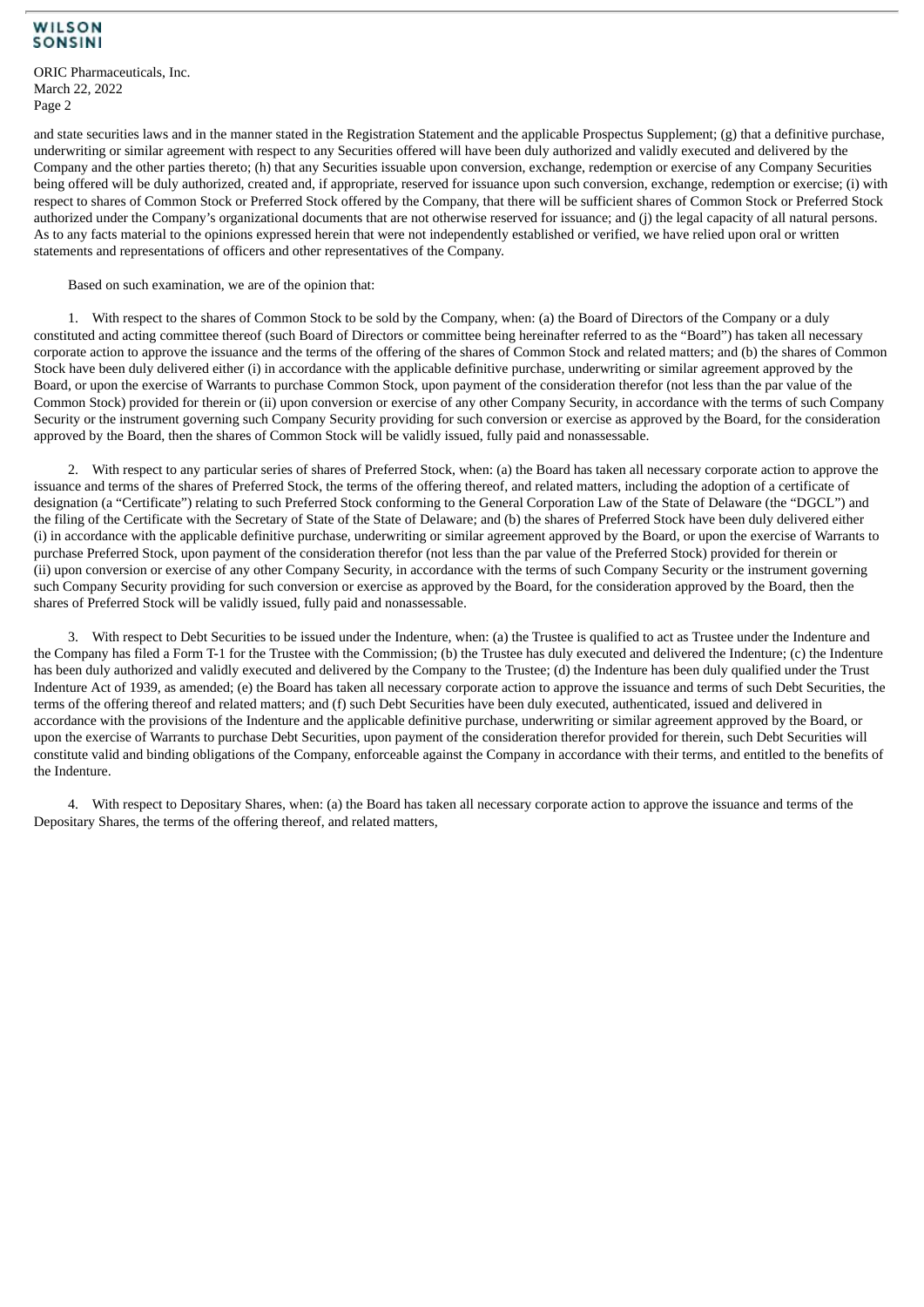and state securities laws and in the manner stated in the Registration Statement and the applicable Prospectus Supplement; (g) that a definitive purchase, underwriting or similar agreement with respect to any Securities offered will have been duly authorized and validly executed and delivered by the Company and the other parties thereto; (h) that any Securities issuable upon conversion, exchange, redemption or exercise of any Company Securities being offered will be duly authorized, created and, if appropriate, reserved for issuance upon such conversion, exchange, redemption or exercise; (i) with respect to shares of Common Stock or Preferred Stock offered by the Company, that there will be sufficient shares of Common Stock or Preferred Stock authorized under the Company's organizational documents that are not otherwise reserved for issuance; and (j) the legal capacity of all natural persons. As to any facts material to the opinions expressed herein that were not independently established or verified, we have relied upon oral or written statements and representations of officers and other representatives of the Company.

Based on such examination, we are of the opinion that:

1. With respect to the shares of Common Stock to be sold by the Company, when: (a) the Board of Directors of the Company or a duly constituted and acting committee thereof (such Board of Directors or committee being hereinafter referred to as the "Board") has taken all necessary corporate action to approve the issuance and the terms of the offering of the shares of Common Stock and related matters; and (b) the shares of Common Stock have been duly delivered either (i) in accordance with the applicable definitive purchase, underwriting or similar agreement approved by the Board, or upon the exercise of Warrants to purchase Common Stock, upon payment of the consideration therefor (not less than the par value of the Common Stock) provided for therein or (ii) upon conversion or exercise of any other Company Security, in accordance with the terms of such Company Security or the instrument governing such Company Security providing for such conversion or exercise as approved by the Board, for the consideration approved by the Board, then the shares of Common Stock will be validly issued, fully paid and nonassessable.

2. With respect to any particular series of shares of Preferred Stock, when: (a) the Board has taken all necessary corporate action to approve the issuance and terms of the shares of Preferred Stock, the terms of the offering thereof, and related matters, including the adoption of a certificate of designation (a "Certificate") relating to such Preferred Stock conforming to the General Corporation Law of the State of Delaware (the "DGCL") and the filing of the Certificate with the Secretary of State of the State of Delaware; and (b) the shares of Preferred Stock have been duly delivered either (i) in accordance with the applicable definitive purchase, underwriting or similar agreement approved by the Board, or upon the exercise of Warrants to purchase Preferred Stock, upon payment of the consideration therefor (not less than the par value of the Preferred Stock) provided for therein or (ii) upon conversion or exercise of any other Company Security, in accordance with the terms of such Company Security or the instrument governing such Company Security providing for such conversion or exercise as approved by the Board, for the consideration approved by the Board, then the shares of Preferred Stock will be validly issued, fully paid and nonassessable.

3. With respect to Debt Securities to be issued under the Indenture, when: (a) the Trustee is qualified to act as Trustee under the Indenture and the Company has filed a Form T-1 for the Trustee with the Commission; (b) the Trustee has duly executed and delivered the Indenture; (c) the Indenture has been duly authorized and validly executed and delivered by the Company to the Trustee; (d) the Indenture has been duly qualified under the Trust Indenture Act of 1939, as amended; (e) the Board has taken all necessary corporate action to approve the issuance and terms of such Debt Securities, the terms of the offering thereof and related matters; and (f) such Debt Securities have been duly executed, authenticated, issued and delivered in accordance with the provisions of the Indenture and the applicable definitive purchase, underwriting or similar agreement approved by the Board, or upon the exercise of Warrants to purchase Debt Securities, upon payment of the consideration therefor provided for therein, such Debt Securities will constitute valid and binding obligations of the Company, enforceable against the Company in accordance with their terms, and entitled to the benefits of the Indenture.

4. With respect to Depositary Shares, when: (a) the Board has taken all necessary corporate action to approve the issuance and terms of the Depositary Shares, the terms of the offering thereof, and related matters,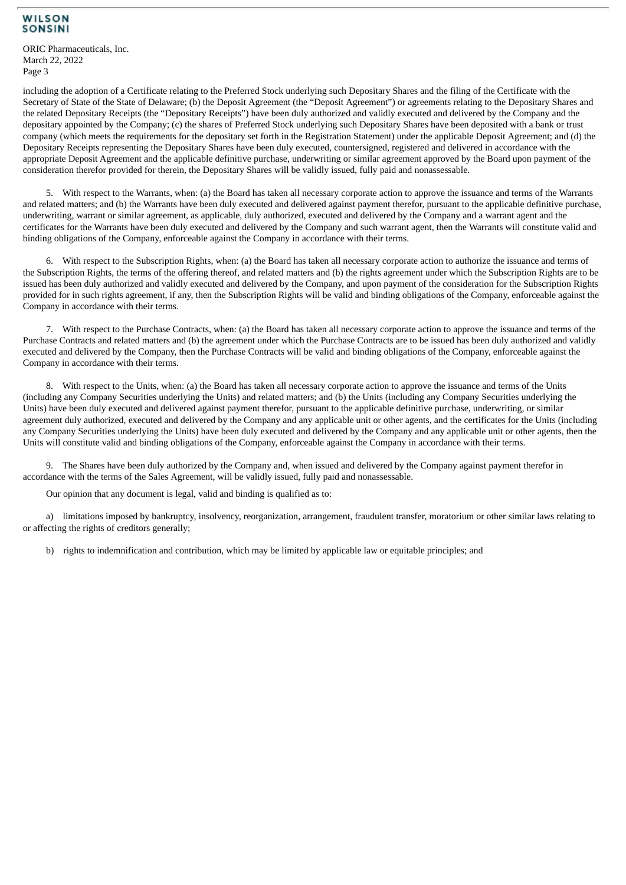including the adoption of a Certificate relating to the Preferred Stock underlying such Depositary Shares and the filing of the Certificate with the Secretary of State of the State of Delaware; (b) the Deposit Agreement (the "Deposit Agreement") or agreements relating to the Depositary Shares and the related Depositary Receipts (the "Depositary Receipts") have been duly authorized and validly executed and delivered by the Company and the depositary appointed by the Company; (c) the shares of Preferred Stock underlying such Depositary Shares have been deposited with a bank or trust company (which meets the requirements for the depositary set forth in the Registration Statement) under the applicable Deposit Agreement; and (d) the Depositary Receipts representing the Depositary Shares have been duly executed, countersigned, registered and delivered in accordance with the appropriate Deposit Agreement and the applicable definitive purchase, underwriting or similar agreement approved by the Board upon payment of the consideration therefor provided for therein, the Depositary Shares will be validly issued, fully paid and nonassessable.

5. With respect to the Warrants, when: (a) the Board has taken all necessary corporate action to approve the issuance and terms of the Warrants and related matters; and (b) the Warrants have been duly executed and delivered against payment therefor, pursuant to the applicable definitive purchase, underwriting, warrant or similar agreement, as applicable, duly authorized, executed and delivered by the Company and a warrant agent and the certificates for the Warrants have been duly executed and delivered by the Company and such warrant agent, then the Warrants will constitute valid and binding obligations of the Company, enforceable against the Company in accordance with their terms.

6. With respect to the Subscription Rights, when: (a) the Board has taken all necessary corporate action to authorize the issuance and terms of the Subscription Rights, the terms of the offering thereof, and related matters and (b) the rights agreement under which the Subscription Rights are to be issued has been duly authorized and validly executed and delivered by the Company, and upon payment of the consideration for the Subscription Rights provided for in such rights agreement, if any, then the Subscription Rights will be valid and binding obligations of the Company, enforceable against the Company in accordance with their terms.

7. With respect to the Purchase Contracts, when: (a) the Board has taken all necessary corporate action to approve the issuance and terms of the Purchase Contracts and related matters and (b) the agreement under which the Purchase Contracts are to be issued has been duly authorized and validly executed and delivered by the Company, then the Purchase Contracts will be valid and binding obligations of the Company, enforceable against the Company in accordance with their terms.

8. With respect to the Units, when: (a) the Board has taken all necessary corporate action to approve the issuance and terms of the Units (including any Company Securities underlying the Units) and related matters; and (b) the Units (including any Company Securities underlying the Units) have been duly executed and delivered against payment therefor, pursuant to the applicable definitive purchase, underwriting, or similar agreement duly authorized, executed and delivered by the Company and any applicable unit or other agents, and the certificates for the Units (including any Company Securities underlying the Units) have been duly executed and delivered by the Company and any applicable unit or other agents, then the Units will constitute valid and binding obligations of the Company, enforceable against the Company in accordance with their terms.

9. The Shares have been duly authorized by the Company and, when issued and delivered by the Company against payment therefor in accordance with the terms of the Sales Agreement, will be validly issued, fully paid and nonassessable.

Our opinion that any document is legal, valid and binding is qualified as to:

a) limitations imposed by bankruptcy, insolvency, reorganization, arrangement, fraudulent transfer, moratorium or other similar laws relating to or affecting the rights of creditors generally;

b) rights to indemnification and contribution, which may be limited by applicable law or equitable principles; and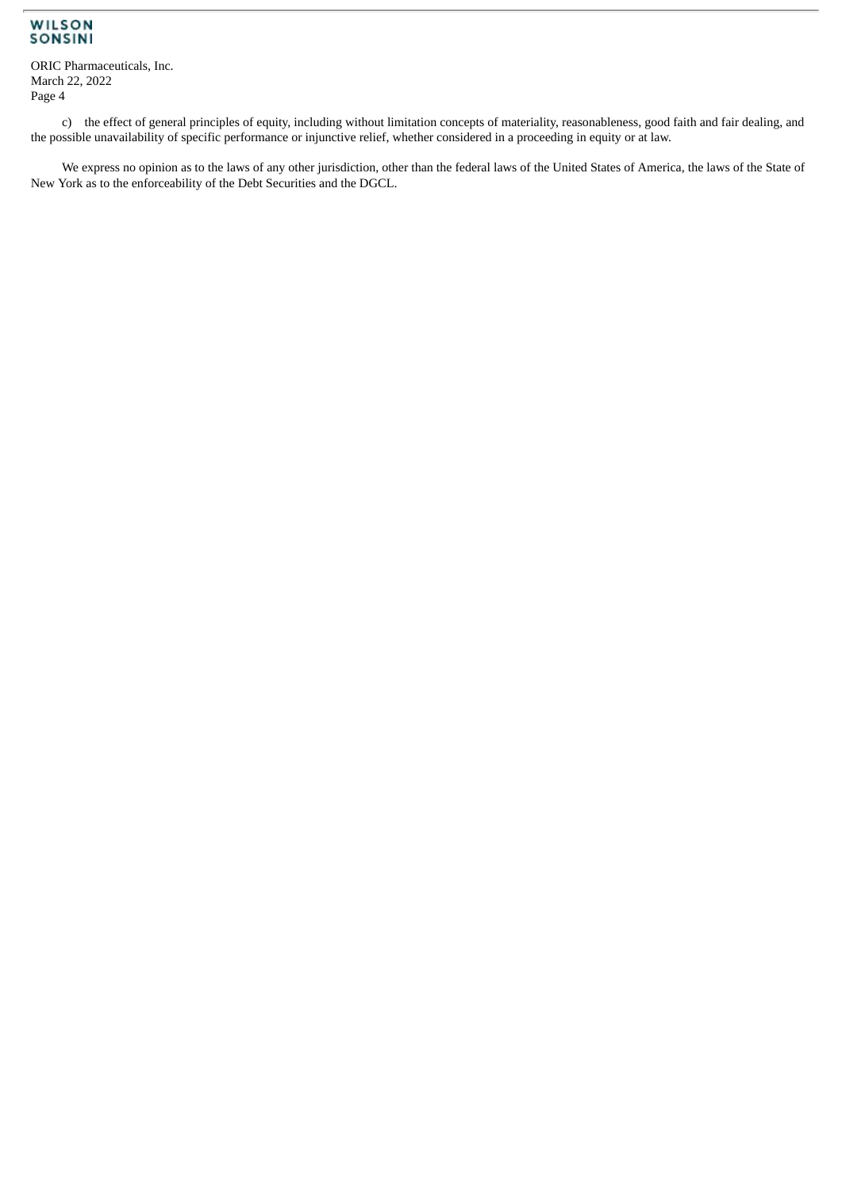c) the effect of general principles of equity, including without limitation concepts of materiality, reasonableness, good faith and fair dealing, and the possible unavailability of specific performance or injunctive relief, whether considered in a proceeding in equity or at law.

We express no opinion as to the laws of any other jurisdiction, other than the federal laws of the United States of America, the laws of the State of New York as to the enforceability of the Debt Securities and the DGCL.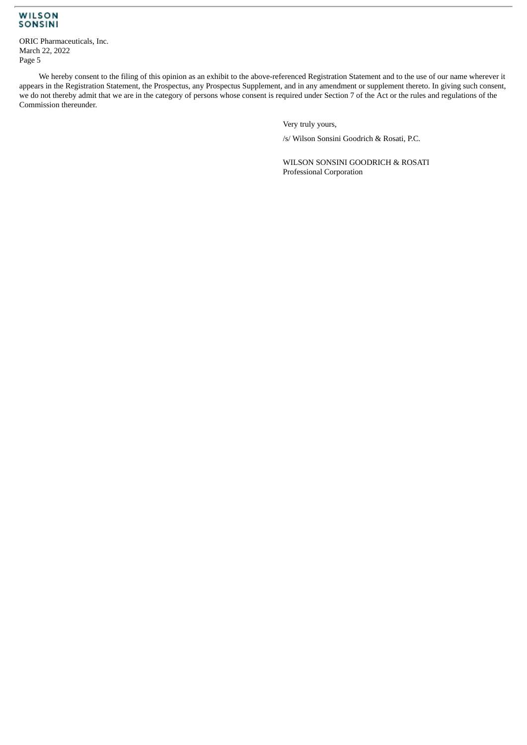We hereby consent to the filing of this opinion as an exhibit to the above-referenced Registration Statement and to the use of our name wherever it appears in the Registration Statement, the Prospectus, any Prospectus Supplement, and in any amendment or supplement thereto. In giving such consent, we do not thereby admit that we are in the category of persons whose consent is required under Section 7 of the Act or the rules and regulations of the Commission thereunder.

Very truly yours,

/s/ Wilson Sonsini Goodrich & Rosati, P.C.

WILSON SONSINI GOODRICH & ROSATI
Professional Corporation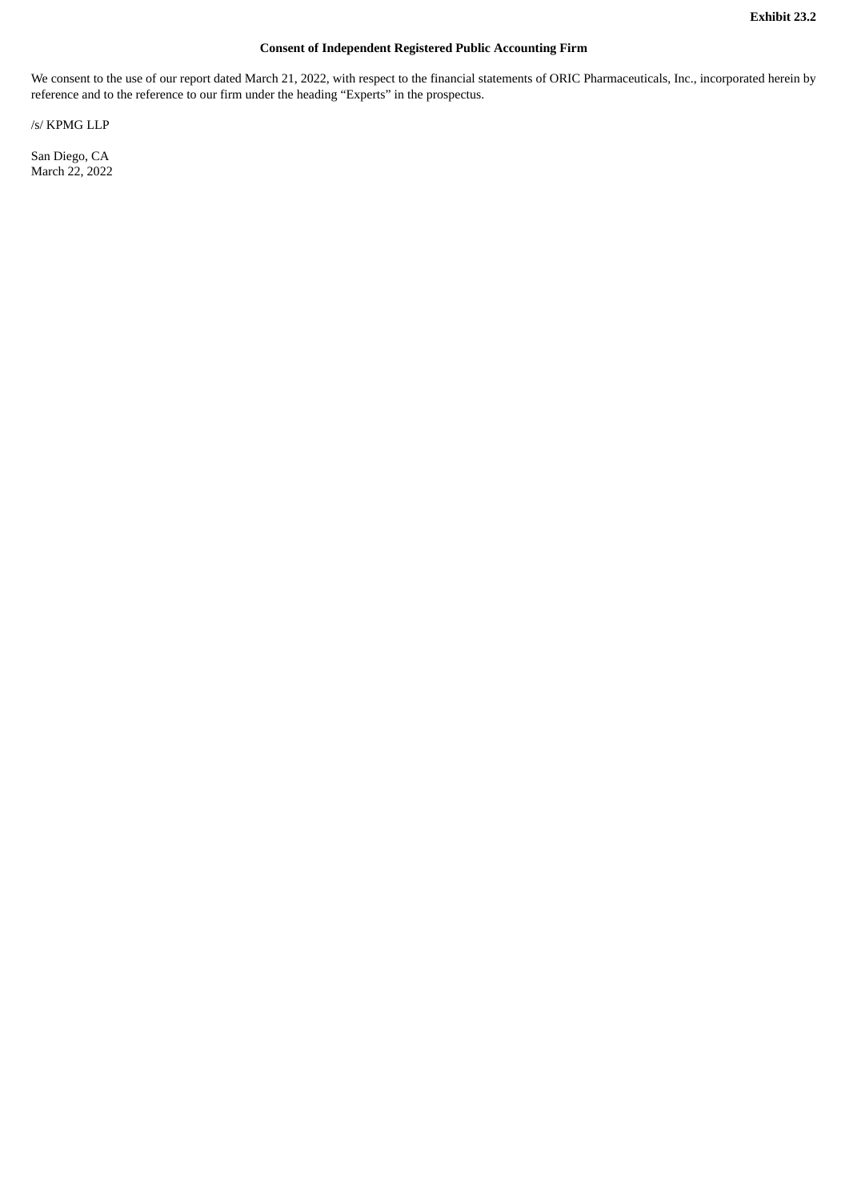**Exhibit 23.2**

**Consent of Independent Registered Public Accounting Firm**

We consent to the use of our report dated March 21, 2022, with respect to the financial statements of ORIC Pharmaceuticals, Inc., incorporated herein by reference and to the reference to our firm under the heading “Experts” in the prospectus.

/s/ KPMG LLP

San Diego, CA
March 22, 2022